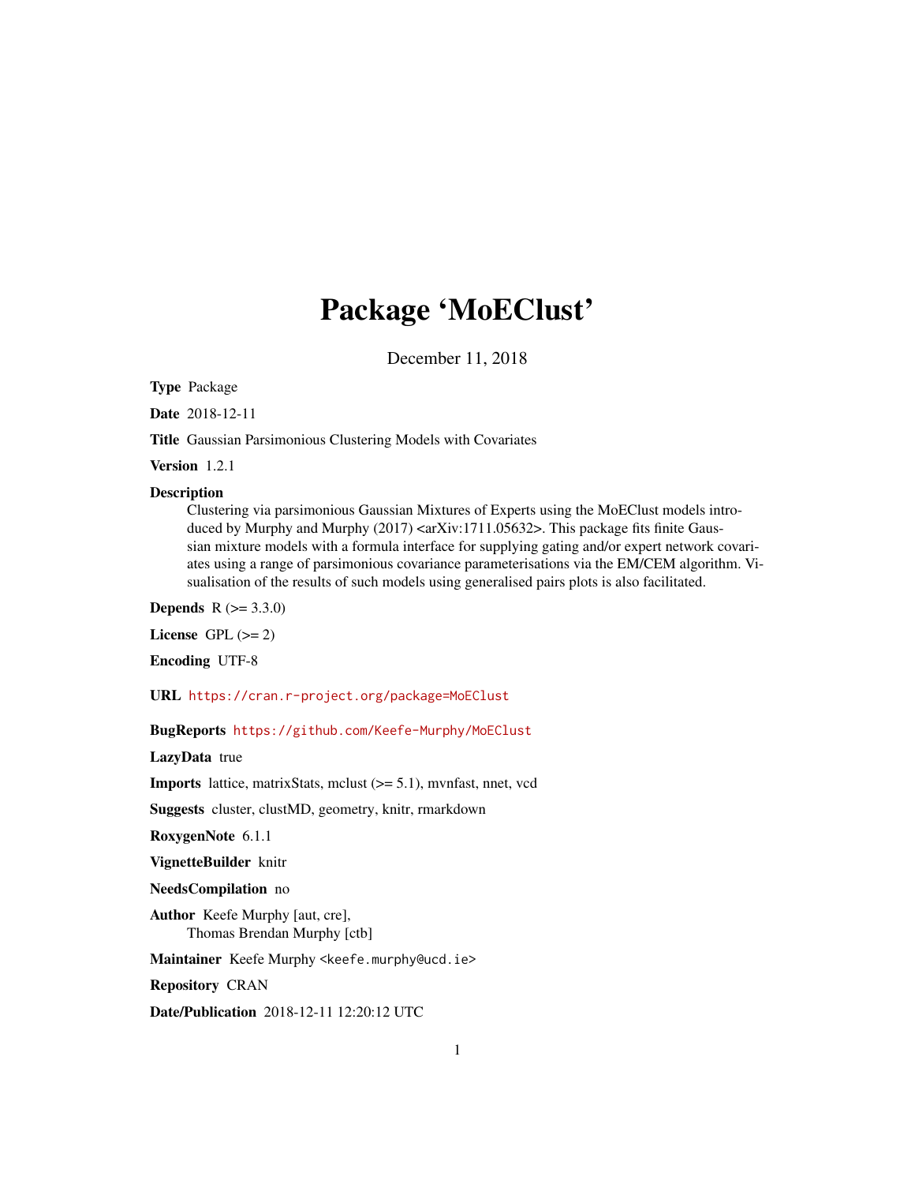# Package 'MoEClust'

December 11, 2018

**Type** Package

**Date** 2018-12-11

**Title** Gaussian Parsimonious Clustering Models with Covariates

**Version** 1.2.1

**Description**
Clustering via parsimonious Gaussian Mixtures of Experts using the MoEClust models introduced by Murphy and Murphy (2017) <arXiv:1711.05632>. This package fits finite Gaussian mixture models with a formula interface for supplying gating and/or expert network covariates using a range of parsimonious covariance parameterisations via the EM/CEM algorithm. Visualisation of the results of such models using generalised pairs plots is also facilitated.

**Depends** R (>= 3.3.0)

**License** GPL (>= 2)

**Encoding** UTF-8

**URL** https://cran.r-project.org/package=MoEClust

**BugReports** https://github.com/Keefe-Murphy/MoEClust

**LazyData** true

**Imports** lattice, matrixStats, mclust (>= 5.1), mvnfast, nnet, vcd

**Suggests** cluster, clustMD, geometry, knitr, rmarkdown

**RoxygenNote** 6.1.1

**VignetteBuilder** knitr

**NeedsCompilation** no

**Author** Keefe Murphy [aut, cre],
Thomas Brendan Murphy [ctb]

**Maintainer** Keefe Murphy <keefe.murphy@ucd.ie>

**Repository** CRAN

**Date/Publication** 2018-12-11 12:20:12 UTC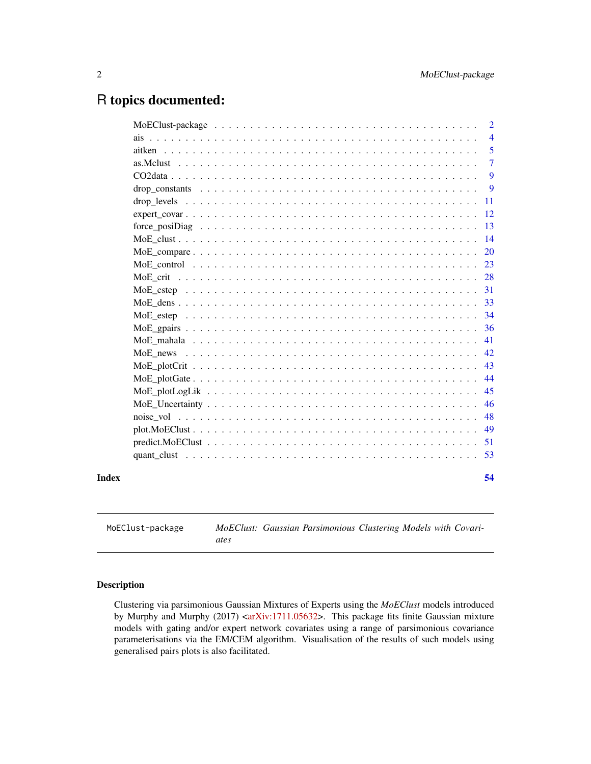# R topics documented:

| | |
|---|---|
| MoEClust-package | 2 |
| ais | 4 |
| aitken | 5 |
| as.Mclust | 7 |
| CO2data | 9 |
| drop_constants | 9 |
| drop_levels | 11 |
| expert_covar | 12 |
| force_posiDiag | 13 |
| MoE_clust | 14 |
| MoE_compare | 20 |
| MoE_control | 23 |
| MoE_crit | 28 |
| MoE_cstep | 31 |
| MoE_dens | 33 |
| MoE_estep | 34 |
| MoE_gpairs | 36 |
| MoE_mahala | 41 |
| MoE_news | 42 |
| MoE_plotCrit | 43 |
| MoE_plotGate | 44 |
| MoE_plotLogLik | 45 |
| MoE_Uncertainty | 46 |
| noise_vol | 48 |
| plot.MoEClust | 49 |
| predict.MoEClust | 51 |
| quant_clust | 53 |

**Index** **54**

---

`MoEClust-package` *MoEClust: Gaussian Parsimonious Clustering Models with Covariates*

---

### Description

Clustering via parsimonious Gaussian Mixtures of Experts using the *MoEClust* models introduced by Murphy and Murphy (2017) <arXiv:1711.05632>. This package fits finite Gaussian mixture models with gating and/or expert network covariates using a range of parsimonious covariance parameterisations via the EM/CEM algorithm. Visualisation of the results of such models using generalised pairs plots is also facilitated.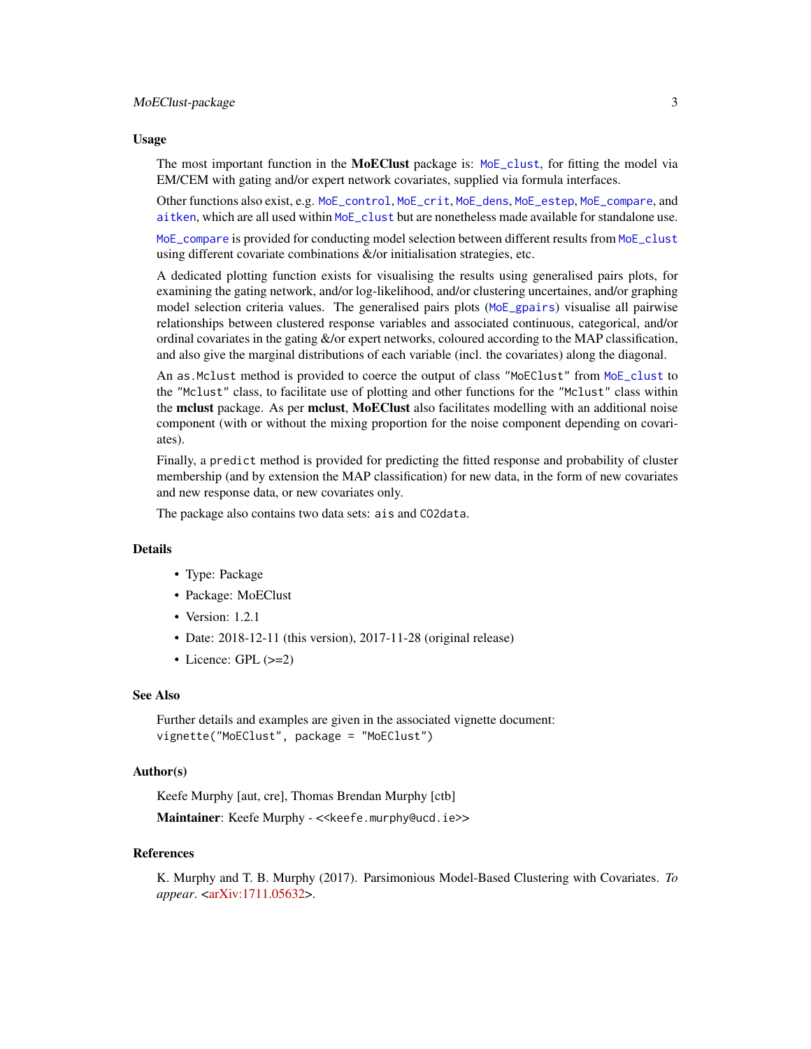## Usage

The most important function in the **MoEClust** package is: `MoE_clust`, for fitting the model via EM/CEM with gating and/or expert network covariates, supplied via formula interfaces.

Other functions also exist, e.g. `MoE_control`, `MoE_crit`, `MoE_dens`, `MoE_estep`, `MoE_compare`, and `aitken`, which are all used within `MoE_clust` but are nonetheless made available for standalone use.

`MoE_compare` is provided for conducting model selection between different results from `MoE_clust` using different covariate combinations &/or initialisation strategies, etc.

A dedicated plotting function exists for visualising the results using generalised pairs plots, for examining the gating network, and/or log-likelihood, and/or clustering uncertaines, and/or graphing model selection criteria values. The generalised pairs plots (`MoE_gpairs`) visualise all pairwise relationships between clustered response variables and associated continuous, categorical, and/or ordinal covariates in the gating &/or expert networks, coloured according to the MAP classification, and also give the marginal distributions of each variable (incl. the covariates) along the diagonal.

An `as.Mclust` method is provided to coerce the output of class `"MoEClust"` from `MoE_clust` to the `"Mclust"` class, to facilitate use of plotting and other functions for the `"Mclust"` class within the **mclust** package. As per **mclust**, **MoEClust** also facilitates modelling with an additional noise component (with or without the mixing proportion for the noise component depending on covariates).

Finally, a `predict` method is provided for predicting the fitted response and probability of cluster membership (and by extension the MAP classification) for new data, in the form of new covariates and new response data, or new covariates only.

The package also contains two data sets: `ais` and `CO2data`.

## Details

- Type: Package
- Package: MoEClust
- Version: 1.2.1
- Date: 2018-12-11 (this version), 2017-11-28 (original release)
- Licence: GPL (>=2)

## See Also

Further details and examples are given in the associated vignette document:
`vignette("MoEClust", package = "MoEClust")`

## Author(s)

Keefe Murphy [aut, cre], Thomas Brendan Murphy [ctb]

**Maintainer**: Keefe Murphy - `<<keefe.murphy@ucd.ie>>`

## References

K. Murphy and T. B. Murphy (2017). Parsimonious Model-Based Clustering with Covariates. *To appear*. <arXiv:1711.05632>.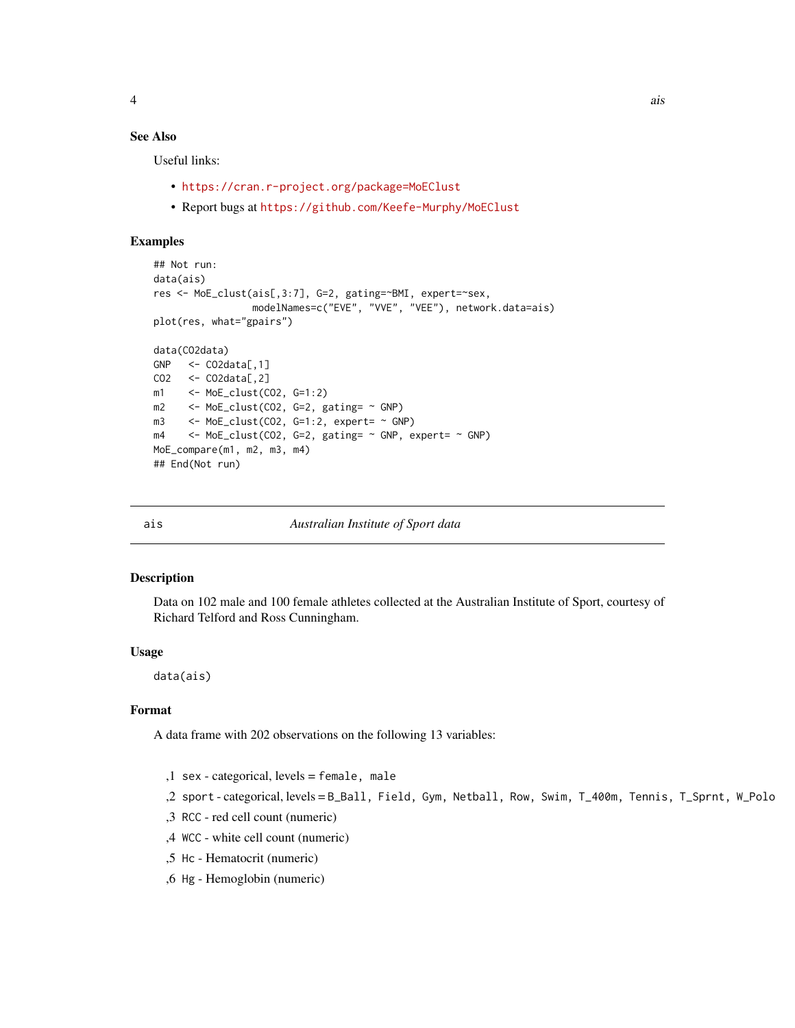### See Also

Useful links:

- https://cran.r-project.org/package=MoEClust
- Report bugs at https://github.com/Keefe-Murphy/MoEClust

### Examples

```
## Not run:
data(ais)
res <- MoE_clust(ais[,3:7], G=2, gating=~BMI, expert=~sex,
                 modelNames=c("EVE", "VVE", "VEE"), network.data=ais)
plot(res, what="gpairs")

data(CO2data)
GNP   <- CO2data[,1]
CO2   <- CO2data[,2]
m1    <- MoE_clust(CO2, G=1:2)
m2    <- MoE_clust(CO2, G=2, gating= ~ GNP)
m3    <- MoE_clust(CO2, G=1:2, expert= ~ GNP)
m4    <- MoE_clust(CO2, G=2, gating= ~ GNP, expert= ~ GNP)
MoE_compare(m1, m2, m3, m4)
## End(Not run)
```

---

## ais — *Australian Institute of Sport data*

### Description

Data on 102 male and 100 female athletes collected at the Australian Institute of Sport, courtesy of Richard Telford and Ross Cunningham.

### Usage

```
data(ais)
```

### Format

A data frame with 202 observations on the following 13 variables:

- ,1 `sex` - categorical, levels = `female, male`
- ,2 `sport` - categorical, levels = `B_Ball, Field, Gym, Netball, Row, Swim, T_400m, Tennis, T_Sprnt, W_Polo`
- ,3 `RCC` - red cell count (numeric)
- ,4 `WCC` - white cell count (numeric)
- ,5 `Hc` - Hematocrit (numeric)
- ,6 `Hg` - Hemoglobin (numeric)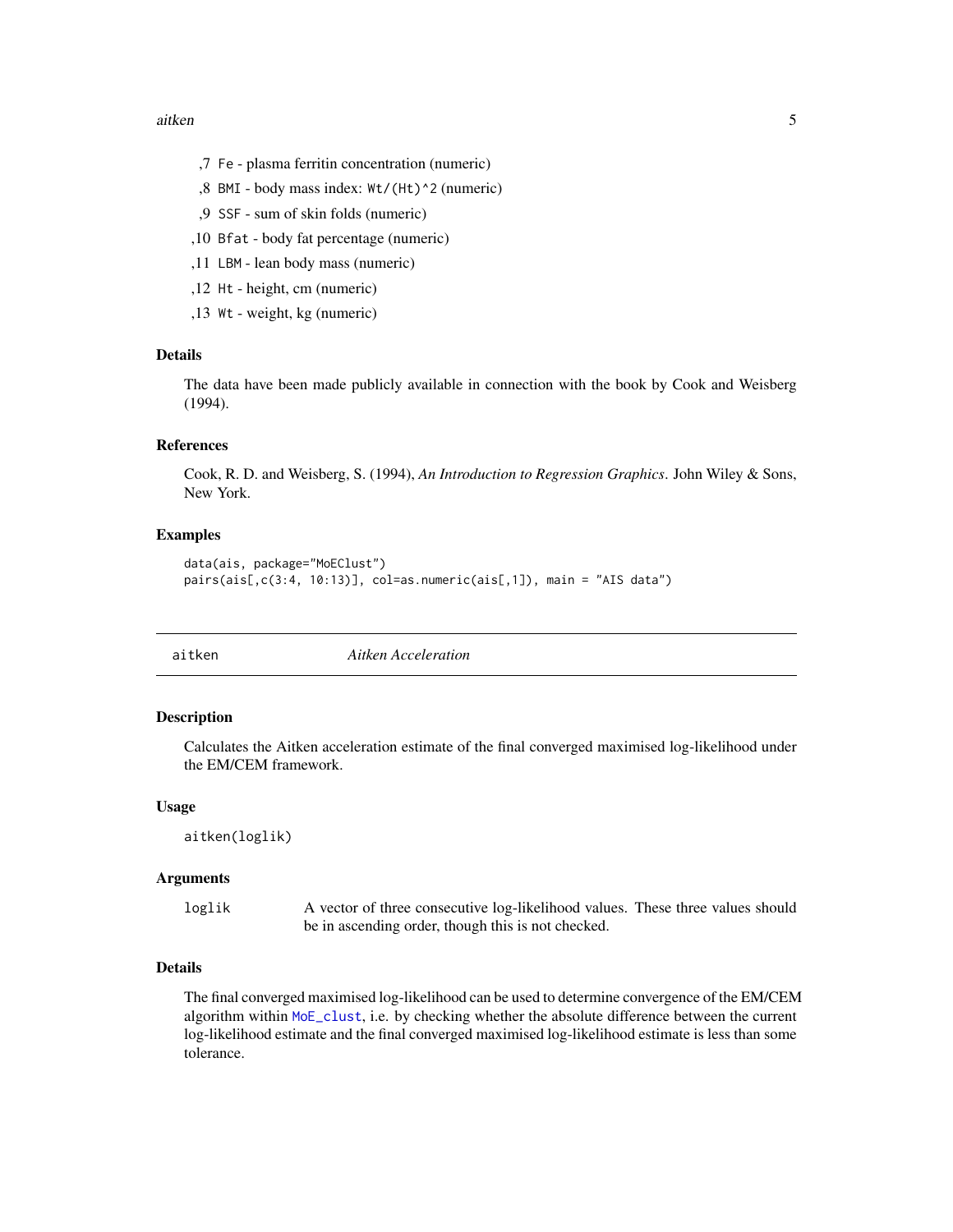,7 `Fe` - plasma ferritin concentration (numeric)

,8 `BMI` - body mass index: `Wt/(Ht)^2` (numeric)

,9 `SSF` - sum of skin folds (numeric)

,10 `Bfat` - body fat percentage (numeric)

,11 `LBM` - lean body mass (numeric)

,12 `Ht` - height, cm (numeric)

,13 `Wt` - weight, kg (numeric)

### Details

The data have been made publicly available in connection with the book by Cook and Weisberg (1994).

### References

Cook, R. D. and Weisberg, S. (1994), *An Introduction to Regression Graphics*. John Wiley & Sons, New York.

### Examples

```
data(ais, package="MoEClust")
pairs(ais[,c(3:4, 10:13)], col=as.numeric(ais[,1]), main = "AIS data")
```

---

## aitken — *Aitken Acceleration*

### Description

Calculates the Aitken acceleration estimate of the final converged maximised log-likelihood under the EM/CEM framework.

### Usage

```
aitken(loglik)
```

### Arguments

| | |
|---|---|
| `loglik` | A vector of three consecutive log-likelihood values. These three values should be in ascending order, though this is not checked. |

### Details

The final converged maximised log-likelihood can be used to determine convergence of the EM/CEM algorithm within `MoE_clust`, i.e. by checking whether the absolute difference between the current log-likelihood estimate and the final converged maximised log-likelihood estimate is less than some tolerance.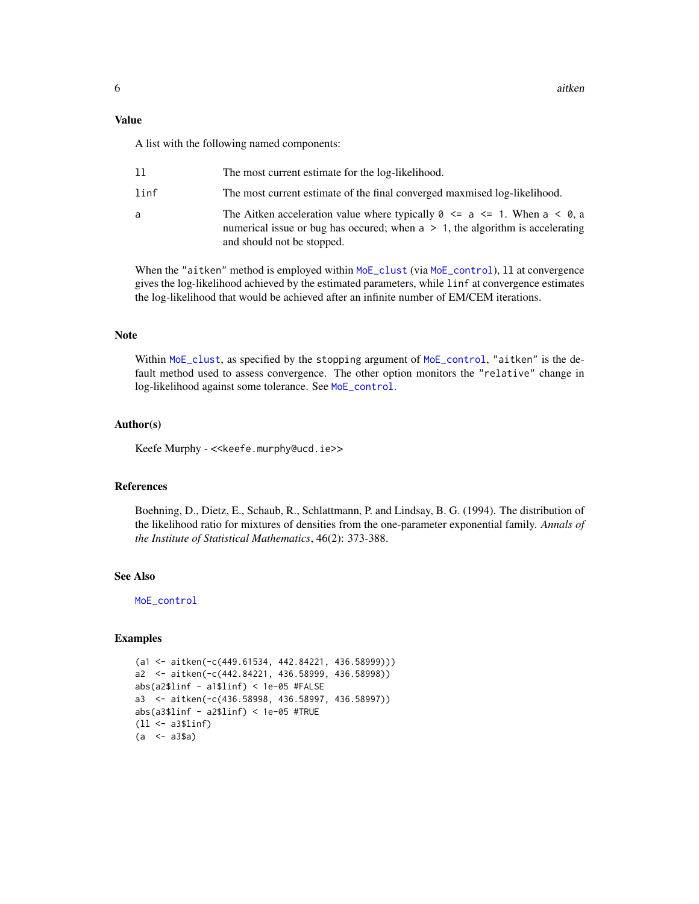## Value

A list with the following named components:

| | |
|---|---|
| `ll` | The most current estimate for the log-likelihood. |
| `linf` | The most current estimate of the final converged maxmised log-likelihood. |
| `a` | The Aitken acceleration value where typically `0 <= a <= 1`. When `a < 0`, a numerical issue or bug has occured; when `a > 1`, the algorithm is accelerating and should not be stopped. |

When the `"aitken"` method is employed within `MoE_clust` (via `MoE_control`), `ll` at convergence gives the log-likelihood achieved by the estimated parameters, while `linf` at convergence estimates the log-likelihood that would be achieved after an infinite number of EM/CEM iterations.

## Note

Within `MoE_clust`, as specified by the `stopping` argument of `MoE_control`, `"aitken"` is the default method used to assess convergence. The other option monitors the `"relative"` change in log-likelihood against some tolerance. See `MoE_control`.

## Author(s)

Keefe Murphy - <<keefe.murphy@ucd.ie>>

## References

Boehning, D., Dietz, E., Schaub, R., Schlattmann, P. and Lindsay, B. G. (1994). The distribution of the likelihood ratio for mixtures of densities from the one-parameter exponential family. *Annals of the Institute of Statistical Mathematics*, 46(2): 373-388.

## See Also

`MoE_control`

## Examples

```
(a1 <- aitken(-c(449.61534, 442.84221, 436.58999)))
a2  <- aitken(-c(442.84221, 436.58999, 436.58998))
abs(a2$linf - a1$linf) < 1e-05 #FALSE
a3  <- aitken(-c(436.58998, 436.58997, 436.58997))
abs(a3$linf - a2$linf) < 1e-05 #TRUE
(ll <- a3$linf)
(a  <- a3$a)
```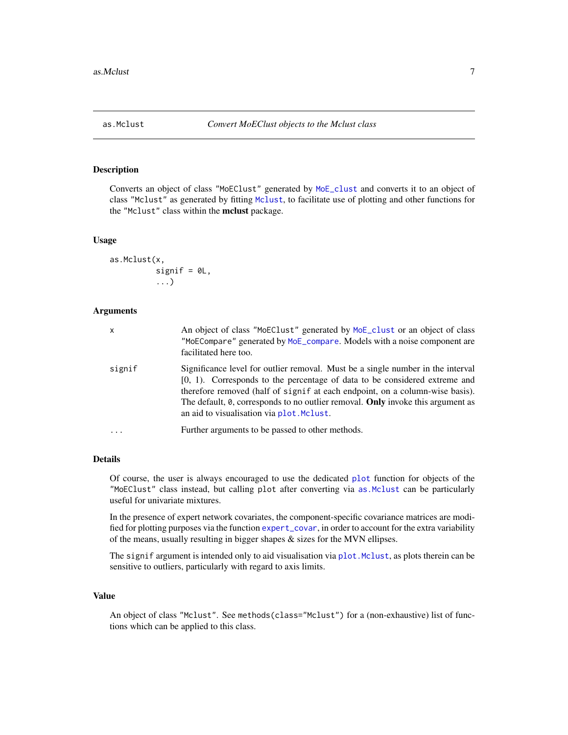# as.Mclust — *Convert MoEClust objects to the Mclust class*

## Description

Converts an object of class "MoEClust" generated by MoE_clust and converts it to an object of class "Mclust" as generated by fitting Mclust, to facilitate use of plotting and other functions for the "Mclust" class within the **mclust** package.

## Usage

```
as.Mclust(x,
          signif = 0L,
          ...)
```

## Arguments

| | |
|---|---|
| x | An object of class "MoEClust" generated by MoE_clust or an object of class "MoECompare" generated by MoE_compare. Models with a noise component are facilitated here too. |
| signif | Significance level for outlier removal. Must be a single number in the interval [0, 1). Corresponds to the percentage of data to be considered extreme and therefore removed (half of signif at each endpoint, on a column-wise basis). The default, 0, corresponds to no outlier removal. **Only** invoke this argument as an aid to visualisation via plot.Mclust. |
| ... | Further arguments to be passed to other methods. |

## Details

Of course, the user is always encouraged to use the dedicated plot function for objects of the "MoEClust" class instead, but calling plot after converting via as.Mclust can be particularly useful for univariate mixtures.

In the presence of expert network covariates, the component-specific covariance matrices are modified for plotting purposes via the function expert_covar, in order to account for the extra variability of the means, usually resulting in bigger shapes & sizes for the MVN ellipses.

The signif argument is intended only to aid visualisation via plot.Mclust, as plots therein can be sensitive to outliers, particularly with regard to axis limits.

## Value

An object of class "Mclust". See methods(class="Mclust") for a (non-exhaustive) list of functions which can be applied to this class.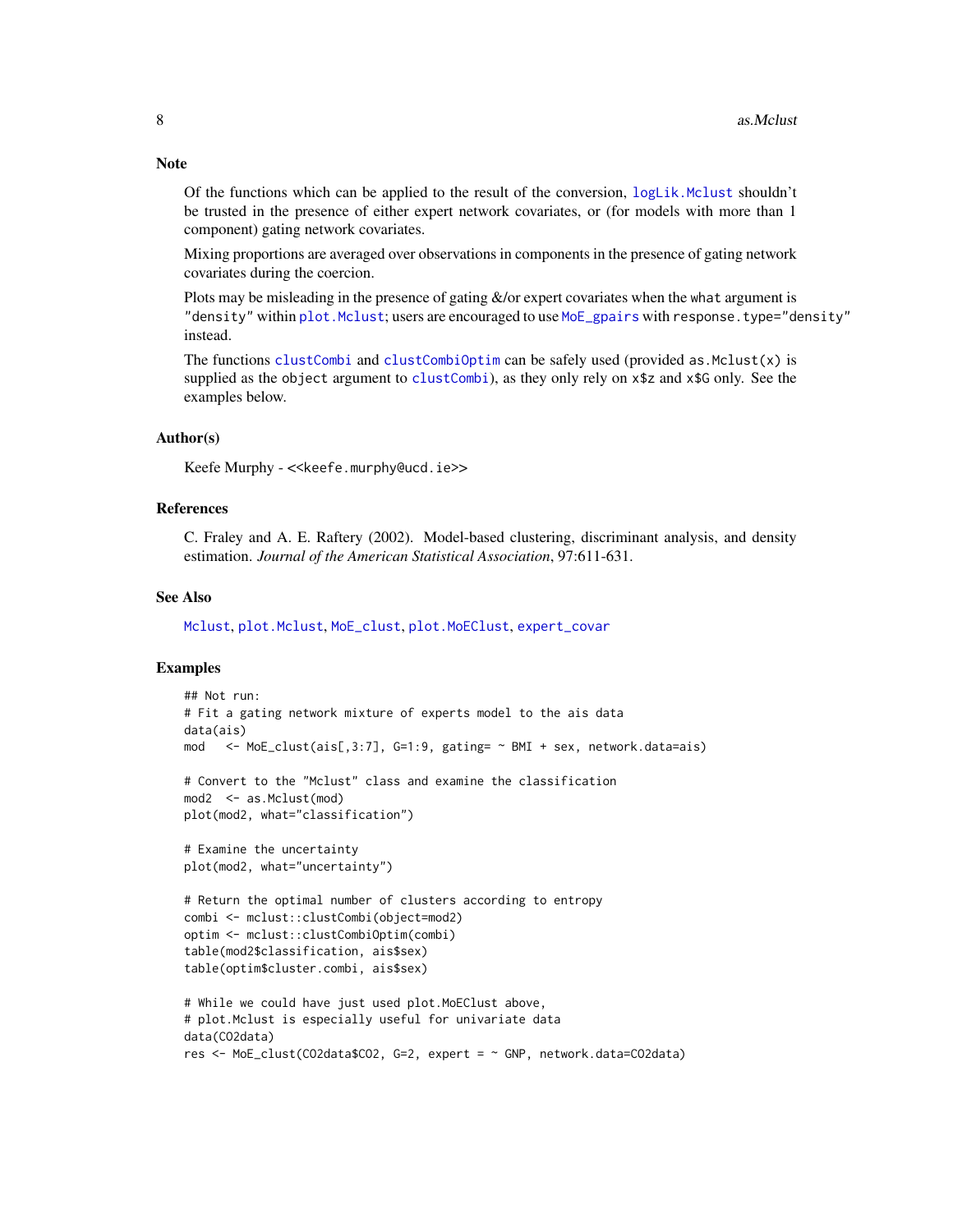## Note

Of the functions which can be applied to the result of the conversion, `logLik.Mclust` shouldn't be trusted in the presence of either expert network covariates, or (for models with more than 1 component) gating network covariates.

Mixing proportions are averaged over observations in components in the presence of gating network covariates during the coercion.

Plots may be misleading in the presence of gating &/or expert covariates when the `what` argument is `"density"` within `plot.Mclust`; users are encouraged to use `MoE_gpairs` with `response.type="density"` instead.

The functions `clustCombi` and `clustCombiOptim` can be safely used (provided `as.Mclust(x)` is supplied as the `object` argument to `clustCombi`), as they only rely on `x$z` and `x$G` only. See the examples below.

## Author(s)

Keefe Murphy - <<keefe.murphy@ucd.ie>>

## References

C. Fraley and A. E. Raftery (2002). Model-based clustering, discriminant analysis, and density estimation. *Journal of the American Statistical Association*, 97:611-631.

## See Also

`Mclust`, `plot.Mclust`, `MoE_clust`, `plot.MoEClust`, `expert_covar`

## Examples

```
## Not run:
# Fit a gating network mixture of experts model to the ais data
data(ais)
mod   <- MoE_clust(ais[,3:7], G=1:9, gating= ~ BMI + sex, network.data=ais)

# Convert to the "Mclust" class and examine the classification
mod2  <- as.Mclust(mod)
plot(mod2, what="classification")

# Examine the uncertainty
plot(mod2, what="uncertainty")

# Return the optimal number of clusters according to entropy
combi <- mclust::clustCombi(object=mod2)
optim <- mclust::clustCombiOptim(combi)
table(mod2$classification, ais$sex)
table(optim$cluster.combi, ais$sex)

# While we could have just used plot.MoEClust above,
# plot.Mclust is especially useful for univariate data
data(CO2data)
res <- MoE_clust(CO2data$CO2, G=2, expert = ~ GNP, network.data=CO2data)
```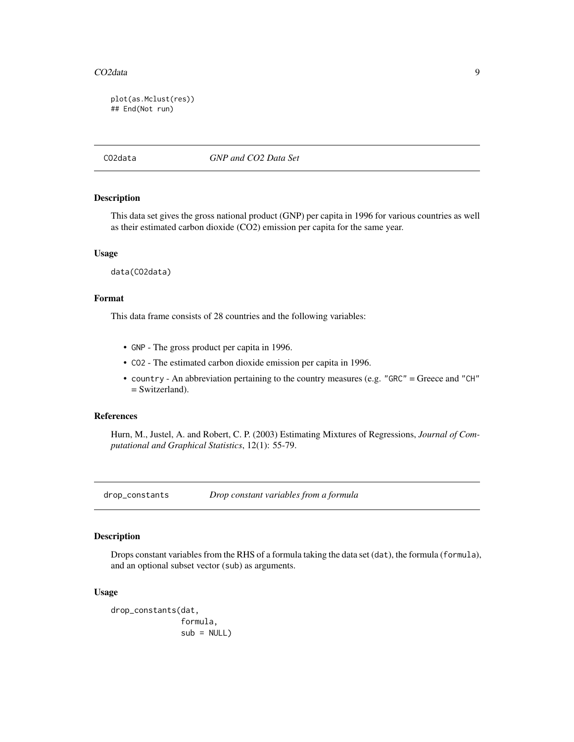```
plot(as.Mclust(res))
## End(Not run)
```

## CO2data    *GNP and CO2 Data Set*

### Description

This data set gives the gross national product (GNP) per capita in 1996 for various countries as well as their estimated carbon dioxide ($CO_2$) emission per capita for the same year.

### Usage

```
data(CO2data)
```

### Format

This data frame consists of 28 countries and the following variables:

- `GNP` - The gross product per capita in 1996.
- `CO2` - The estimated carbon dioxide emission per capita in 1996.
- `country` - An abbreviation pertaining to the country measures (e.g. `"GRC"` = Greece and `"CH"` = Switzerland).

### References

Hurn, M., Justel, A. and Robert, C. P. (2003) Estimating Mixtures of Regressions, *Journal of Computational and Graphical Statistics*, 12(1): 55-79.

## drop_constants    *Drop constant variables from a formula*

### Description

Drops constant variables from the RHS of a formula taking the data set (`dat`), the formula (`formula`), and an optional subset vector (`sub`) as arguments.

### Usage

```
drop_constants(dat,
               formula,
               sub = NULL)
```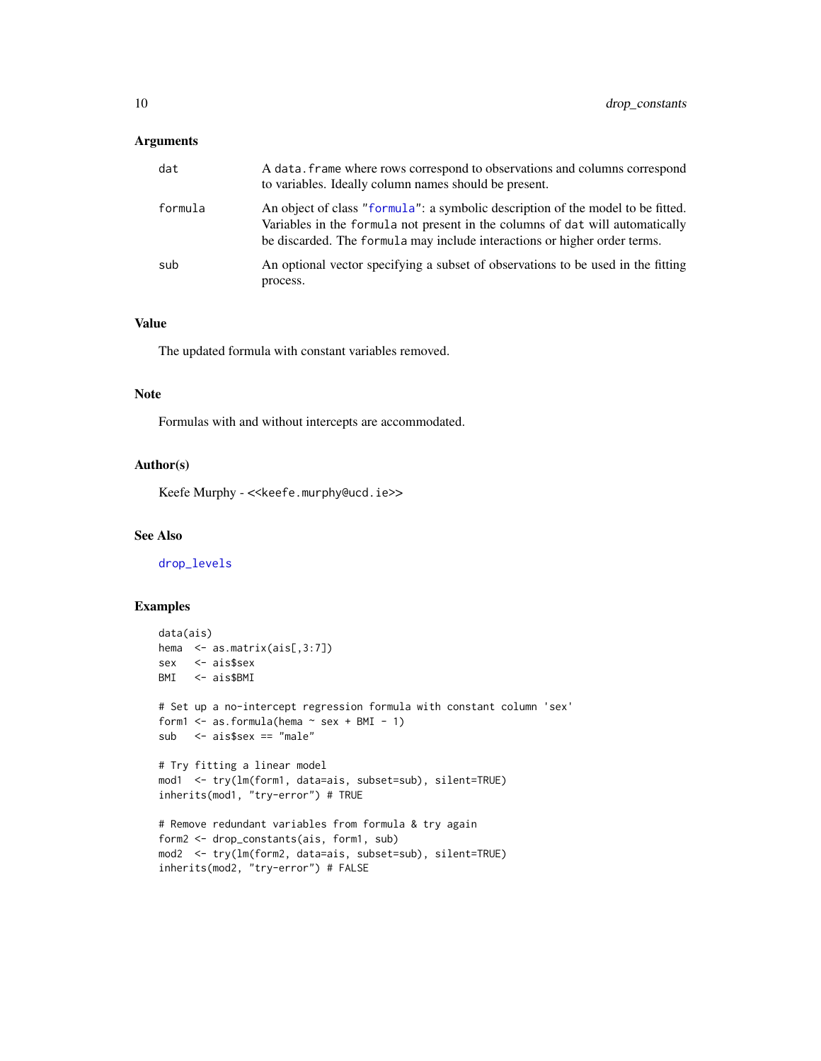### Arguments

| | |
|---|---|
| `dat` | A `data.frame` where rows correspond to observations and columns correspond to variables. Ideally column names should be present. |
| `formula` | An object of class "`formula`": a symbolic description of the model to be fitted. Variables in the `formula` not present in the columns of `dat` will automatically be discarded. The `formula` may include interactions or higher order terms. |
| `sub` | An optional vector specifying a subset of observations to be used in the fitting process. |

### Value

The updated formula with constant variables removed.

### Note

Formulas with and without intercepts are accommodated.

### Author(s)

Keefe Murphy - <<keefe.murphy@ucd.ie>>

### See Also

drop_levels

### Examples

```
data(ais)
hema  <- as.matrix(ais[,3:7])
sex   <- ais$sex
BMI   <- ais$BMI

# Set up a no-intercept regression formula with constant column 'sex'
form1 <- as.formula(hema ~ sex + BMI - 1)
sub   <- ais$sex == "male"

# Try fitting a linear model
mod1  <- try(lm(form1, data=ais, subset=sub), silent=TRUE)
inherits(mod1, "try-error") # TRUE

# Remove redundant variables from formula & try again
form2 <- drop_constants(ais, form1, sub)
mod2  <- try(lm(form2, data=ais, subset=sub), silent=TRUE)
inherits(mod2, "try-error") # FALSE
```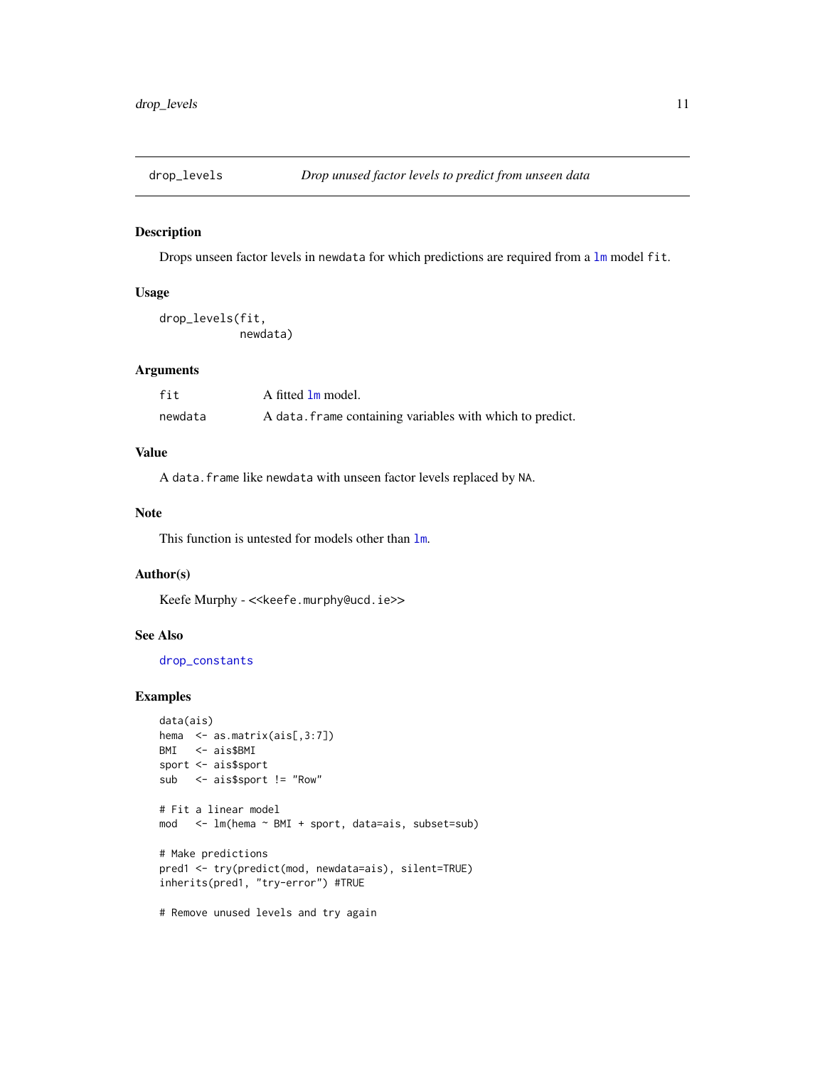## drop_levels — *Drop unused factor levels to predict from unseen data*

### Description

Drops unseen factor levels in `newdata` for which predictions are required from a `lm` model `fit`.

### Usage

```
drop_levels(fit,
            newdata)
```

### Arguments

| | |
|---|---|
| `fit` | A fitted `lm` model. |
| `newdata` | A `data.frame` containing variables with which to predict. |

### Value

A `data.frame` like `newdata` with unseen factor levels replaced by `NA`.

### Note

This function is untested for models other than `lm`.

### Author(s)

Keefe Murphy - <<keefe.murphy@ucd.ie>>

### See Also

`drop_constants`

### Examples

```
data(ais)
hema  <- as.matrix(ais[,3:7])
BMI   <- ais$BMI
sport <- ais$sport
sub   <- ais$sport != "Row"

# Fit a linear model
mod   <- lm(hema ~ BMI + sport, data=ais, subset=sub)

# Make predictions
pred1 <- try(predict(mod, newdata=ais), silent=TRUE)
inherits(pred1, "try-error") #TRUE

# Remove unused levels and try again
```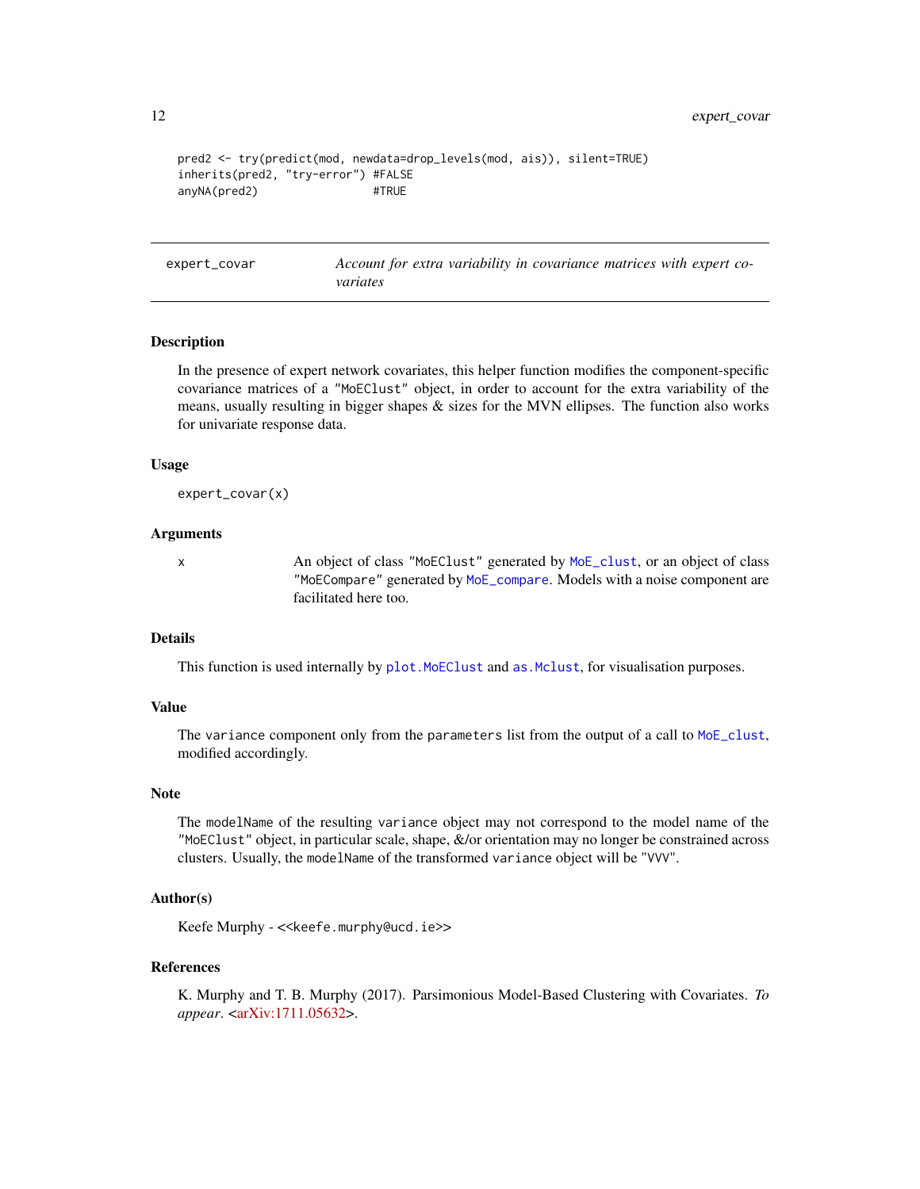```
pred2 <- try(predict(mod, newdata=drop_levels(mod, ais)), silent=TRUE)
inherits(pred2, "try-error") #FALSE
anyNA(pred2)                 #TRUE
```

---

## expert_covar — *Account for extra variability in covariance matrices with expert covariates*

---

### Description

In the presence of expert network covariates, this helper function modifies the component-specific covariance matrices of a "MoEClust" object, in order to account for the extra variability of the means, usually resulting in bigger shapes & sizes for the MVN ellipses. The function also works for univariate response data.

### Usage

```
expert_covar(x)
```

### Arguments

| | |
|---|---|
| x | An object of class "MoEClust" generated by MoE_clust, or an object of class "MoECompare" generated by MoE_compare. Models with a noise component are facilitated here too. |

### Details

This function is used internally by plot.MoEClust and as.Mclust, for visualisation purposes.

### Value

The variance component only from the parameters list from the output of a call to MoE_clust, modified accordingly.

### Note

The modelName of the resulting variance object may not correspond to the model name of the "MoEClust" object, in particular scale, shape, &/or orientation may no longer be constrained across clusters. Usually, the modelName of the transformed variance object will be "VVV".

### Author(s)

Keefe Murphy - <<keefe.murphy@ucd.ie>>

### References

K. Murphy and T. B. Murphy (2017). Parsimonious Model-Based Clustering with Covariates. *To appear*. <arXiv:1711.05632>.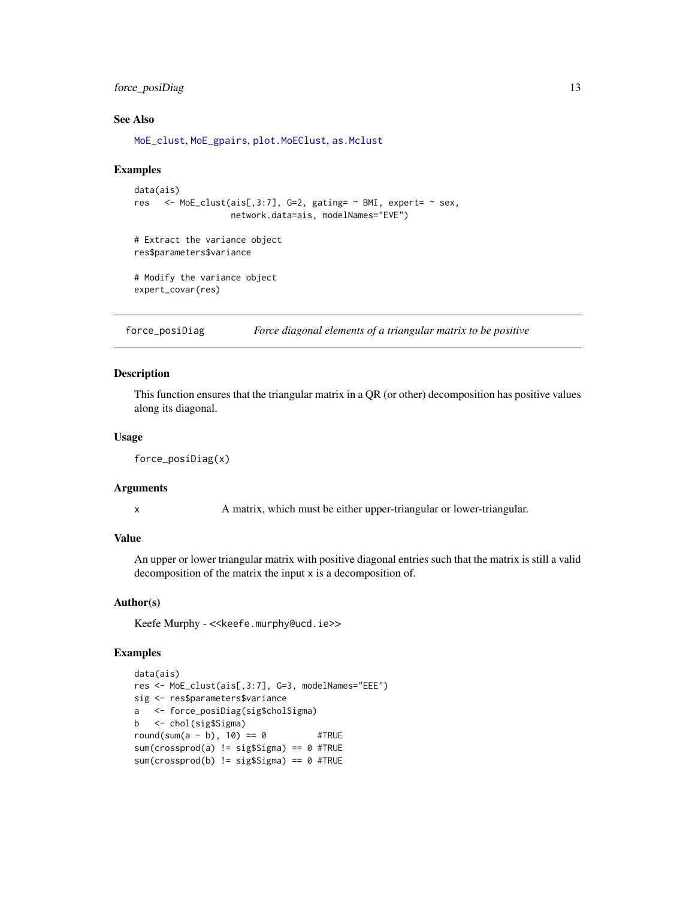## See Also

MoE_clust, MoE_gpairs, plot.MoEClust, as.Mclust

## Examples

```
data(ais)
res   <- MoE_clust(ais[,3:7], G=2, gating= ~ BMI, expert= ~ sex,
                   network.data=ais, modelNames="EVE")

# Extract the variance object
res$parameters$variance

# Modify the variance object
expert_covar(res)
```

---

# force_posiDiag — *Force diagonal elements of a triangular matrix to be positive*

## Description

This function ensures that the triangular matrix in a QR (or other) decomposition has positive values along its diagonal.

## Usage

```
force_posiDiag(x)
```

## Arguments

| | |
|---|---|
| x | A matrix, which must be either upper-triangular or lower-triangular. |

## Value

An upper or lower triangular matrix with positive diagonal entries such that the matrix is still a valid decomposition of the matrix the input x is a decomposition of.

## Author(s)

Keefe Murphy - <<keefe.murphy@ucd.ie>>

## Examples

```
data(ais)
res <- MoE_clust(ais[,3:7], G=3, modelNames="EEE")
sig <- res$parameters$variance
a   <- force_posiDiag(sig$cholSigma)
b   <- chol(sig$Sigma)
round(sum(a - b), 10) == 0          #TRUE
sum(crossprod(a) != sig$Sigma) == 0 #TRUE
sum(crossprod(b) != sig$Sigma) == 0 #TRUE
```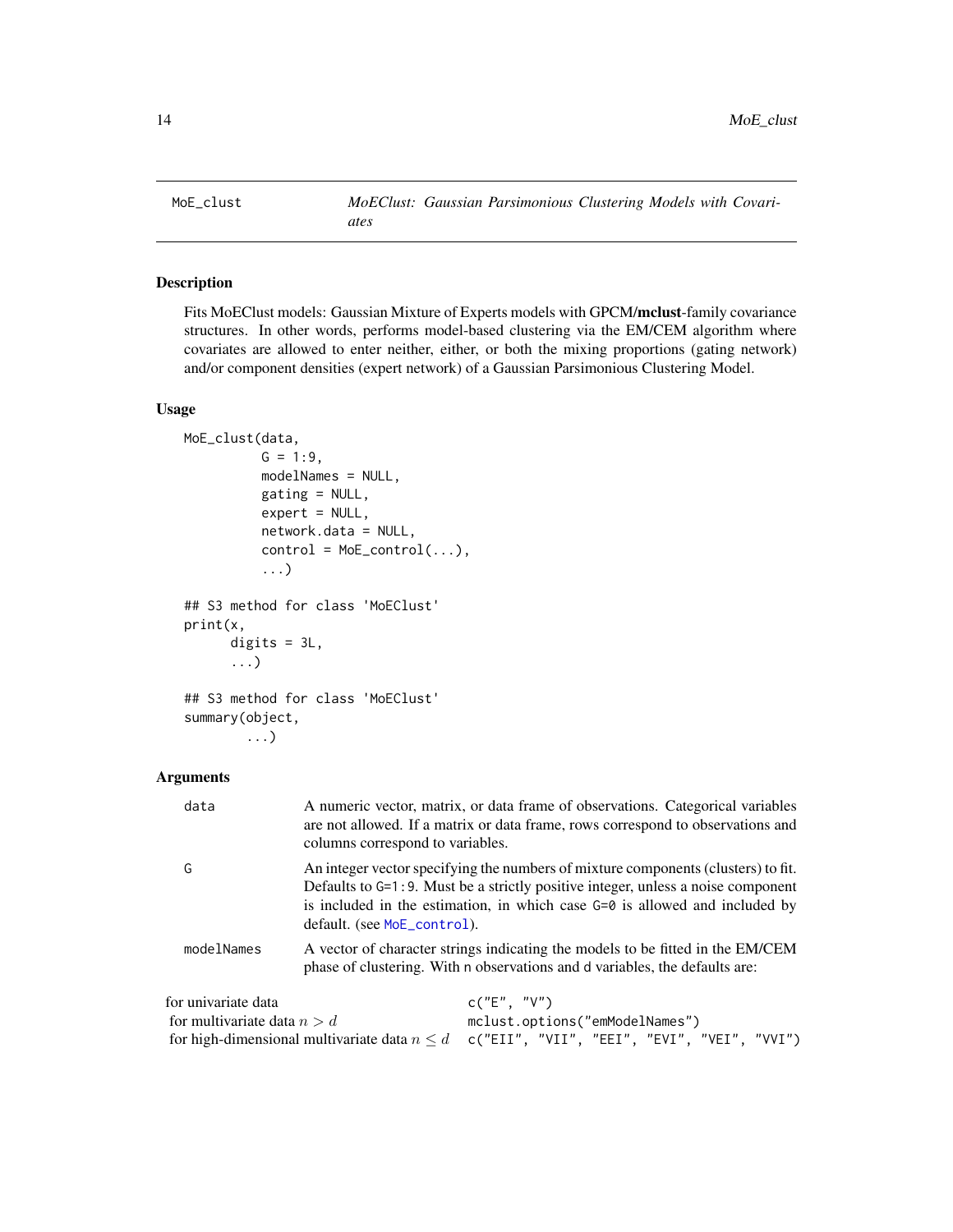MoE_clust — *MoEClust: Gaussian Parsimonious Clustering Models with Covariates*

## Description

Fits MoEClust models: Gaussian Mixture of Experts models with GPCM/**mclust**-family covariance structures. In other words, performs model-based clustering via the EM/CEM algorithm where covariates are allowed to enter neither, either, or both the mixing proportions (gating network) and/or component densities (expert network) of a Gaussian Parsimonious Clustering Model.

## Usage

```
MoE_clust(data,
          G = 1:9,
          modelNames = NULL,
          gating = NULL,
          expert = NULL,
          network.data = NULL,
          control = MoE_control(...),
          ...)

## S3 method for class 'MoEClust'
print(x,
      digits = 3L,
      ...)

## S3 method for class 'MoEClust'
summary(object,
        ...)
```

## Arguments

| | |
|---|---|
| `data` | A numeric vector, matrix, or data frame of observations. Categorical variables are not allowed. If a matrix or data frame, rows correspond to observations and columns correspond to variables. |
| `G` | An integer vector specifying the numbers of mixture components (clusters) to fit. Defaults to `G=1:9`. Must be a strictly positive integer, unless a noise component is included in the estimation, in which case `G=0` is allowed and included by default. (see `MoE_control`). |
| `modelNames` | A vector of character strings indicating the models to be fitted in the EM/CEM phase of clustering. With `n` observations and `d` variables, the defaults are: |

| | |
|---|---|
| for univariate data | `c("E", "V")` |
| for multivariate data $n > d$ | `mclust.options("emModelNames")` |
| for high-dimensional multivariate data $n \leq d$ | `c("EII", "VII", "EEI", "EVI", "VEI", "VVI")` |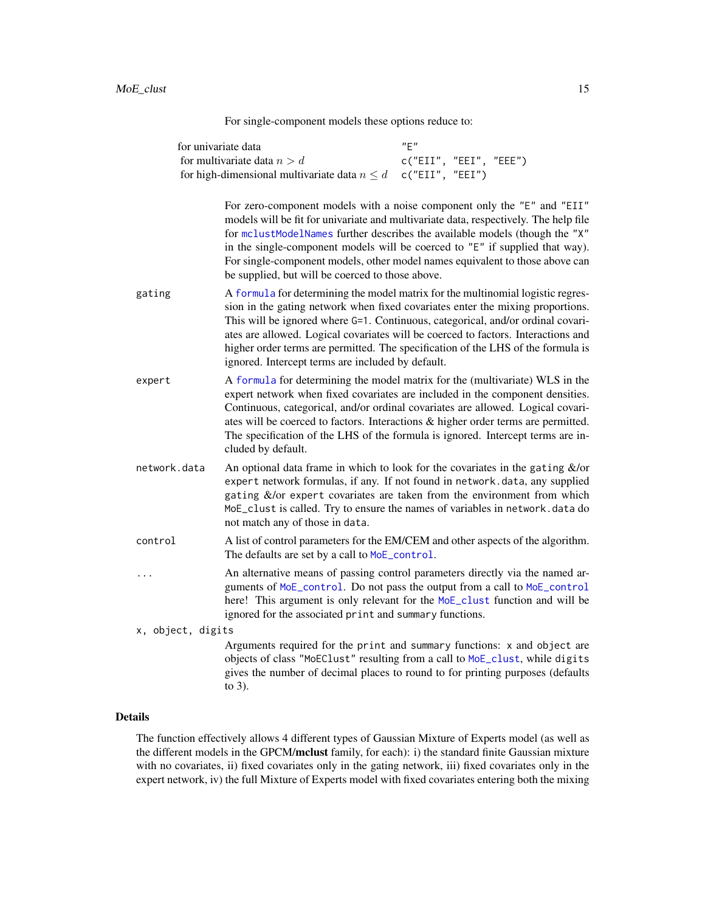For single-component models these options reduce to:

| | |
|---|---|
| for univariate data | `"E"` |
| for multivariate data $n > d$ | `c("EII", "EEI", "EEE")` |
| for high-dimensional multivariate data $n \leq d$ | `c("EII", "EEI")` |

For zero-component models with a noise component only the `"E"` and `"EII"` models will be fit for univariate and multivariate data, respectively. The help file for `mclustModelNames` further describes the available models (though the `"X"` in the single-component models will be coerced to `"E"` if supplied that way). For single-component models, other model names equivalent to those above can be supplied, but will be coerced to those above.

`gating`
: A `formula` for determining the model matrix for the multinomial logistic regression in the gating network when fixed covariates enter the mixing proportions. This will be ignored where `G=1`. Continuous, categorical, and/or ordinal covariates are allowed. Logical covariates will be coerced to factors. Interactions and higher order terms are permitted. The specification of the LHS of the formula is ignored. Intercept terms are included by default.

`expert`
: A `formula` for determining the model matrix for the (multivariate) WLS in the expert network when fixed covariates are included in the component densities. Continuous, categorical, and/or ordinal covariates are allowed. Logical covariates will be coerced to factors. Interactions & higher order terms are permitted. The specification of the LHS of the formula is ignored. Intercept terms are included by default.

`network.data`
: An optional data frame in which to look for the covariates in the `gating` &/or `expert` network formulas, if any. If not found in `network.data`, any supplied `gating` &/or `expert` covariates are taken from the environment from which `MoE_clust` is called. Try to ensure the names of variables in `network.data` do not match any of those in `data`.

`control`
: A list of control parameters for the EM/CEM and other aspects of the algorithm. The defaults are set by a call to `MoE_control`.

`...`
: An alternative means of passing control parameters directly via the named arguments of `MoE_control`. Do not pass the output from a call to `MoE_control` here! This argument is only relevant for the `MoE_clust` function and will be ignored for the associated `print` and `summary` functions.

`x, object, digits`
: Arguments required for the `print` and `summary` functions: `x` and `object` are objects of class `"MoEClust"` resulting from a call to `MoE_clust`, while `digits` gives the number of decimal places to round to for printing purposes (defaults to 3).

## Details

The function effectively allows 4 different types of Gaussian Mixture of Experts model (as well as the different models in the GPCM/**mclust** family, for each): i) the standard finite Gaussian mixture with no covariates, ii) fixed covariates only in the gating network, iii) fixed covariates only in the expert network, iv) the full Mixture of Experts model with fixed covariates entering both the mixing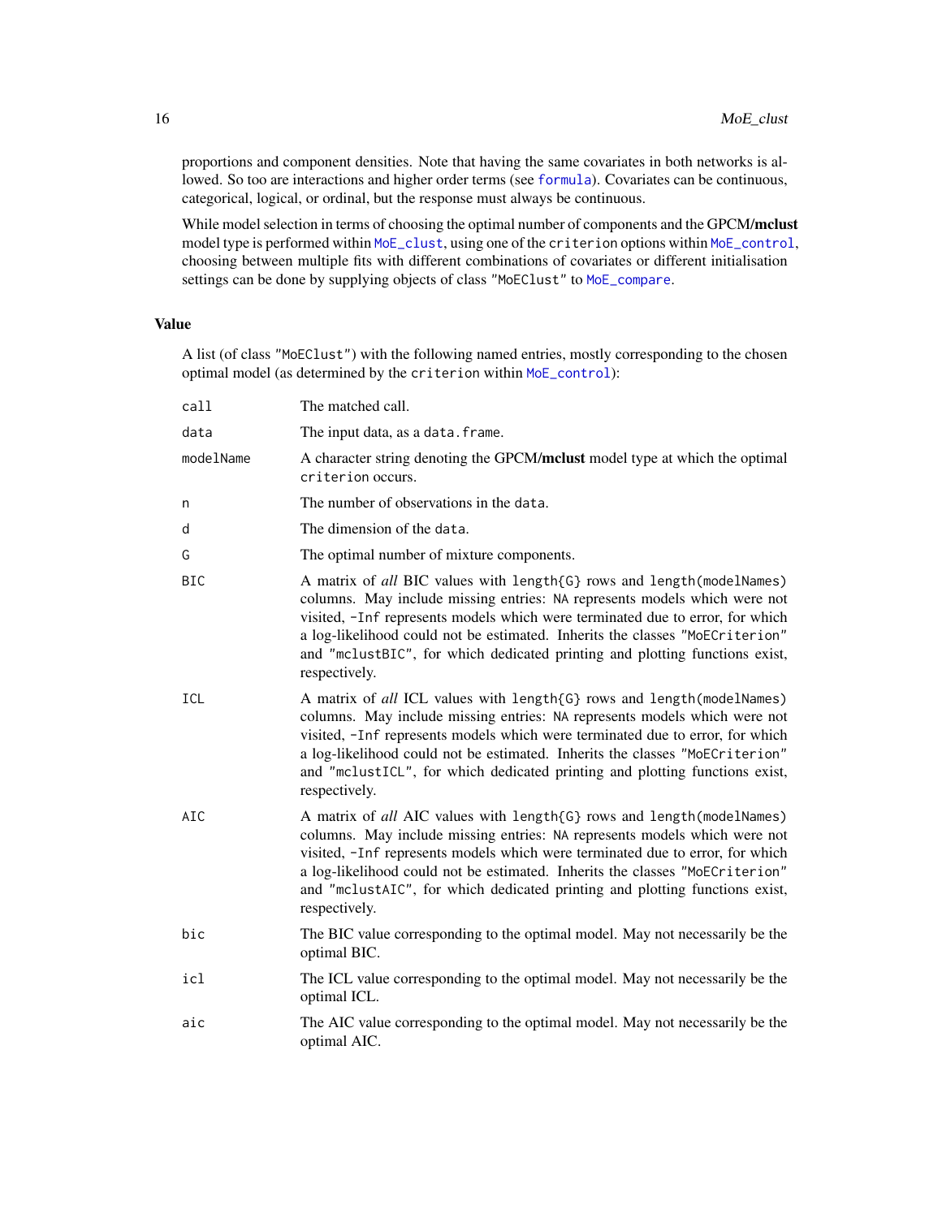proportions and component densities. Note that having the same covariates in both networks is allowed. So too are interactions and higher order terms (see `formula`). Covariates can be continuous, categorical, logical, or ordinal, but the response must always be continuous.

While model selection in terms of choosing the optimal number of components and the GPCM/**mclust** model type is performed within `MoE_clust`, using one of the `criterion` options within `MoE_control`, choosing between multiple fits with different combinations of covariates or different initialisation settings can be done by supplying objects of class `"MoEClust"` to `MoE_compare`.

## Value

A list (of class `"MoEClust"`) with the following named entries, mostly corresponding to the chosen optimal model (as determined by the `criterion` within `MoE_control`):

| | |
|---|---|
| `call` | The matched call. |
| `data` | The input data, as a `data.frame`. |
| `modelName` | A character string denoting the GPCM/**mclust** model type at which the optimal `criterion` occurs. |
| `n` | The number of observations in the `data`. |
| `d` | The dimension of the `data`. |
| `G` | The optimal number of mixture components. |
| `BIC` | A matrix of *all* BIC values with `length{G}` rows and `length(modelNames)` columns. May include missing entries: `NA` represents models which were not visited, `-Inf` represents models which were terminated due to error, for which a log-likelihood could not be estimated. Inherits the classes `"MoECriterion"` and `"mclustBIC"`, for which dedicated printing and plotting functions exist, respectively. |
| `ICL` | A matrix of *all* ICL values with `length{G}` rows and `length(modelNames)` columns. May include missing entries: `NA` represents models which were not visited, `-Inf` represents models which were terminated due to error, for which a log-likelihood could not be estimated. Inherits the classes `"MoECriterion"` and `"mclustICL"`, for which dedicated printing and plotting functions exist, respectively. |
| `AIC` | A matrix of *all* AIC values with `length{G}` rows and `length(modelNames)` columns. May include missing entries: `NA` represents models which were not visited, `-Inf` represents models which were terminated due to error, for which a log-likelihood could not be estimated. Inherits the classes `"MoECriterion"` and `"mclustAIC"`, for which dedicated printing and plotting functions exist, respectively. |
| `bic` | The BIC value corresponding to the optimal model. May not necessarily be the optimal BIC. |
| `icl` | The ICL value corresponding to the optimal model. May not necessarily be the optimal ICL. |
| `aic` | The AIC value corresponding to the optimal model. May not necessarily be the optimal AIC. |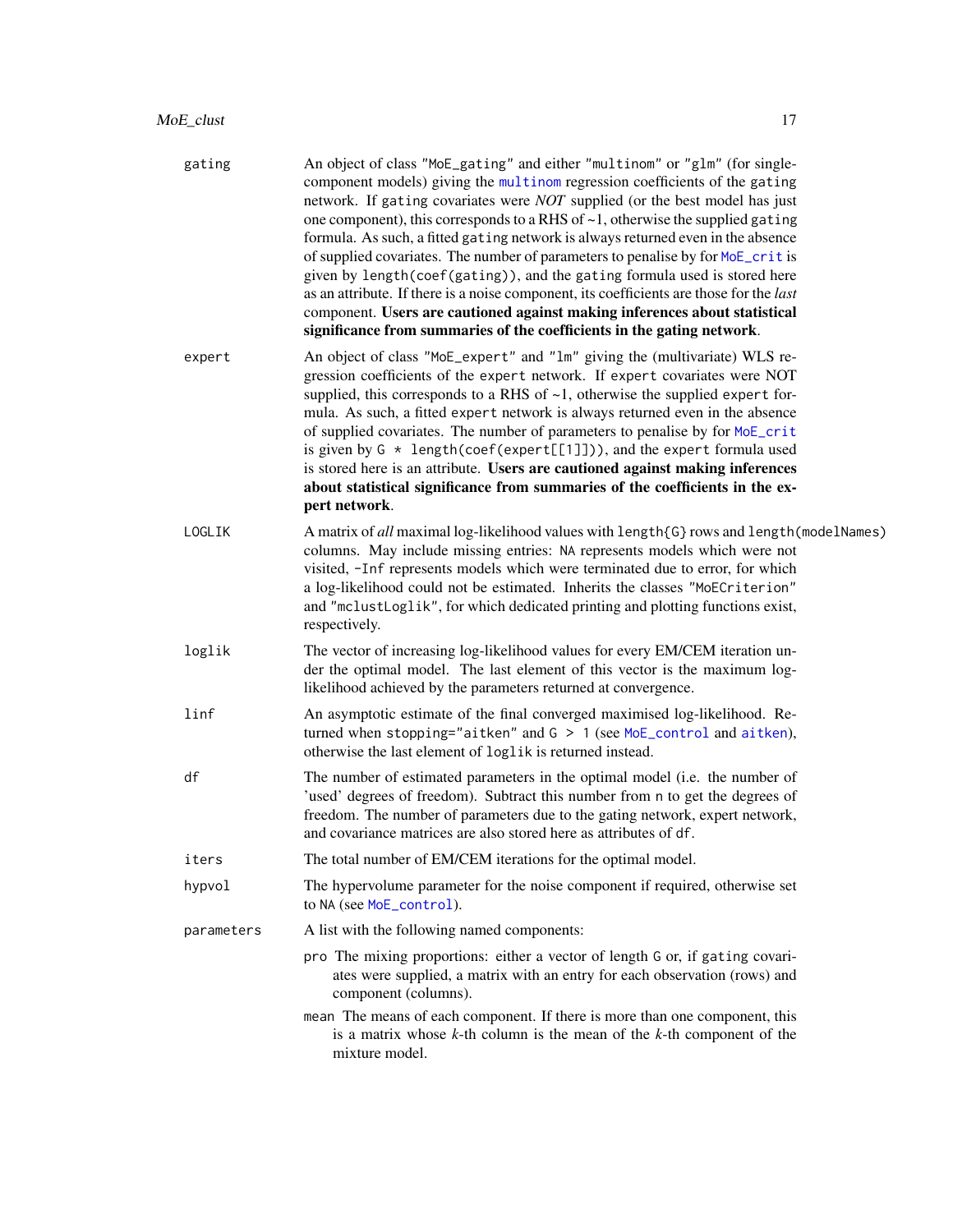**gating** An object of class "MoE_gating" and either "multinom" or "glm" (for single-component models) giving the `multinom` regression coefficients of the `gating` network. If `gating` covariates were *NOT* supplied (or the best model has just one component), this corresponds to a RHS of ~1, otherwise the supplied `gating` formula. As such, a fitted `gating` network is always returned even in the absence of supplied covariates. The number of parameters to penalise by for `MoE_crit` is given by `length(coef(gating))`, and the `gating` formula used is stored here as an attribute. If there is a noise component, its coefficients are those for the *last* component. **Users are cautioned against making inferences about statistical significance from summaries of the coefficients in the gating network**.

**expert** An object of class "MoE_expert" and "lm" giving the (multivariate) WLS regression coefficients of the `expert` network. If `expert` covariates were NOT supplied, this corresponds to a RHS of ~1, otherwise the supplied `expert` formula. As such, a fitted `expert` network is always returned even in the absence of supplied covariates. The number of parameters to penalise by for `MoE_crit` is given by `G * length(coef(expert[[1]]))`, and the `expert` formula used is stored here is an attribute. **Users are cautioned against making inferences about statistical significance from summaries of the coefficients in the expert network**.

**LOGLIK** A matrix of *all* maximal log-likelihood values with `length{G}` rows and `length(modelNames)` columns. May include missing entries: `NA` represents models which were not visited, `-Inf` represents models which were terminated due to error, for which a log-likelihood could not be estimated. Inherits the classes "MoECriterion" and "mclustLoglik", for which dedicated printing and plotting functions exist, respectively.

**loglik** The vector of increasing log-likelihood values for every EM/CEM iteration under the optimal model. The last element of this vector is the maximum log-likelihood achieved by the parameters returned at convergence.

**linf** An asymptotic estimate of the final converged maximised log-likelihood. Returned when `stopping="aitken"` and `G > 1` (see `MoE_control` and `aitken`), otherwise the last element of `loglik` is returned instead.

**df** The number of estimated parameters in the optimal model (i.e. the number of 'used' degrees of freedom). Subtract this number from `n` to get the degrees of freedom. The number of parameters due to the gating network, expert network, and covariance matrices are also stored here as attributes of `df`.

**iters** The total number of EM/CEM iterations for the optimal model.

**hypvol** The hypervolume parameter for the noise component if required, otherwise set to `NA` (see `MoE_control`).

**parameters** A list with the following named components:

- `pro` The mixing proportions: either a vector of length `G` or, if `gating` covariates were supplied, a matrix with an entry for each observation (rows) and component (columns).
- `mean` The means of each component. If there is more than one component, this is a matrix whose $k$-th column is the mean of the $k$-th component of the mixture model.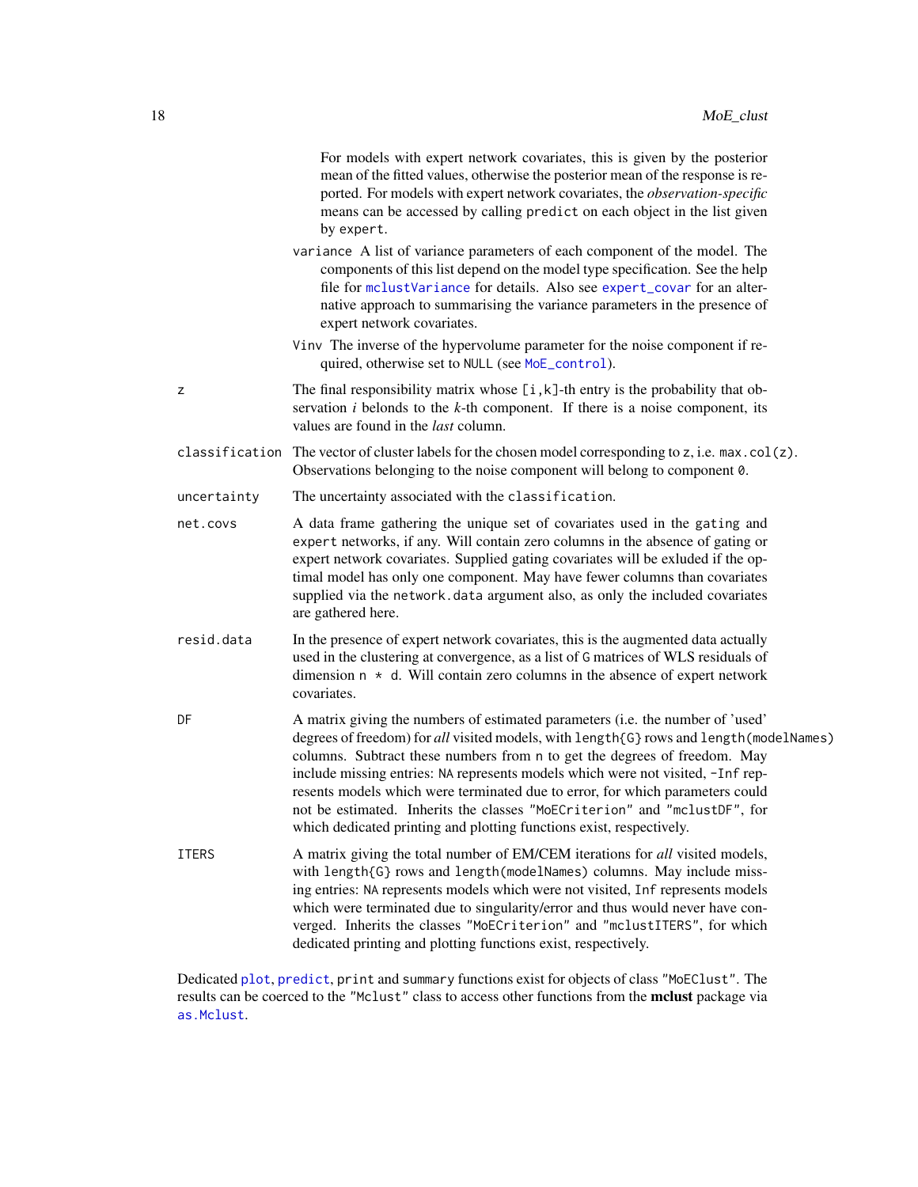For models with expert network covariates, this is given by the posterior mean of the fitted values, otherwise the posterior mean of the response is reported. For models with expert network covariates, the *observation-specific* means can be accessed by calling `predict` on each object in the list given by `expert`.

`variance` A list of variance parameters of each component of the model. The components of this list depend on the model type specification. See the help file for `mclustVariance` for details. Also see `expert_covar` for an alternative approach to summarising the variance parameters in the presence of expert network covariates.

`Vinv` The inverse of the hypervolume parameter for the noise component if required, otherwise set to `NULL` (see `MoE_control`).

`z` The final responsibility matrix whose `[i,k]`-th entry is the probability that observation $i$ belonds to the $k$-th component. If there is a noise component, its values are found in the *last* column.

`classification` The vector of cluster labels for the chosen model corresponding to `z`, i.e. `max.col(z)`. Observations belonging to the noise component will belong to component `0`.

`uncertainty` The uncertainty associated with the `classification`.

`net.covs` A data frame gathering the unique set of covariates used in the `gating` and `expert` networks, if any. Will contain zero columns in the absence of gating or expert network covariates. Supplied gating covariates will be exluded if the optimal model has only one component. May have fewer columns than covariates supplied via the `network.data` argument also, as only the included covariates are gathered here.

`resid.data` In the presence of expert network covariates, this is the augmented data actually used in the clustering at convergence, as a list of `G` matrices of WLS residuals of dimension `n * d`. Will contain zero columns in the absence of expert network covariates.

`DF` A matrix giving the numbers of estimated parameters (i.e. the number of 'used' degrees of freedom) for *all* visited models, with `length{G}` rows and `length(modelNames)` columns. Subtract these numbers from `n` to get the degrees of freedom. May include missing entries: `NA` represents models which were not visited, `-Inf` represents models which were terminated due to error, for which parameters could not be estimated. Inherits the classes `"MoECriterion"` and `"mclustDF"`, for which dedicated printing and plotting functions exist, respectively.

`ITERS` A matrix giving the total number of EM/CEM iterations for *all* visited models, with `length{G}` rows and `length(modelNames)` columns. May include missing entries: `NA` represents models which were not visited, `Inf` represents models which were terminated due to singularity/error and thus would never have converged. Inherits the classes `"MoECriterion"` and `"mclustITERS"`, for which dedicated printing and plotting functions exist, respectively.

Dedicated `plot`, `predict`, `print` and `summary` functions exist for objects of class `"MoEClust"`. The results can be coerced to the `"Mclust"` class to access other functions from the **mclust** package via `as.Mclust`.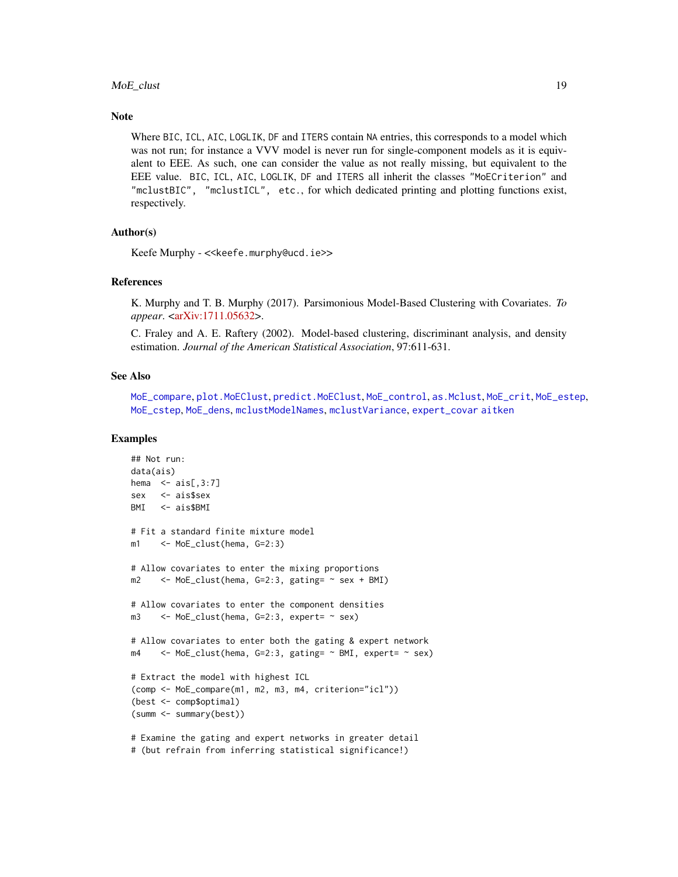## Note

Where `BIC`, `ICL`, `AIC`, `LOGLIK`, `DF` and `ITERS` contain `NA` entries, this corresponds to a model which was not run; for instance a VVV model is never run for single-component models as it is equivalent to EEE. As such, one can consider the value as not really missing, but equivalent to the EEE value. `BIC`, `ICL`, `AIC`, `LOGLIK`, `DF` and `ITERS` all inherit the classes `"MoECriterion"` and `"mclustBIC", "mclustICL", etc.`, for which dedicated printing and plotting functions exist, respectively.

## Author(s)

Keefe Murphy - <<keefe.murphy@ucd.ie>>

## References

K. Murphy and T. B. Murphy (2017). Parsimonious Model-Based Clustering with Covariates. *To appear*. <arXiv:1711.05632>.

C. Fraley and A. E. Raftery (2002). Model-based clustering, discriminant analysis, and density estimation. *Journal of the American Statistical Association*, 97:611-631.

## See Also

`MoE_compare`, `plot.MoEClust`, `predict.MoEClust`, `MoE_control`, `as.Mclust`, `MoE_crit`, `MoE_estep`, `MoE_cstep`, `MoE_dens`, `mclustModelNames`, `mclustVariance`, `expert_covar` `aitken`

## Examples

```
## Not run:
data(ais)
hema  <- ais[,3:7]
sex   <- ais$sex
BMI   <- ais$BMI

# Fit a standard finite mixture model
m1    <- MoE_clust(hema, G=2:3)

# Allow covariates to enter the mixing proportions
m2    <- MoE_clust(hema, G=2:3, gating= ~ sex + BMI)

# Allow covariates to enter the component densities
m3    <- MoE_clust(hema, G=2:3, expert= ~ sex)

# Allow covariates to enter both the gating & expert network
m4    <- MoE_clust(hema, G=2:3, gating= ~ BMI, expert= ~ sex)

# Extract the model with highest ICL
(comp <- MoE_compare(m1, m2, m3, m4, criterion="icl"))
(best <- comp$optimal)
(summ <- summary(best))

# Examine the gating and expert networks in greater detail
# (but refrain from inferring statistical significance!)
```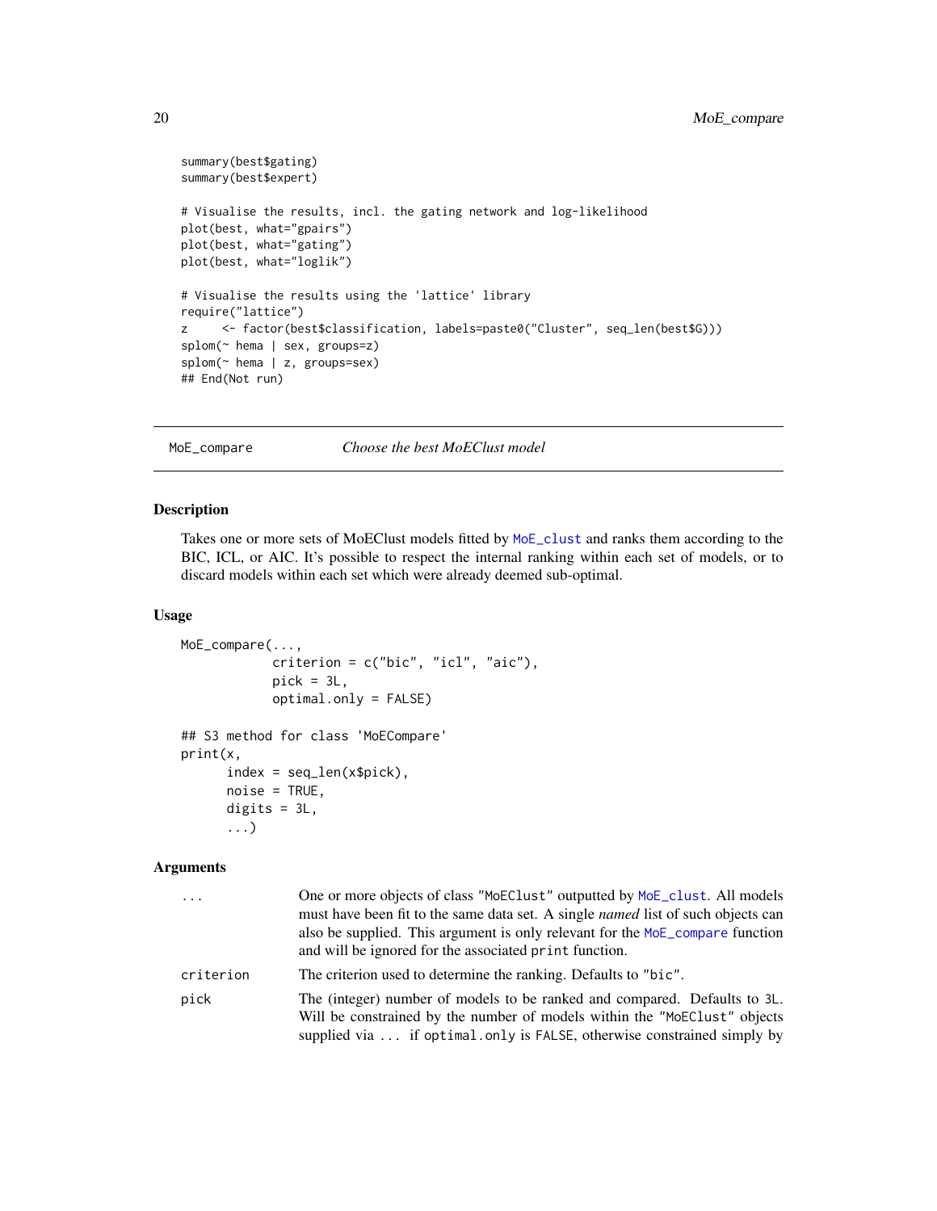```
summary(best$gating)
summary(best$expert)

# Visualise the results, incl. the gating network and log-likelihood
plot(best, what="gpairs")
plot(best, what="gating")
plot(best, what="loglik")

# Visualise the results using the 'lattice' library
require("lattice")
z     <- factor(best$classification, labels=paste0("Cluster", seq_len(best$G)))
splom(~ hema | sex, groups=z)
splom(~ hema | z, groups=sex)
## End(Not run)
```

---

## MoE_compare — *Choose the best MoEClust model*

### Description

Takes one or more sets of MoEClust models fitted by `MoE_clust` and ranks them according to the BIC, ICL, or AIC. It's possible to respect the internal ranking within each set of models, or to discard models within each set which were already deemed sub-optimal.

### Usage

```
MoE_compare(...,
            criterion = c("bic", "icl", "aic"),
            pick = 3L,
            optimal.only = FALSE)

## S3 method for class 'MoECompare'
print(x,
      index = seq_len(x$pick),
      noise = TRUE,
      digits = 3L,
      ...)
```

### Arguments

| | |
|---|---|
| `...` | One or more objects of class `"MoEClust"` outputted by `MoE_clust`. All models must have been fit to the same data set. A single *named* list of such objects can also be supplied. This argument is only relevant for the `MoE_compare` function and will be ignored for the associated `print` function. |
| `criterion` | The criterion used to determine the ranking. Defaults to `"bic"`. |
| `pick` | The (integer) number of models to be ranked and compared. Defaults to `3L`. Will be constrained by the number of models within the `"MoEClust"` objects supplied via `...` if `optimal.only` is `FALSE`, otherwise constrained simply by |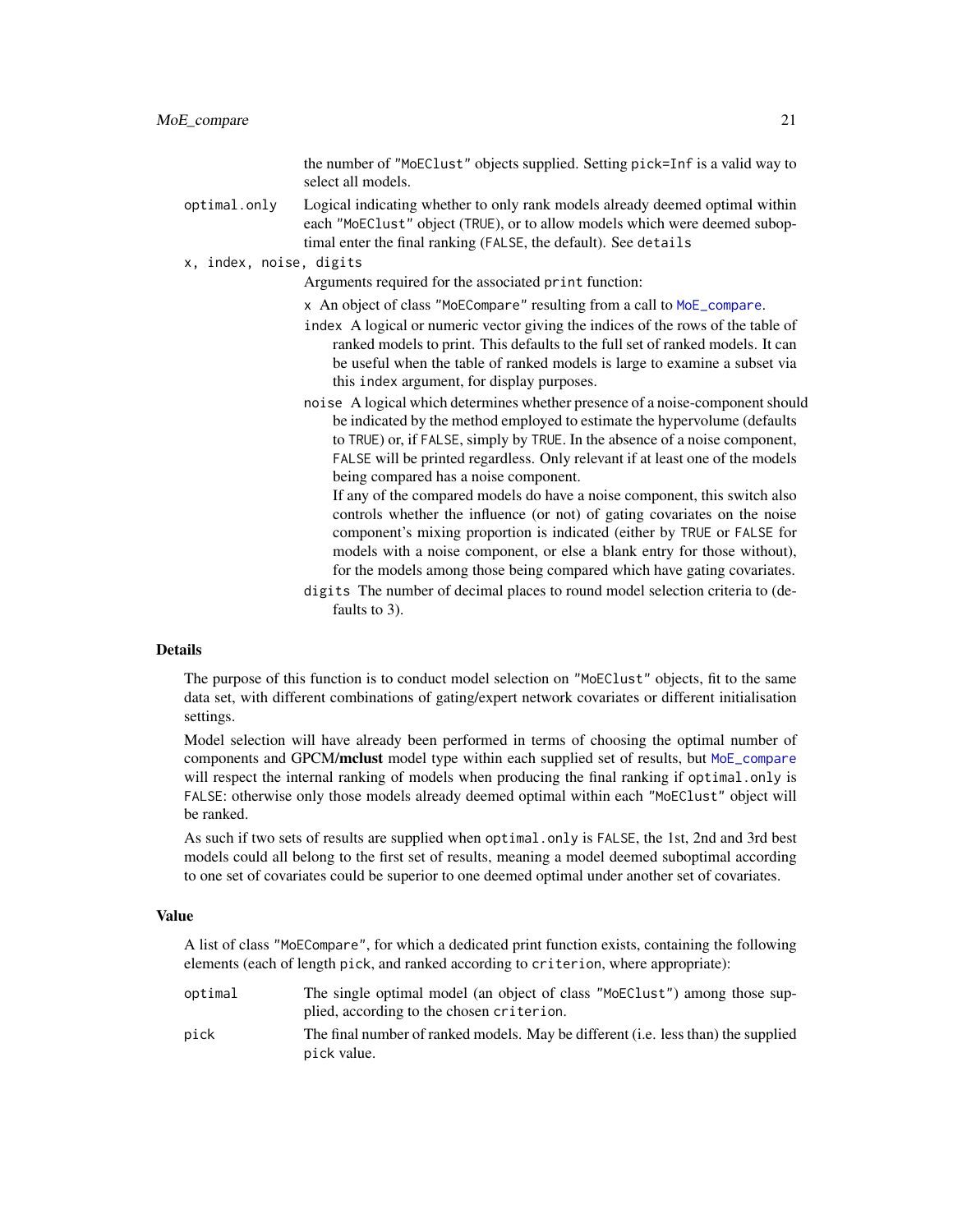the number of "MoEClust" objects supplied. Setting pick=Inf is a valid way to select all models.

optimal.only
: Logical indicating whether to only rank models already deemed optimal within each "MoEClust" object (TRUE), or to allow models which were deemed suboptimal enter the final ranking (FALSE, the default). See details

x, index, noise, digits
: Arguments required for the associated print function:

  - x An object of class "MoECompare" resulting from a call to MoE_compare.
  - index A logical or numeric vector giving the indices of the rows of the table of ranked models to print. This defaults to the full set of ranked models. It can be useful when the table of ranked models is large to examine a subset via this index argument, for display purposes.
  - noise A logical which determines whether presence of a noise-component should be indicated by the method employed to estimate the hypervolume (defaults to TRUE) or, if FALSE, simply by TRUE. In the absence of a noise component, FALSE will be printed regardless. Only relevant if at least one of the models being compared has a noise component.
    If any of the compared models do have a noise component, this switch also controls whether the influence (or not) of gating covariates on the noise component's mixing proportion is indicated (either by TRUE or FALSE for models with a noise component, or else a blank entry for those without), for the models among those being compared which have gating covariates.
  - digits The number of decimal places to round model selection criteria to (defaults to 3).

## Details

The purpose of this function is to conduct model selection on "MoEClust" objects, fit to the same data set, with different combinations of gating/expert network covariates or different initialisation settings.

Model selection will have already been performed in terms of choosing the optimal number of components and GPCM/**mclust** model type within each supplied set of results, but MoE_compare will respect the internal ranking of models when producing the final ranking if optimal.only is FALSE: otherwise only those models already deemed optimal within each "MoEClust" object will be ranked.

As such if two sets of results are supplied when optimal.only is FALSE, the 1st, 2nd and 3rd best models could all belong to the first set of results, meaning a model deemed suboptimal according to one set of covariates could be superior to one deemed optimal under another set of covariates.

## Value

A list of class "MoECompare", for which a dedicated print function exists, containing the following elements (each of length pick, and ranked according to criterion, where appropriate):

optimal
: The single optimal model (an object of class "MoEClust") among those supplied, according to the chosen criterion.

pick
: The final number of ranked models. May be different (i.e. less than) the supplied pick value.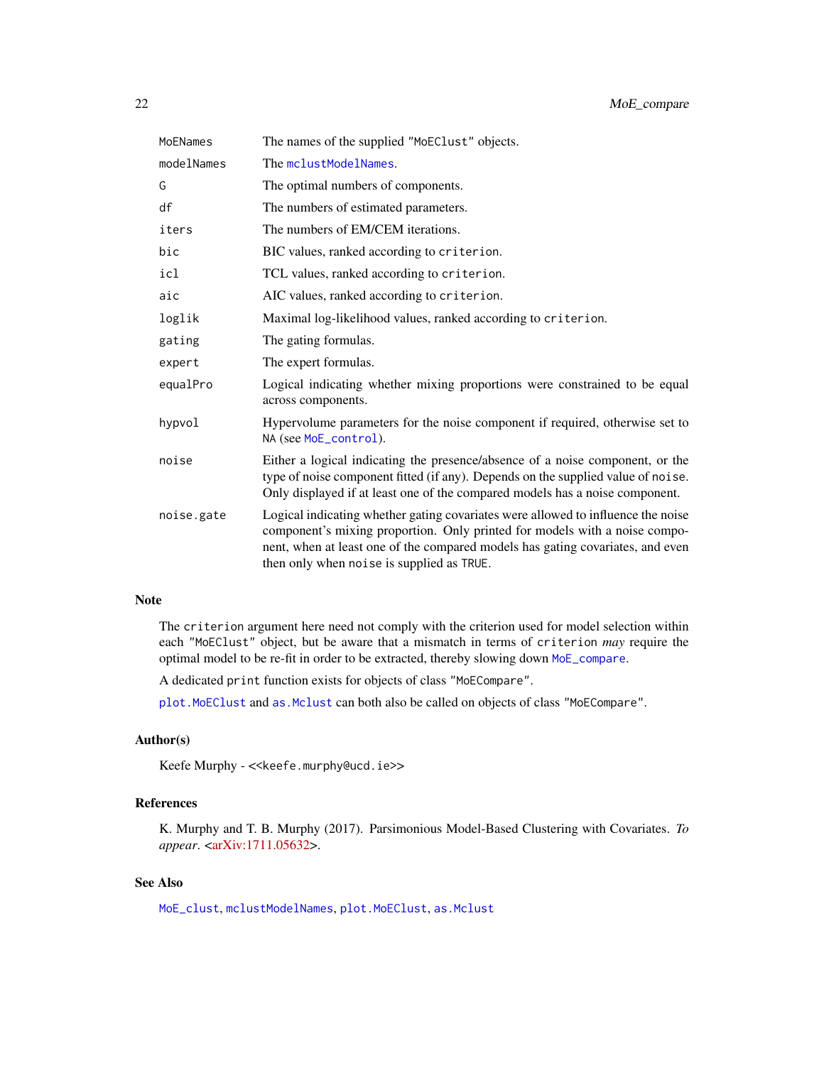| | |
|---|---|
| `MoENames` | The names of the supplied "MoEClust" objects. |
| `modelNames` | The `mclustModelNames`. |
| `G` | The optimal numbers of components. |
| `df` | The numbers of estimated parameters. |
| `iters` | The numbers of EM/CEM iterations. |
| `bic` | BIC values, ranked according to `criterion`. |
| `icl` | TCL values, ranked according to `criterion`. |
| `aic` | AIC values, ranked according to `criterion`. |
| `loglik` | Maximal log-likelihood values, ranked according to `criterion`. |
| `gating` | The gating formulas. |
| `expert` | The expert formulas. |
| `equalPro` | Logical indicating whether mixing proportions were constrained to be equal across components. |
| `hypvol` | Hypervolume parameters for the noise component if required, otherwise set to `NA` (see `MoE_control`). |
| `noise` | Either a logical indicating the presence/absence of a noise component, or the type of noise component fitted (if any). Depends on the supplied value of `noise`. Only displayed if at least one of the compared models has a noise component. |
| `noise.gate` | Logical indicating whether gating covariates were allowed to influence the noise component's mixing proportion. Only printed for models with a noise component, when at least one of the compared models has gating covariates, and even then only when `noise` is supplied as `TRUE`. |

## Note

The `criterion` argument here need not comply with the criterion used for model selection within each "MoEClust" object, but be aware that a mismatch in terms of `criterion` *may* require the optimal model to be re-fit in order to be extracted, thereby slowing down `MoE_compare`.

A dedicated `print` function exists for objects of class "MoECompare".

`plot.MoEClust` and `as.Mclust` can both also be called on objects of class "MoECompare".

## Author(s)

Keefe Murphy - <<keefe.murphy@ucd.ie>>

## References

K. Murphy and T. B. Murphy (2017). Parsimonious Model-Based Clustering with Covariates. *To appear*. <arXiv:1711.05632>.

## See Also

`MoE_clust`, `mclustModelNames`, `plot.MoEClust`, `as.Mclust`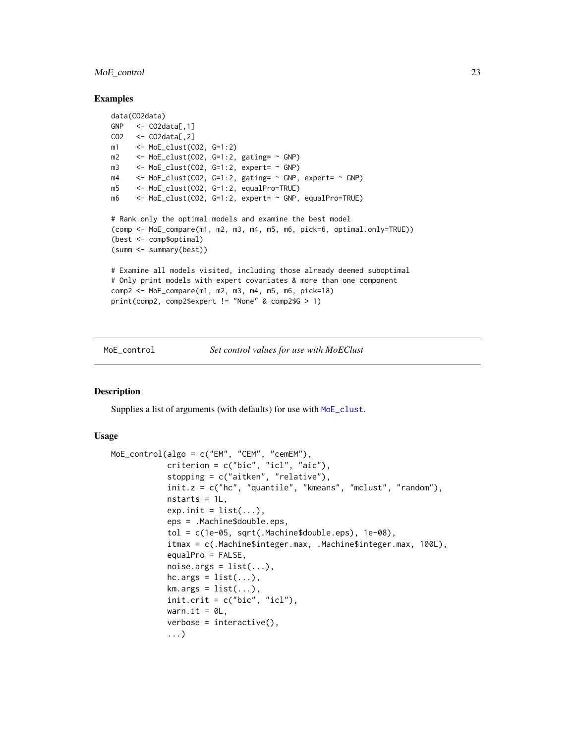## Examples

```
data(CO2data)
GNP   <- CO2data[,1]
CO2   <- CO2data[,2]
m1    <- MoE_clust(CO2, G=1:2)
m2    <- MoE_clust(CO2, G=1:2, gating= ~ GNP)
m3    <- MoE_clust(CO2, G=1:2, expert= ~ GNP)
m4    <- MoE_clust(CO2, G=1:2, gating= ~ GNP, expert= ~ GNP)
m5    <- MoE_clust(CO2, G=1:2, equalPro=TRUE)
m6    <- MoE_clust(CO2, G=1:2, expert= ~ GNP, equalPro=TRUE)

# Rank only the optimal models and examine the best model
(comp <- MoE_compare(m1, m2, m3, m4, m5, m6, pick=6, optimal.only=TRUE))
(best <- comp$optimal)
(summ <- summary(best))

# Examine all models visited, including those already deemed suboptimal
# Only print models with expert covariates & more than one component
comp2 <- MoE_compare(m1, m2, m3, m4, m5, m6, pick=18)
print(comp2, comp2$expert != "None" & comp2$G > 1)
```

---

# MoE_control — *Set control values for use with MoEClust*

## Description

Supplies a list of arguments (with defaults) for use with `MoE_clust`.

## Usage

```
MoE_control(algo = c("EM", "CEM", "cemEM"),
            criterion = c("bic", "icl", "aic"),
            stopping = c("aitken", "relative"),
            init.z = c("hc", "quantile", "kmeans", "mclust", "random"),
            nstarts = 1L,
            exp.init = list(...),
            eps = .Machine$double.eps,
            tol = c(1e-05, sqrt(.Machine$double.eps), 1e-08),
            itmax = c(.Machine$integer.max, .Machine$integer.max, 100L),
            equalPro = FALSE,
            noise.args = list(...),
            hc.args = list(...),
            km.args = list(...),
            init.crit = c("bic", "icl"),
            warn.it = 0L,
            verbose = interactive(),
            ...)
```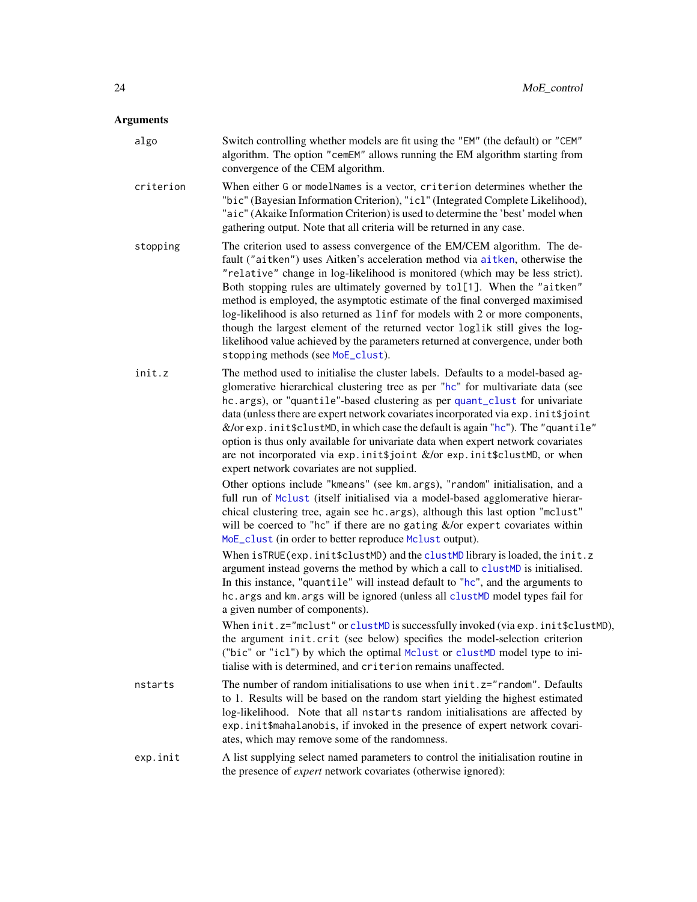## Arguments

**algo**
Switch controlling whether models are fit using the "EM" (the default) or "CEM" algorithm. The option "cemEM" allows running the EM algorithm starting from convergence of the CEM algorithm.

**criterion**
When either G or modelNames is a vector, criterion determines whether the "bic" (Bayesian Information Criterion), "icl" (Integrated Complete Likelihood), "aic" (Akaike Information Criterion) is used to determine the 'best' model when gathering output. Note that all criteria will be returned in any case.

**stopping**
The criterion used to assess convergence of the EM/CEM algorithm. The default ("aitken") uses Aitken's acceleration method via aitken, otherwise the "relative" change in log-likelihood is monitored (which may be less strict). Both stopping rules are ultimately governed by tol[1]. When the "aitken" method is employed, the asymptotic estimate of the final converged maximised log-likelihood is also returned as linf for models with 2 or more components, though the largest element of the returned vector loglik still gives the log-likelihood value achieved by the parameters returned at convergence, under both stopping methods (see MoE_clust).

**init.z**
The method used to initialise the cluster labels. Defaults to a model-based agglomerative hierarchical clustering tree as per "hc" for multivariate data (see hc.args), or "quantile"-based clustering as per quant_clust for univariate data (unless there are expert network covariates incorporated via exp.init$joint &/or exp.init$clustMD, in which case the default is again "hc"). The "quantile" option is thus only available for univariate data when expert network covariates are not incorporated via exp.init$joint &/or exp.init$clustMD, or when expert network covariates are not supplied.

Other options include "kmeans" (see km.args), "random" initialisation, and a full run of Mclust (itself initialised via a model-based agglomerative hierarchical clustering tree, again see hc.args), although this last option "mclust" will be coerced to "hc" if there are no gating &/or expert covariates within MoE_clust (in order to better reproduce Mclust output).

When isTRUE(exp.init$clustMD) and the clustMD library is loaded, the init.z argument instead governs the method by which a call to clustMD is initialised. In this instance, "quantile" will instead default to "hc", and the arguments to hc.args and km.args will be ignored (unless all clustMD model types fail for a given number of components).

When init.z="mclust" or clustMD is successfully invoked (via exp.init$clustMD), the argument init.crit (see below) specifies the model-selection criterion ("bic" or "icl") by which the optimal Mclust or clustMD model type to initialise with is determined, and criterion remains unaffected.

**nstarts**
The number of random initialisations to use when init.z="random". Defaults to 1. Results will be based on the random start yielding the highest estimated log-likelihood. Note that all nstarts random initialisations are affected by exp.init$mahalanobis, if invoked in the presence of expert network covariates, which may remove some of the randomness.

**exp.init**
A list supplying select named parameters to control the initialisation routine in the presence of *expert* network covariates (otherwise ignored):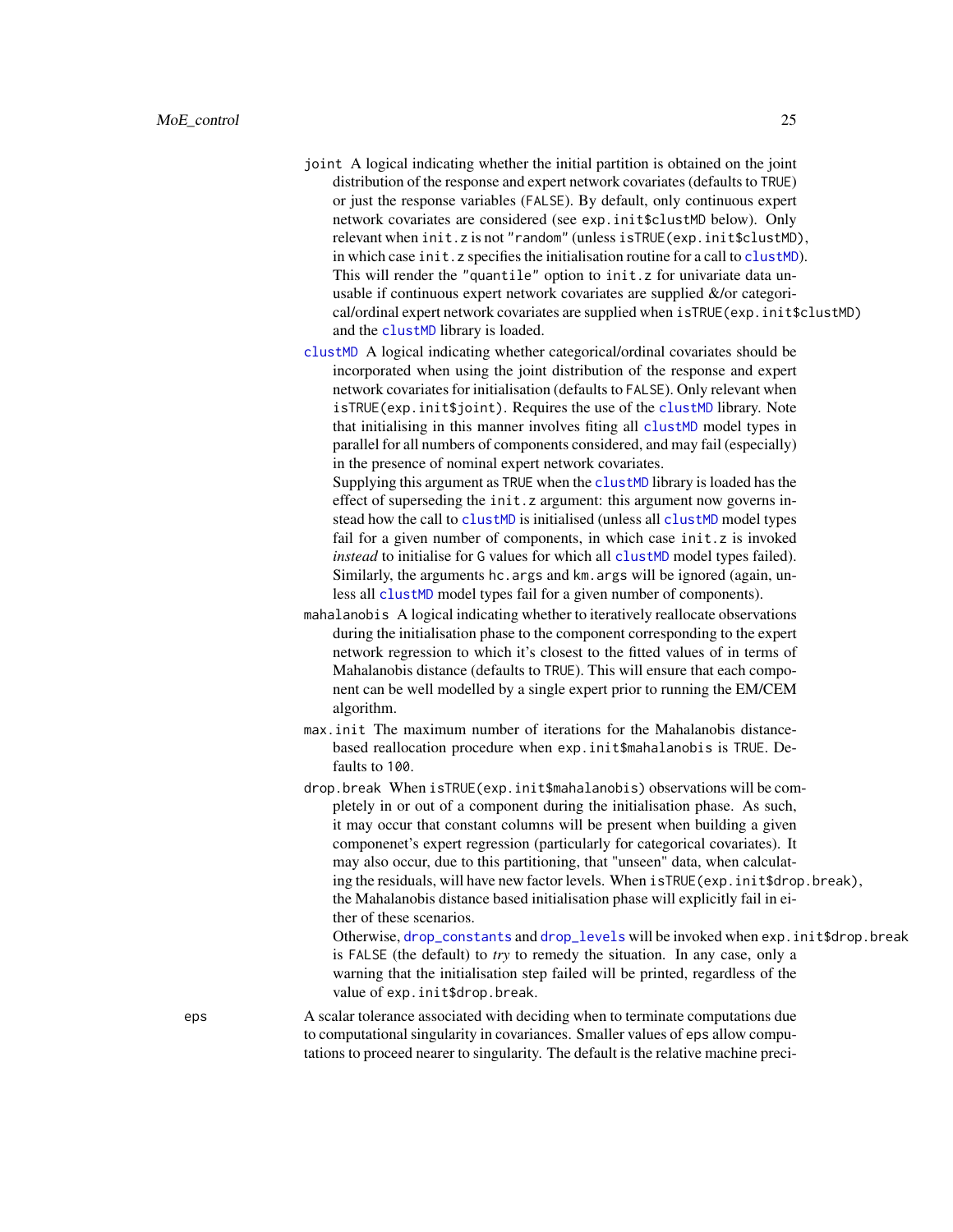- `joint` A logical indicating whether the initial partition is obtained on the joint distribution of the response and expert network covariates (defaults to `TRUE`) or just the response variables (`FALSE`). By default, only continuous expert network covariates are considered (see `exp.init$clustMD` below). Only relevant when `init.z` is not `"random"` (unless `isTRUE(exp.init$clustMD)`, in which case `init.z` specifies the initialisation routine for a call to `clustMD`). This will render the `"quantile"` option to `init.z` for univariate data unusable if continuous expert network covariates are supplied &/or categorical/ordinal expert network covariates are supplied when `isTRUE(exp.init$clustMD)` and the `clustMD` library is loaded.
- `clustMD` A logical indicating whether categorical/ordinal covariates should be incorporated when using the joint distribution of the response and expert network covariates for initialisation (defaults to `FALSE`). Only relevant when `isTRUE(exp.init$joint)`. Requires the use of the `clustMD` library. Note that initialising in this manner involves fiting all `clustMD` model types in parallel for all numbers of components considered, and may fail (especially) in the presence of nominal expert network covariates.

  Supplying this argument as `TRUE` when the `clustMD` library is loaded has the effect of superseding the `init.z` argument: this argument now governs instead how the call to `clustMD` is initialised (unless all `clustMD` model types fail for a given number of components, in which case `init.z` is invoked *instead* to initialise for `G` values for which all `clustMD` model types failed). Similarly, the arguments `hc.args` and `km.args` will be ignored (again, unless all `clustMD` model types fail for a given number of components).
- `mahalanobis` A logical indicating whether to iteratively reallocate observations during the initialisation phase to the component corresponding to the expert network regression to which it's closest to the fitted values of in terms of Mahalanobis distance (defaults to `TRUE`). This will ensure that each component can be well modelled by a single expert prior to running the EM/CEM algorithm.
- `max.init` The maximum number of iterations for the Mahalanobis distance-based reallocation procedure when `exp.init$mahalanobis` is `TRUE`. Defaults to `100`.
- `drop.break` When `isTRUE(exp.init$mahalanobis)` observations will be completely in or out of a component during the initialisation phase. As such, it may occur that constant columns will be present when building a given componenet's expert regression (particularly for categorical covariates). It may also occur, due to this partitioning, that "unseen" data, when calculating the residuals, will have new factor levels. When `isTRUE(exp.init$drop.break)`, the Mahalanobis distance based initialisation phase will explicitly fail in either of these scenarios.

  Otherwise, `drop_constants` and `drop_levels` will be invoked when `exp.init$drop.break` is `FALSE` (the default) to *try* to remedy the situation. In any case, only a warning that the initialisation step failed will be printed, regardless of the value of `exp.init$drop.break`.

`eps` A scalar tolerance associated with deciding when to terminate computations due to computational singularity in covariances. Smaller values of `eps` allow computations to proceed nearer to singularity. The default is the relative machine preci-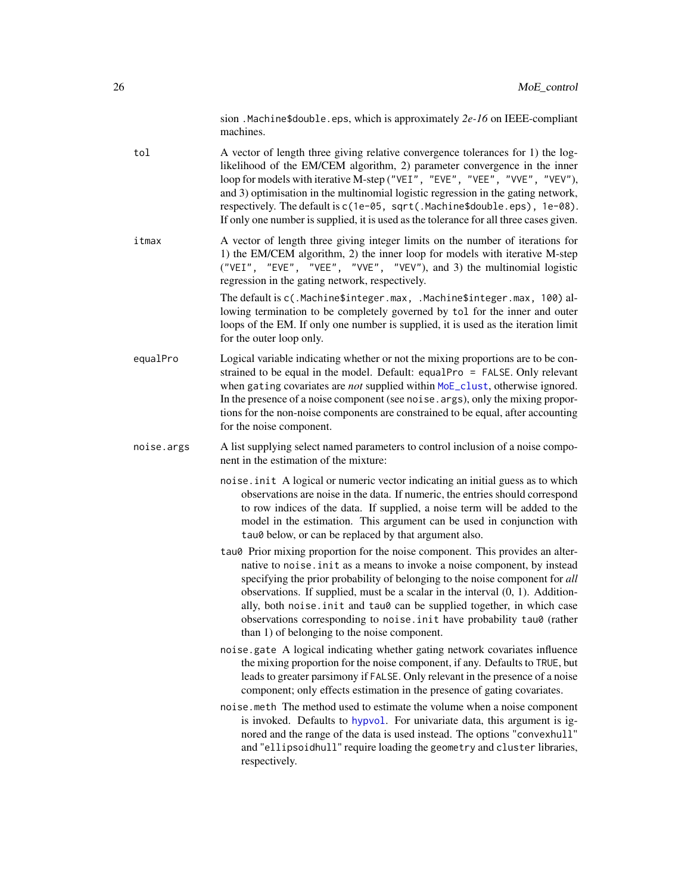sion `.Machine$double.eps`, which is approximately *2e-16* on IEEE-compliant machines.

**tol**
A vector of length three giving relative convergence tolerances for 1) the log-likelihood of the EM/CEM algorithm, 2) parameter convergence in the inner loop for models with iterative M-step (`"VEI"`, `"EVE"`, `"VEE"`, `"VVE"`, `"VEV"`), and 3) optimisation in the multinomial logistic regression in the gating network, respectively. The default is `c(1e-05, sqrt(.Machine$double.eps), 1e-08)`. If only one number is supplied, it is used as the tolerance for all three cases given.

**itmax**
A vector of length three giving integer limits on the number of iterations for 1) the EM/CEM algorithm, 2) the inner loop for models with iterative M-step (`"VEI"`, `"EVE"`, `"VEE"`, `"VVE"`, `"VEV"`), and 3) the multinomial logistic regression in the gating network, respectively.

The default is `c(.Machine$integer.max, .Machine$integer.max, 100)` allowing termination to be completely governed by `tol` for the inner and outer loops of the EM. If only one number is supplied, it is used as the iteration limit for the outer loop only.

**equalPro**
Logical variable indicating whether or not the mixing proportions are to be constrained to be equal in the model. Default: `equalPro = FALSE`. Only relevant when `gating` covariates are *not* supplied within `MoE_clust`, otherwise ignored. In the presence of a noise component (see `noise.args`), only the mixing proportions for the non-noise components are constrained to be equal, after accounting for the noise component.

**noise.args**
A list supplying select named parameters to control inclusion of a noise component in the estimation of the mixture:

- `noise.init` A logical or numeric vector indicating an initial guess as to which observations are noise in the data. If numeric, the entries should correspond to row indices of the data. If supplied, a noise term will be added to the model in the estimation. This argument can be used in conjunction with `tau0` below, or can be replaced by that argument also.
- `tau0` Prior mixing proportion for the noise component. This provides an alternative to `noise.init` as a means to invoke a noise component, by instead specifying the prior probability of belonging to the noise component for *all* observations. If supplied, must be a scalar in the interval (0, 1). Additionally, both `noise.init` and `tau0` can be supplied together, in which case observations corresponding to `noise.init` have probability `tau0` (rather than 1) of belonging to the noise component.
- `noise.gate` A logical indicating whether gating network covariates influence the mixing proportion for the noise component, if any. Defaults to `TRUE`, but leads to greater parsimony if `FALSE`. Only relevant in the presence of a noise component; only effects estimation in the presence of gating covariates.
- `noise.meth` The method used to estimate the volume when a noise component is invoked. Defaults to `hypvol`. For univariate data, this argument is ignored and the range of the data is used instead. The options `"convexhull"` and `"ellipsoidhull"` require loading the `geometry` and `cluster` libraries, respectively.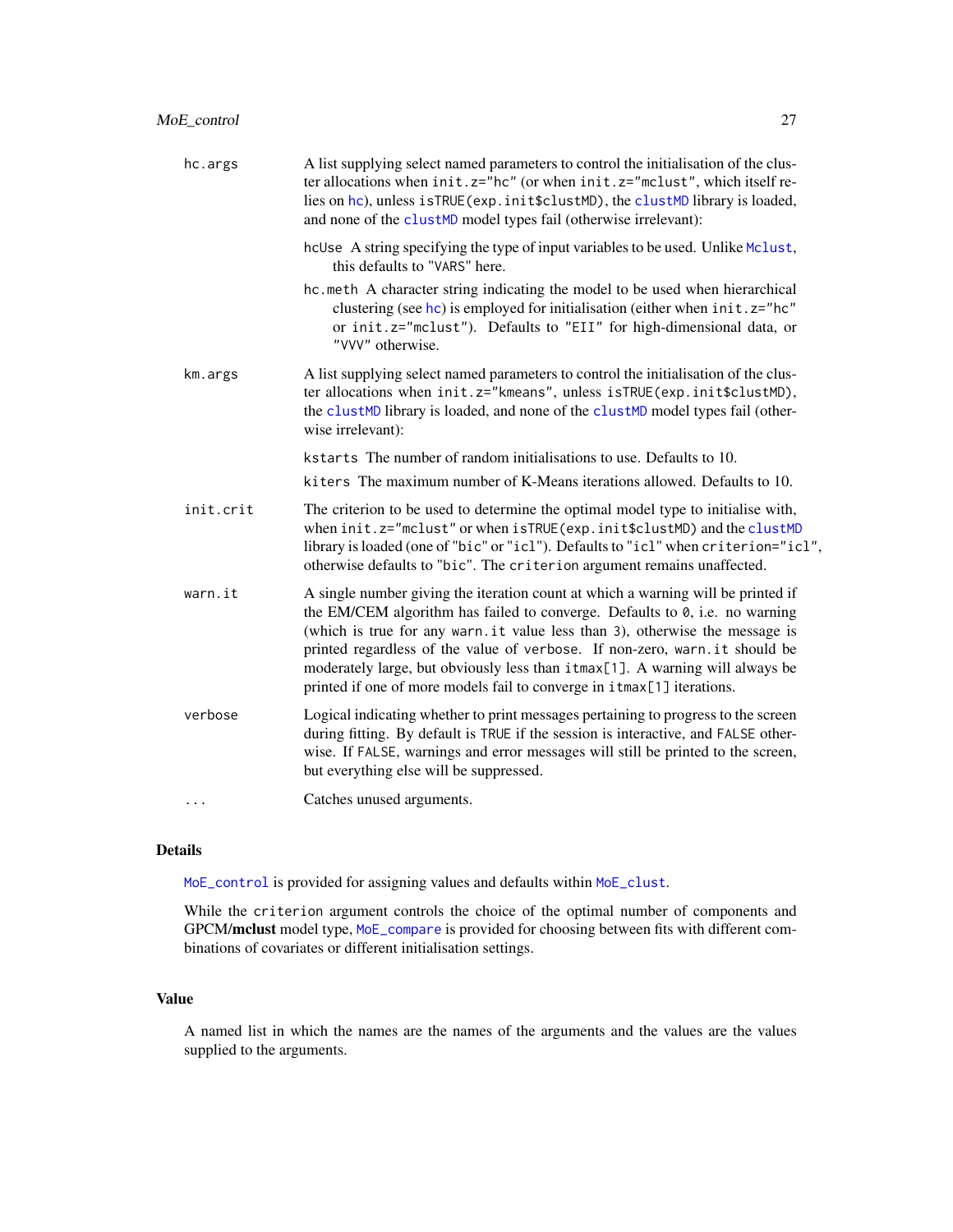hc.args
: A list supplying select named parameters to control the initialisation of the cluster allocations when `init.z="hc"` (or when `init.z="mclust"`, which itself relies on `hc`), unless `isTRUE(exp.init$clustMD)`, the `clustMD` library is loaded, and none of the `clustMD` model types fail (otherwise irrelevant):

    `hcUse` A string specifying the type of input variables to be used. Unlike `Mclust`, this defaults to `"VARS"` here.

    `hc.meth` A character string indicating the model to be used when hierarchical clustering (see `hc`) is employed for initialisation (either when `init.z="hc"` or `init.z="mclust"`). Defaults to `"EII"` for high-dimensional data, or `"VVV"` otherwise.

km.args
: A list supplying select named parameters to control the initialisation of the cluster allocations when `init.z="kmeans"`, unless `isTRUE(exp.init$clustMD)`, the `clustMD` library is loaded, and none of the `clustMD` model types fail (otherwise irrelevant):

    `kstarts` The number of random initialisations to use. Defaults to 10.

    `kiters` The maximum number of K-Means iterations allowed. Defaults to 10.

init.crit
: The criterion to be used to determine the optimal model type to initialise with, when `init.z="mclust"` or when `isTRUE(exp.init$clustMD)` and the `clustMD` library is loaded (one of `"bic"` or `"icl"`). Defaults to `"icl"` when `criterion="icl"`, otherwise defaults to `"bic"`. The `criterion` argument remains unaffected.

warn.it
: A single number giving the iteration count at which a warning will be printed if the EM/CEM algorithm has failed to converge. Defaults to `0`, i.e. no warning (which is true for any `warn.it` value less than 3), otherwise the message is printed regardless of the value of `verbose`. If non-zero, `warn.it` should be moderately large, but obviously less than `itmax[1]`. A warning will always be printed if one of more models fail to converge in `itmax[1]` iterations.

verbose
: Logical indicating whether to print messages pertaining to progress to the screen during fitting. By default is `TRUE` if the session is interactive, and `FALSE` otherwise. If `FALSE`, warnings and error messages will still be printed to the screen, but everything else will be suppressed.

...
: Catches unused arguments.

## Details

`MoE_control` is provided for assigning values and defaults within `MoE_clust`.

While the `criterion` argument controls the choice of the optimal number of components and GPCM/**mclust** model type, `MoE_compare` is provided for choosing between fits with different combinations of covariates or different initialisation settings.

## Value

A named list in which the names are the names of the arguments and the values are the values supplied to the arguments.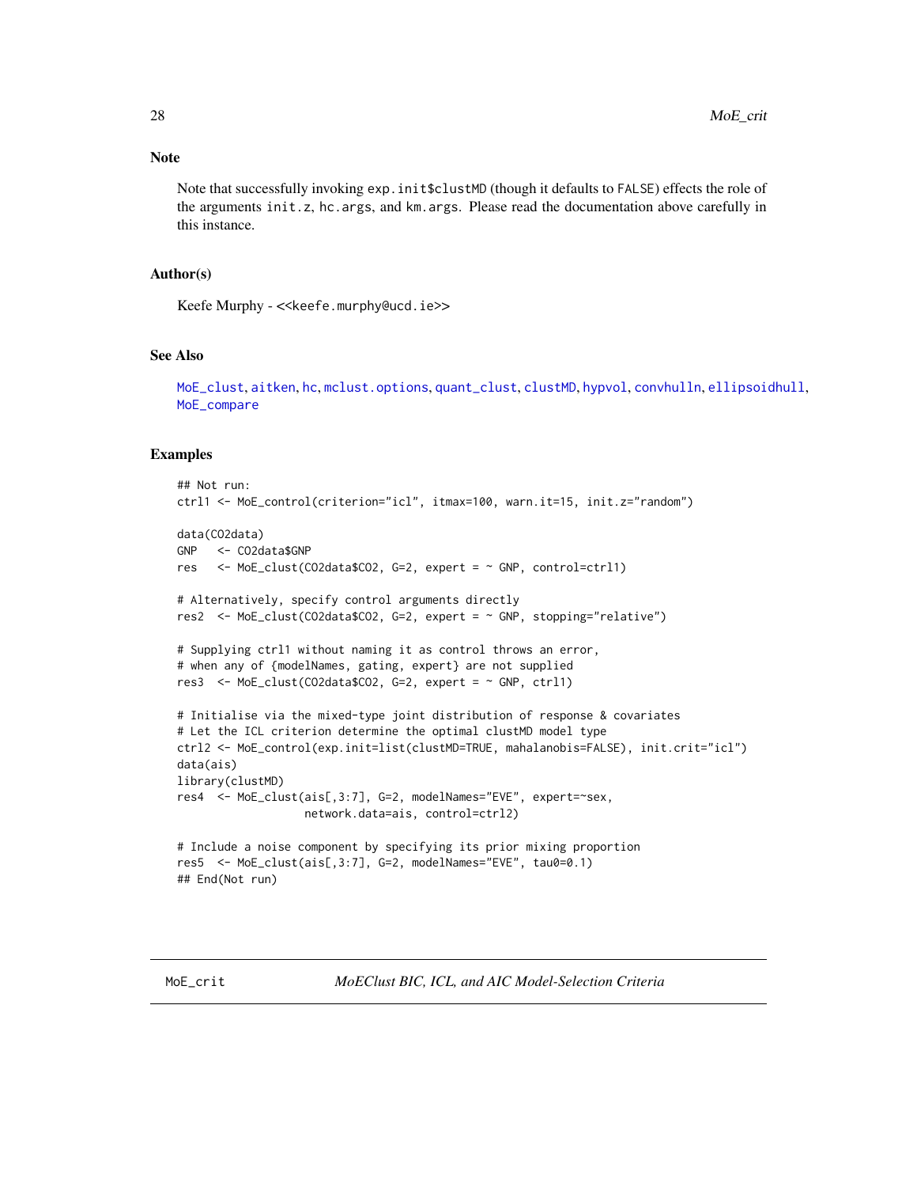## Note

Note that successfully invoking `exp.init$clustMD` (though it defaults to `FALSE`) effects the role of the arguments `init.z`, `hc.args`, and `km.args`. Please read the documentation above carefully in this instance.

## Author(s)

Keefe Murphy - <<keefe.murphy@ucd.ie>>

## See Also

`MoE_clust`, `aitken`, `hc`, `mclust.options`, `quant_clust`, `clustMD`, `hypvol`, `convhulln`, `ellipsoidhull`, `MoE_compare`

## Examples

```
## Not run:
ctrl1 <- MoE_control(criterion="icl", itmax=100, warn.it=15, init.z="random")

data(CO2data)
GNP   <- CO2data$GNP
res   <- MoE_clust(CO2data$CO2, G=2, expert = ~ GNP, control=ctrl1)

# Alternatively, specify control arguments directly
res2  <- MoE_clust(CO2data$CO2, G=2, expert = ~ GNP, stopping="relative")

# Supplying ctrl1 without naming it as control throws an error,
# when any of {modelNames, gating, expert} are not supplied
res3  <- MoE_clust(CO2data$CO2, G=2, expert = ~ GNP, ctrl1)

# Initialise via the mixed-type joint distribution of response & covariates
# Let the ICL criterion determine the optimal clustMD model type
ctrl2 <- MoE_control(exp.init=list(clustMD=TRUE, mahalanobis=FALSE), init.crit="icl")
data(ais)
library(clustMD)
res4  <- MoE_clust(ais[,3:7], G=2, modelNames="EVE", expert=~sex,
                   network.data=ais, control=ctrl2)

# Include a noise component by specifying its prior mixing proportion
res5  <- MoE_clust(ais[,3:7], G=2, modelNames="EVE", tau0=0.1)
## End(Not run)
```

---

`MoE_crit` *MoEClust BIC, ICL, and AIC Model-Selection Criteria*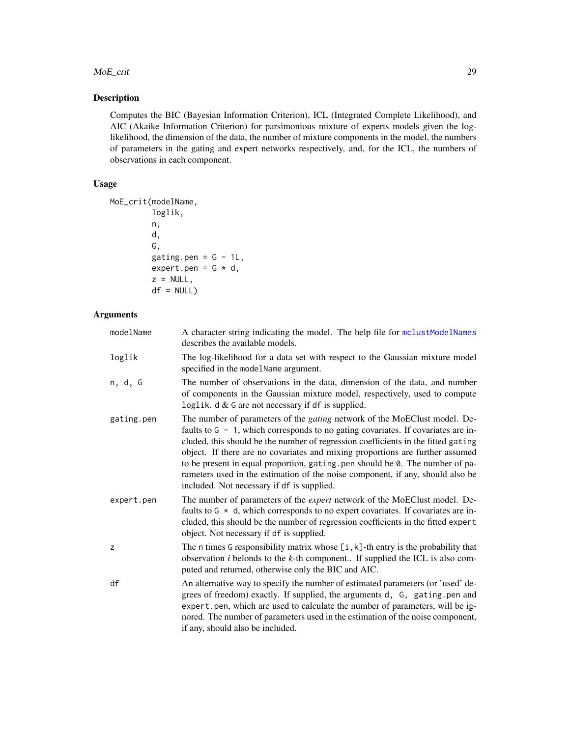## Description

Computes the BIC (Bayesian Information Criterion), ICL (Integrated Complete Likelihood), and AIC (Akaike Information Criterion) for parsimonious mixture of experts models given the log-likelihood, the dimension of the data, the number of mixture components in the model, the numbers of parameters in the gating and expert networks respectively, and, for the ICL, the numbers of observations in each component.

## Usage

```
MoE_crit(modelName,
         loglik,
         n,
         d,
         G,
         gating.pen = G - 1L,
         expert.pen = G * d,
         z = NULL,
         df = NULL)
```

## Arguments

| | |
|---|---|
| modelName | A character string indicating the model. The help file for mclustModelNames describes the available models. |
| loglik | The log-likelihood for a data set with respect to the Gaussian mixture model specified in the modelName argument. |
| n, d, G | The number of observations in the data, dimension of the data, and number of components in the Gaussian mixture model, respectively, used to compute loglik. d & G are not necessary if df is supplied. |
| gating.pen | The number of parameters of the *gating* network of the MoEClust model. Defaults to G - 1, which corresponds to no gating covariates. If covariates are included, this should be the number of regression coefficients in the fitted gating object. If there are no covariates and mixing proportions are further assumed to be present in equal proportion, gating.pen should be 0. The number of parameters used in the estimation of the noise component, if any, should also be included. Not necessary if df is supplied. |
| expert.pen | The number of parameters of the *expert* network of the MoEClust model. Defaults to G * d, which corresponds to no expert covariates. If covariates are included, this should be the number of regression coefficients in the fitted expert object. Not necessary if df is supplied. |
| z | The n times G responsibility matrix whose [i,k]-th entry is the probability that observation *i* belonds to the *k*-th component.. If supplied the ICL is also computed and returned, otherwise only the BIC and AIC. |
| df | An alternative way to specify the number of estimated parameters (or 'used' degrees of freedom) exactly. If supplied, the arguments d, G, gating.pen and expert.pen, which are used to calculate the number of parameters, will be ignored. The number of parameters used in the estimation of the noise component, if any, should also be included. |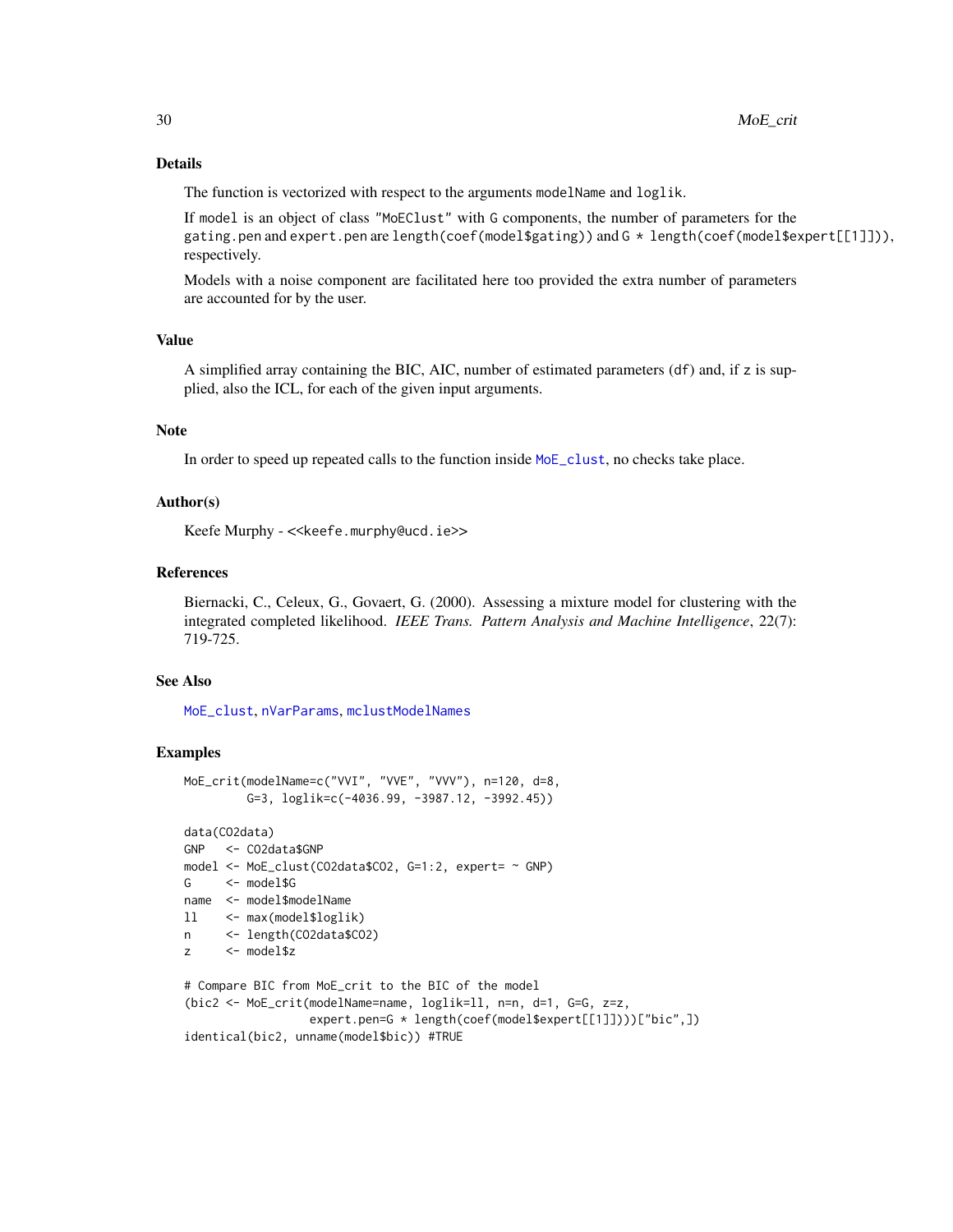## Details

The function is vectorized with respect to the arguments `modelName` and `loglik`.

If `model` is an object of class `"MoEClust"` with `G` components, the number of parameters for the `gating.pen` and `expert.pen` are `length(coef(model$gating))` and `G * length(coef(model$expert[[1]]))`, respectively.

Models with a noise component are facilitated here too provided the extra number of parameters are accounted for by the user.

## Value

A simplified array containing the BIC, AIC, number of estimated parameters (`df`) and, if `z` is supplied, also the ICL, for each of the given input arguments.

## Note

In order to speed up repeated calls to the function inside `MoE_clust`, no checks take place.

## Author(s)

Keefe Murphy - <<keefe.murphy@ucd.ie>>

## References

Biernacki, C., Celeux, G., Govaert, G. (2000). Assessing a mixture model for clustering with the integrated completed likelihood. *IEEE Trans. Pattern Analysis and Machine Intelligence*, 22(7): 719-725.

## See Also

`MoE_clust`, `nVarParams`, `mclustModelNames`

## Examples

```
MoE_crit(modelName=c("VVI", "VVE", "VVV"), n=120, d=8,
         G=3, loglik=c(-4036.99, -3987.12, -3992.45))

data(CO2data)
GNP   <- CO2data$GNP
model <- MoE_clust(CO2data$CO2, G=1:2, expert= ~ GNP)
G     <- model$G
name  <- model$modelName
ll    <- max(model$loglik)
n     <- length(CO2data$CO2)
z     <- model$z

# Compare BIC from MoE_crit to the BIC of the model
(bic2 <- MoE_crit(modelName=name, loglik=ll, n=n, d=1, G=G, z=z,
                  expert.pen=G * length(coef(model$expert[[1]])))["bic",])
identical(bic2, unname(model$bic)) #TRUE
```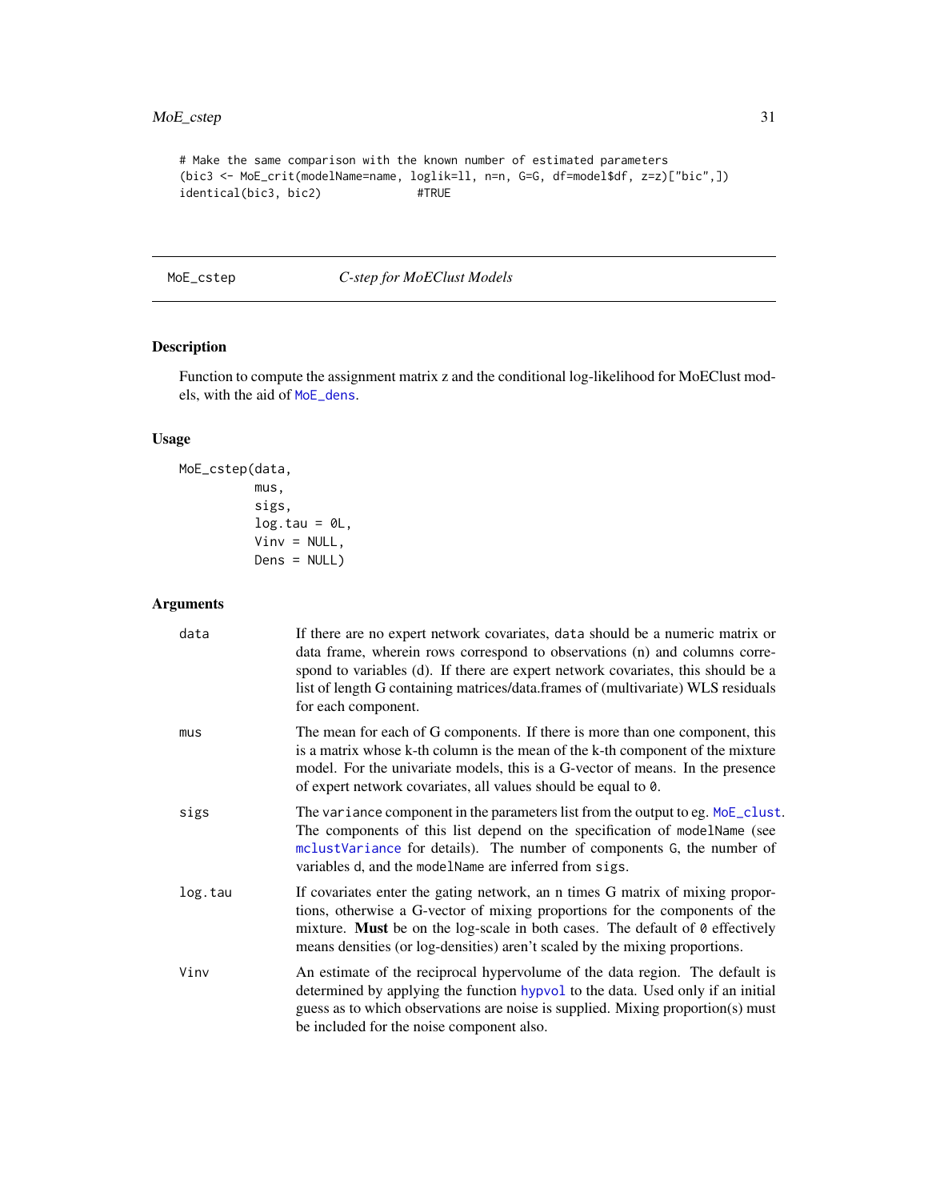```
# Make the same comparison with the known number of estimated parameters
(bic3 <- MoE_crit(modelName=name, loglik=ll, n=n, G=G, df=model$df, z=z)["bic",])
identical(bic3, bic2)            #TRUE
```

---

MoE_cstep *C-step for MoEClust Models*

---

## Description

Function to compute the assignment matrix z and the conditional log-likelihood for MoEClust models, with the aid of MoE_dens.

## Usage

```
MoE_cstep(data,
          mus,
          sigs,
          log.tau = 0L,
          Vinv = NULL,
          Dens = NULL)
```

## Arguments

| | |
|---|---|
| data | If there are no expert network covariates, data should be a numeric matrix or data frame, wherein rows correspond to observations (n) and columns correspond to variables (d). If there are expert network covariates, this should be a list of length G containing matrices/data.frames of (multivariate) WLS residuals for each component. |
| mus | The mean for each of G components. If there is more than one component, this is a matrix whose k-th column is the mean of the k-th component of the mixture model. For the univariate models, this is a G-vector of means. In the presence of expert network covariates, all values should be equal to 0. |
| sigs | The variance component in the parameters list from the output to eg. MoE_clust. The components of this list depend on the specification of modelName (see mclustVariance for details). The number of components G, the number of variables d, and the modelName are inferred from sigs. |
| log.tau | If covariates enter the gating network, an n times G matrix of mixing proportions, otherwise a G-vector of mixing proportions for the components of the mixture. **Must** be on the log-scale in both cases. The default of 0 effectively means densities (or log-densities) aren't scaled by the mixing proportions. |
| Vinv | An estimate of the reciprocal hypervolume of the data region. The default is determined by applying the function hypvol to the data. Used only if an initial guess as to which observations are noise is supplied. Mixing proportion(s) must be included for the noise component also. |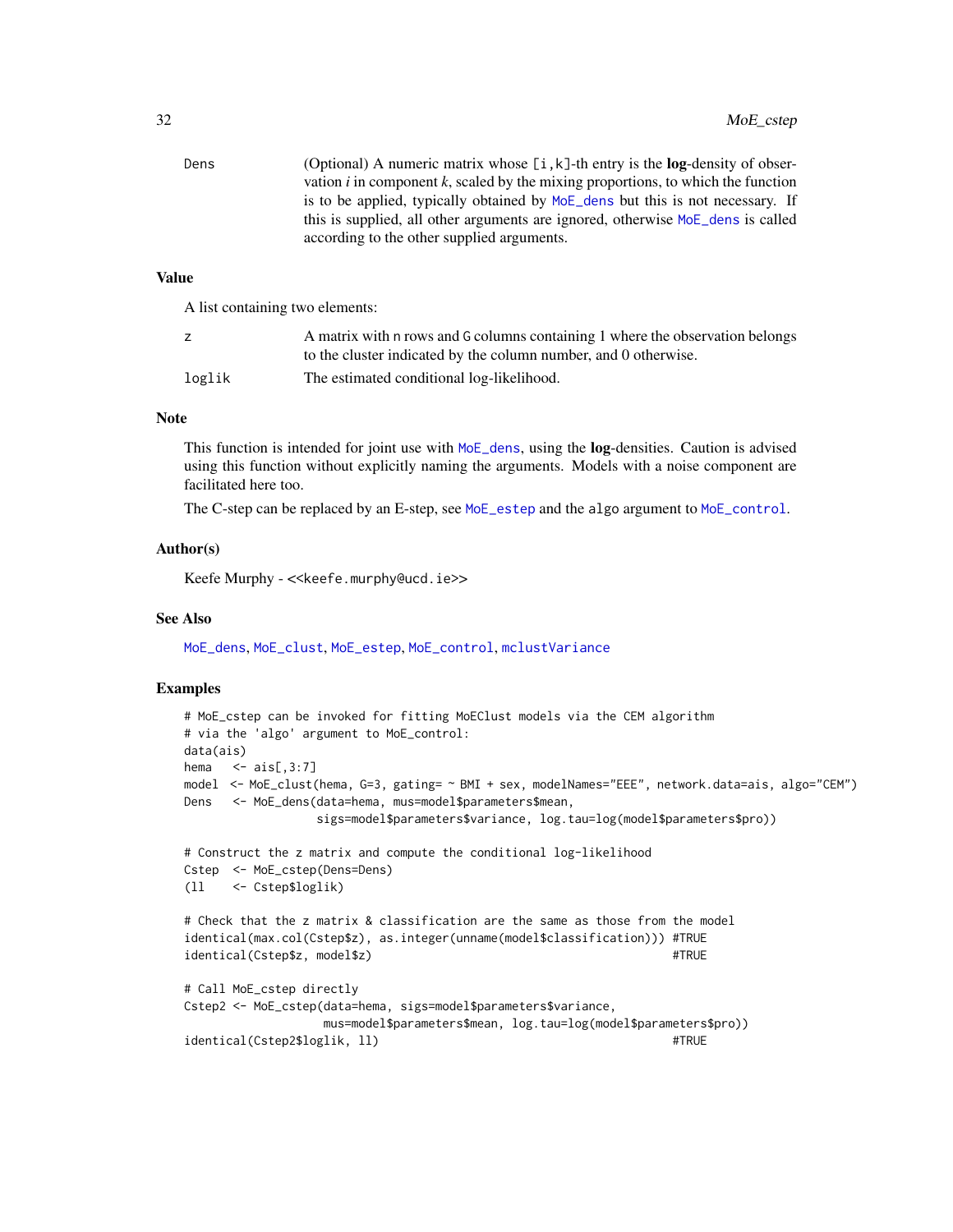Dens (Optional) A numeric matrix whose `[i,k]`-th entry is the **log**-density of observation *i* in component *k*, scaled by the mixing proportions, to which the function is to be applied, typically obtained by `MoE_dens` but this is not necessary. If this is supplied, all other arguments are ignored, otherwise `MoE_dens` is called according to the other supplied arguments.

## Value

A list containing two elements:

| | |
|---|---|
| z | A matrix with `n` rows and `G` columns containing 1 where the observation belongs to the cluster indicated by the column number, and 0 otherwise. |
| loglik | The estimated conditional log-likelihood. |

## Note

This function is intended for joint use with `MoE_dens`, using the **log**-densities. Caution is advised using this function without explicitly naming the arguments. Models with a noise component are facilitated here too.

The C-step can be replaced by an E-step, see `MoE_estep` and the `algo` argument to `MoE_control`.

## Author(s)

Keefe Murphy - <<keefe.murphy@ucd.ie>>

## See Also

`MoE_dens`, `MoE_clust`, `MoE_estep`, `MoE_control`, `mclustVariance`

## Examples

```
# MoE_cstep can be invoked for fitting MoEClust models via the CEM algorithm
# via the 'algo' argument to MoE_control:
data(ais)
hema   <- ais[,3:7]
model  <- MoE_clust(hema, G=3, gating= ~ BMI + sex, modelNames="EEE", network.data=ais, algo="CEM")
Dens   <- MoE_dens(data=hema, mus=model$parameters$mean,
                   sigs=model$parameters$variance, log.tau=log(model$parameters$pro))

# Construct the z matrix and compute the conditional log-likelihood
Cstep  <- MoE_cstep(Dens=Dens)
(ll    <- Cstep$loglik)

# Check that the z matrix & classification are the same as those from the model
identical(max.col(Cstep$z), as.integer(unname(model$classification))) #TRUE
identical(Cstep$z, model$z)                                            #TRUE

# Call MoE_cstep directly
Cstep2 <- MoE_cstep(data=hema, sigs=model$parameters$variance,
                    mus=model$parameters$mean, log.tau=log(model$parameters$pro))
identical(Cstep2$loglik, ll)                                           #TRUE
```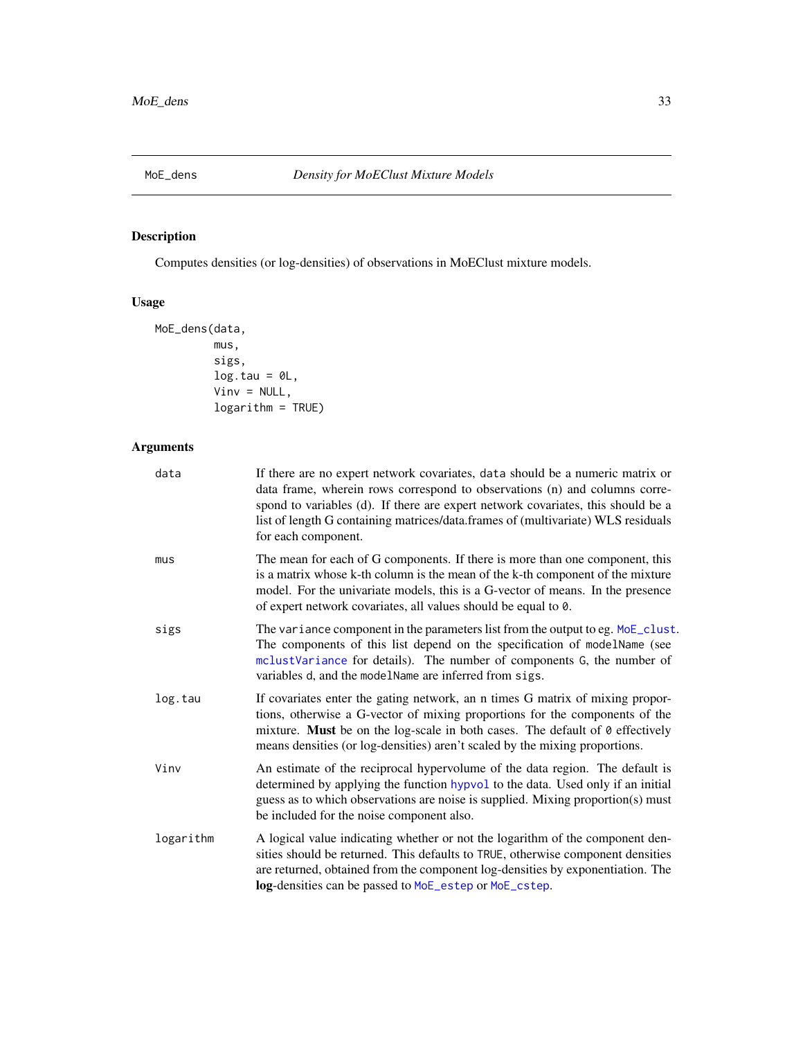## MoE_dens — *Density for MoEClust Mixture Models*

### Description

Computes densities (or log-densities) of observations in MoEClust mixture models.

### Usage

```
MoE_dens(data,
         mus,
         sigs,
         log.tau = 0L,
         Vinv = NULL,
         logarithm = TRUE)
```

### Arguments

| Argument | Description |
| --- | --- |
| data | If there are no expert network covariates, data should be a numeric matrix or data frame, wherein rows correspond to observations (n) and columns correspond to variables (d). If there are expert network covariates, this should be a list of length G containing matrices/data.frames of (multivariate) WLS residuals for each component. |
| mus | The mean for each of G components. If there is more than one component, this is a matrix whose k-th column is the mean of the k-th component of the mixture model. For the univariate models, this is a G-vector of means. In the presence of expert network covariates, all values should be equal to `0`. |
| sigs | The `variance` component in the parameters list from the output to eg. `MoE_clust`. The components of this list depend on the specification of `modelName` (see `mclustVariance` for details). The number of components `G`, the number of variables `d`, and the `modelName` are inferred from `sigs`. |
| log.tau | If covariates enter the gating network, an n times G matrix of mixing proportions, otherwise a G-vector of mixing proportions for the components of the mixture. **Must** be on the log-scale in both cases. The default of `0` effectively means densities (or log-densities) aren't scaled by the mixing proportions. |
| Vinv | An estimate of the reciprocal hypervolume of the data region. The default is determined by applying the function `hypvol` to the data. Used only if an initial guess as to which observations are noise is supplied. Mixing proportion(s) must be included for the noise component also. |
| logarithm | A logical value indicating whether or not the logarithm of the component densities should be returned. This defaults to `TRUE`, otherwise component densities are returned, obtained from the component log-densities by exponentiation. The **log**-densities can be passed to `MoE_estep` or `MoE_cstep`. |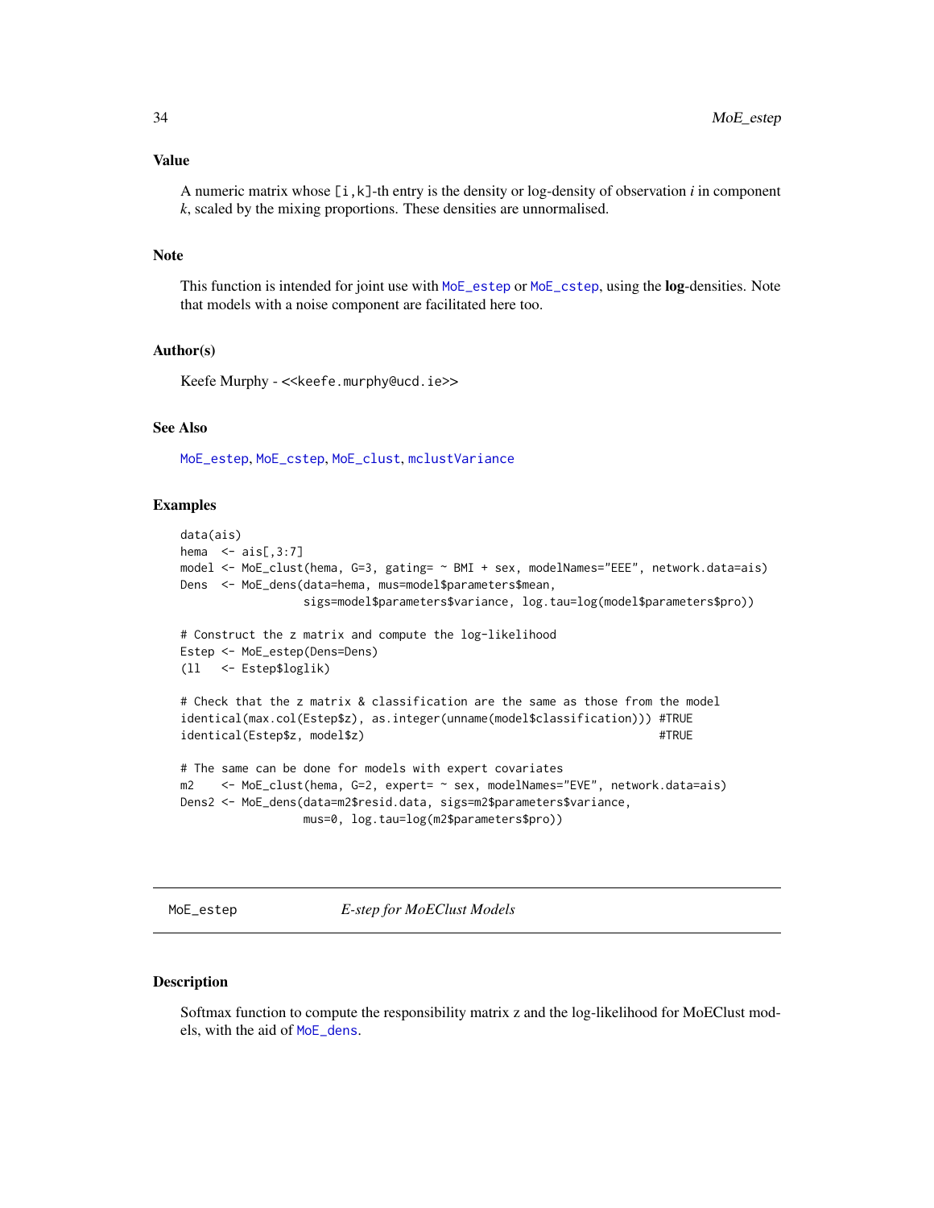### Value

A numeric matrix whose `[i,k]`-th entry is the density or log-density of observation *i* in component *k*, scaled by the mixing proportions. These densities are unnormalised.

### Note

This function is intended for joint use with `MoE_estep` or `MoE_cstep`, using the **log**-densities. Note that models with a noise component are facilitated here too.

### Author(s)

Keefe Murphy - <<keefe.murphy@ucd.ie>>

### See Also

`MoE_estep`, `MoE_cstep`, `MoE_clust`, `mclustVariance`

### Examples

```
data(ais)
hema  <- ais[,3:7]
model <- MoE_clust(hema, G=3, gating= ~ BMI + sex, modelNames="EEE", network.data=ais)
Dens  <- MoE_dens(data=hema, mus=model$parameters$mean,
                  sigs=model$parameters$variance, log.tau=log(model$parameters$pro))

# Construct the z matrix and compute the log-likelihood
Estep <- MoE_estep(Dens=Dens)
(ll   <- Estep$loglik)

# Check that the z matrix & classification are the same as those from the model
identical(max.col(Estep$z), as.integer(unname(model$classification))) #TRUE
identical(Estep$z, model$z)                                            #TRUE

# The same can be done for models with expert covariates
m2    <- MoE_clust(hema, G=2, expert= ~ sex, modelNames="EVE", network.data=ais)
Dens2 <- MoE_dens(data=m2$resid.data, sigs=m2$parameters$variance,
                  mus=0, log.tau=log(m2$parameters$pro))
```

---

## MoE_estep — *E-step for MoEClust Models*

### Description

Softmax function to compute the responsibility matrix z and the log-likelihood for MoEClust models, with the aid of `MoE_dens`.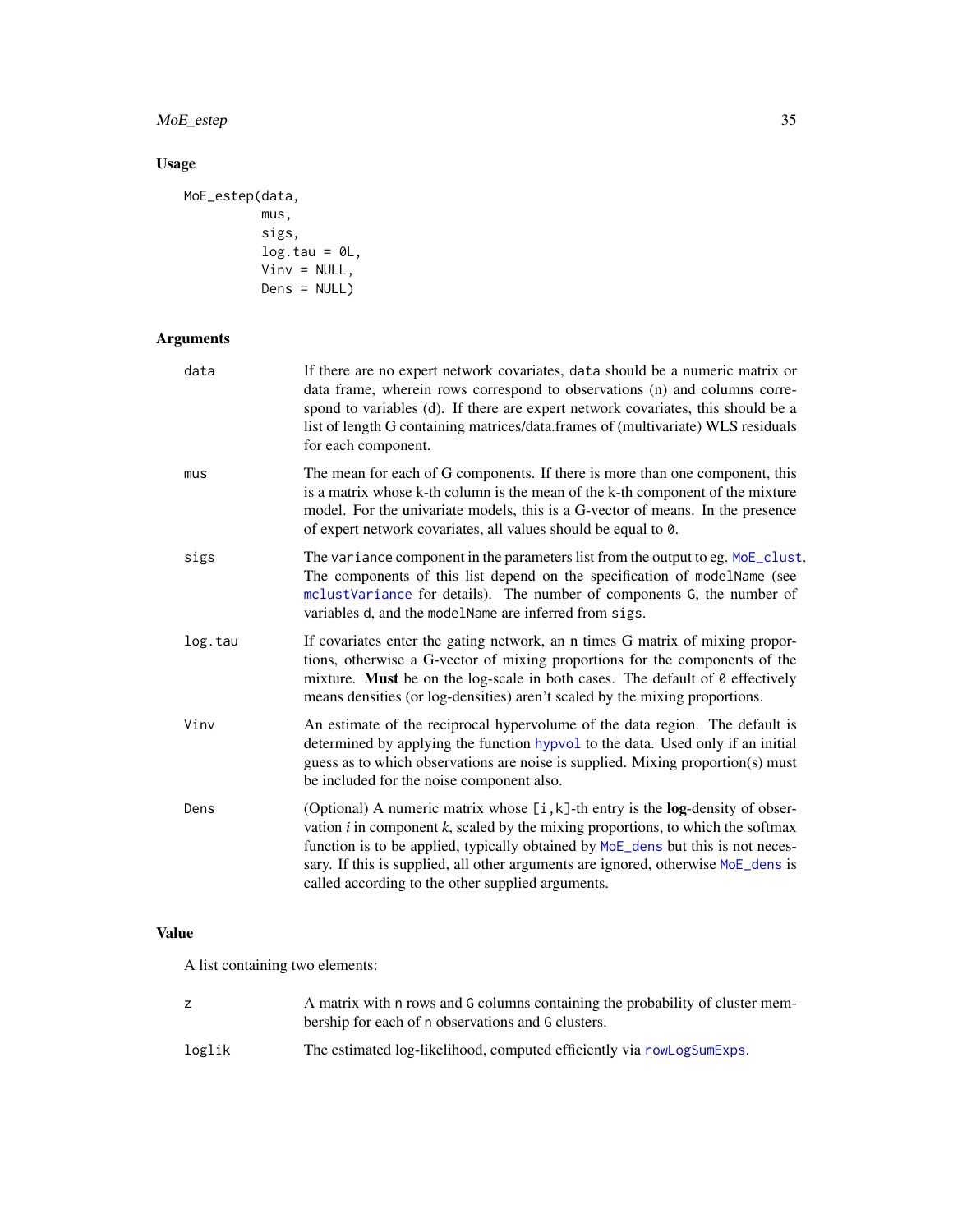### Usage

```
MoE_estep(data,
          mus,
          sigs,
          log.tau = 0L,
          Vinv = NULL,
          Dens = NULL)
```

### Arguments

| | |
|---|---|
| data | If there are no expert network covariates, data should be a numeric matrix or data frame, wherein rows correspond to observations (n) and columns correspond to variables (d). If there are expert network covariates, this should be a list of length G containing matrices/data.frames of (multivariate) WLS residuals for each component. |
| mus | The mean for each of G components. If there is more than one component, this is a matrix whose k-th column is the mean of the k-th component of the mixture model. For the univariate models, this is a G-vector of means. In the presence of expert network covariates, all values should be equal to 0. |
| sigs | The variance component in the parameters list from the output to eg. MoE_clust. The components of this list depend on the specification of modelName (see mclustVariance for details). The number of components G, the number of variables d, and the modelName are inferred from sigs. |
| log.tau | If covariates enter the gating network, an n times G matrix of mixing proportions, otherwise a G-vector of mixing proportions for the components of the mixture. **Must** be on the log-scale in both cases. The default of 0 effectively means densities (or log-densities) aren't scaled by the mixing proportions. |
| Vinv | An estimate of the reciprocal hypervolume of the data region. The default is determined by applying the function hypvol to the data. Used only if an initial guess as to which observations are noise is supplied. Mixing proportion(s) must be included for the noise component also. |
| Dens | (Optional) A numeric matrix whose [i,k]-th entry is the **log**-density of observation *i* in component *k*, scaled by the mixing proportions, to which the softmax function is to be applied, typically obtained by MoE_dens but this is not necessary. If this is supplied, all other arguments are ignored, otherwise MoE_dens is called according to the other supplied arguments. |

### Value

A list containing two elements:

| | |
|---|---|
| z | A matrix with n rows and G columns containing the probability of cluster membership for each of n observations and G clusters. |
| loglik | The estimated log-likelihood, computed efficiently via rowLogSumExps. |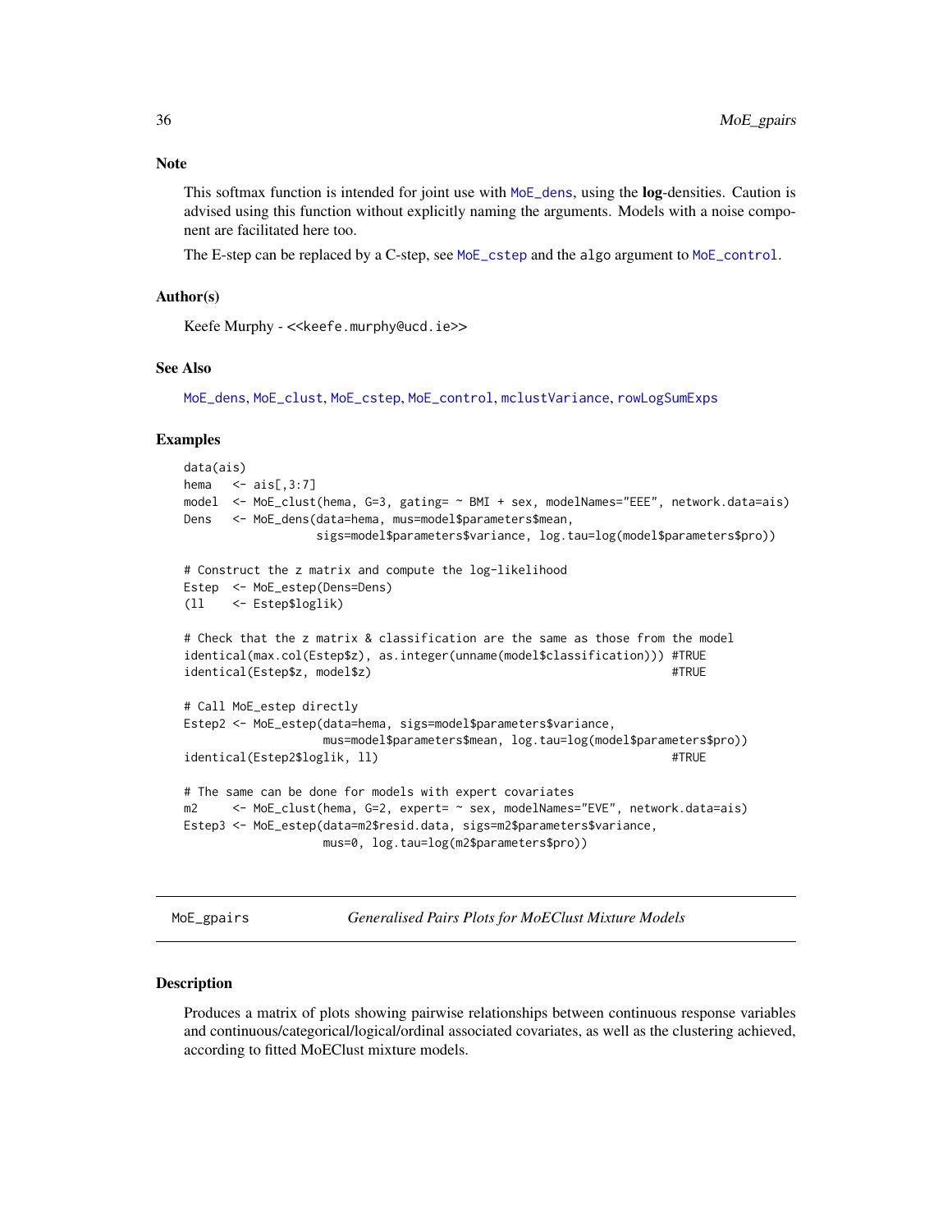### Note

This softmax function is intended for joint use with `MoE_dens`, using the **log**-densities. Caution is advised using this function without explicitly naming the arguments. Models with a noise component are facilitated here too.

The E-step can be replaced by a C-step, see `MoE_cstep` and the `algo` argument to `MoE_control`.

### Author(s)

Keefe Murphy - <<keefe.murphy@ucd.ie>>

### See Also

`MoE_dens`, `MoE_clust`, `MoE_cstep`, `MoE_control`, `mclustVariance`, `rowLogSumExps`

### Examples

```
data(ais)
hema   <- ais[,3:7]
model  <- MoE_clust(hema, G=3, gating= ~ BMI + sex, modelNames="EEE", network.data=ais)
Dens   <- MoE_dens(data=hema, mus=model$parameters$mean,
                   sigs=model$parameters$variance, log.tau=log(model$parameters$pro))

# Construct the z matrix and compute the log-likelihood
Estep  <- MoE_estep(Dens=Dens)
(ll    <- Estep$loglik)

# Check that the z matrix & classification are the same as those from the model
identical(max.col(Estep$z), as.integer(unname(model$classification))) #TRUE
identical(Estep$z, model$z)                                             #TRUE

# Call MoE_estep directly
Estep2 <- MoE_estep(data=hema, sigs=model$parameters$variance,
                    mus=model$parameters$mean, log.tau=log(model$parameters$pro))
identical(Estep2$loglik, ll)                                            #TRUE

# The same can be done for models with expert covariates
m2     <- MoE_clust(hema, G=2, expert= ~ sex, modelNames="EVE", network.data=ais)
Estep3 <- MoE_estep(data=m2$resid.data, sigs=m2$parameters$variance,
                    mus=0, log.tau=log(m2$parameters$pro))
```

---

## MoE_gpairs — *Generalised Pairs Plots for MoEClust Mixture Models*

---

### Description

Produces a matrix of plots showing pairwise relationships between continuous response variables and continuous/categorical/logical/ordinal associated covariates, as well as the clustering achieved, according to fitted MoEClust mixture models.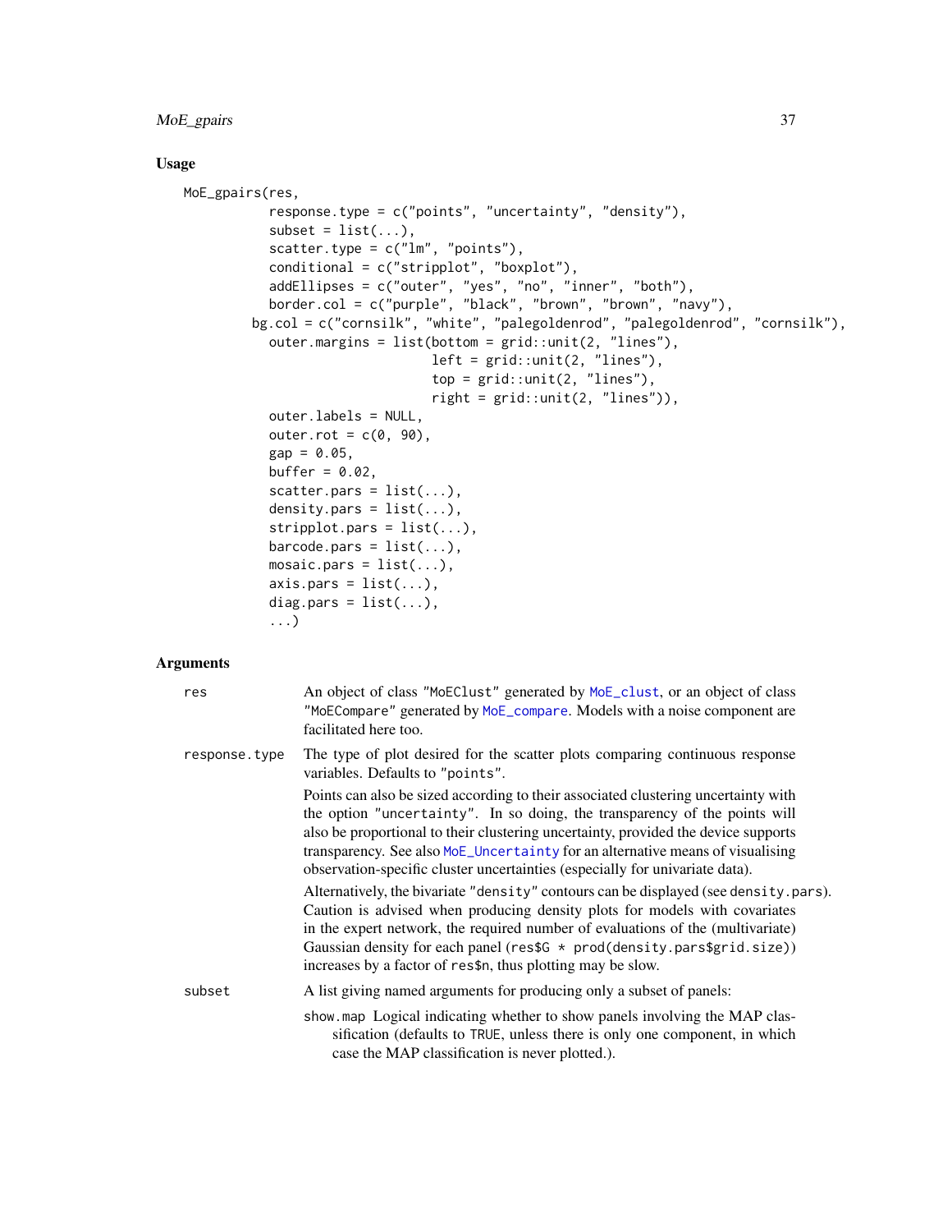## Usage

```
MoE_gpairs(res,
           response.type = c("points", "uncertainty", "density"),
           subset = list(...),
           scatter.type = c("lm", "points"),
           conditional = c("stripplot", "boxplot"),
           addEllipses = c("outer", "yes", "no", "inner", "both"),
           border.col = c("purple", "black", "brown", "brown", "navy"),
         bg.col = c("cornsilk", "white", "palegoldenrod", "palegoldenrod", "cornsilk"),
           outer.margins = list(bottom = grid::unit(2, "lines"),
                                left = grid::unit(2, "lines"),
                                top = grid::unit(2, "lines"),
                                right = grid::unit(2, "lines")),
           outer.labels = NULL,
           outer.rot = c(0, 90),
           gap = 0.05,
           buffer = 0.02,
           scatter.pars = list(...),
           density.pars = list(...),
           stripplot.pars = list(...),
           barcode.pars = list(...),
           mosaic.pars = list(...),
           axis.pars = list(...),
           diag.pars = list(...),
           ...)
```

## Arguments

**res**
An object of class "MoEClust" generated by MoE_clust, or an object of class "MoECompare" generated by MoE_compare. Models with a noise component are facilitated here too.

**response.type**
The type of plot desired for the scatter plots comparing continuous response variables. Defaults to "points".

Points can also be sized according to their associated clustering uncertainty with the option "uncertainty". In so doing, the transparency of the points will also be proportional to their clustering uncertainty, provided the device supports transparency. See also MoE_Uncertainty for an alternative means of visualising observation-specific cluster uncertainties (especially for univariate data).

Alternatively, the bivariate "density" contours can be displayed (see density.pars). Caution is advised when producing density plots for models with covariates in the expert network, the required number of evaluations of the (multivariate) Gaussian density for each panel (res$G * prod(density.pars$grid.size)) increases by a factor of res$n, thus plotting may be slow.

**subset**
A list giving named arguments for producing only a subset of panels:

- show.map Logical indicating whether to show panels involving the MAP classification (defaults to TRUE, unless there is only one component, in which case the MAP classification is never plotted.).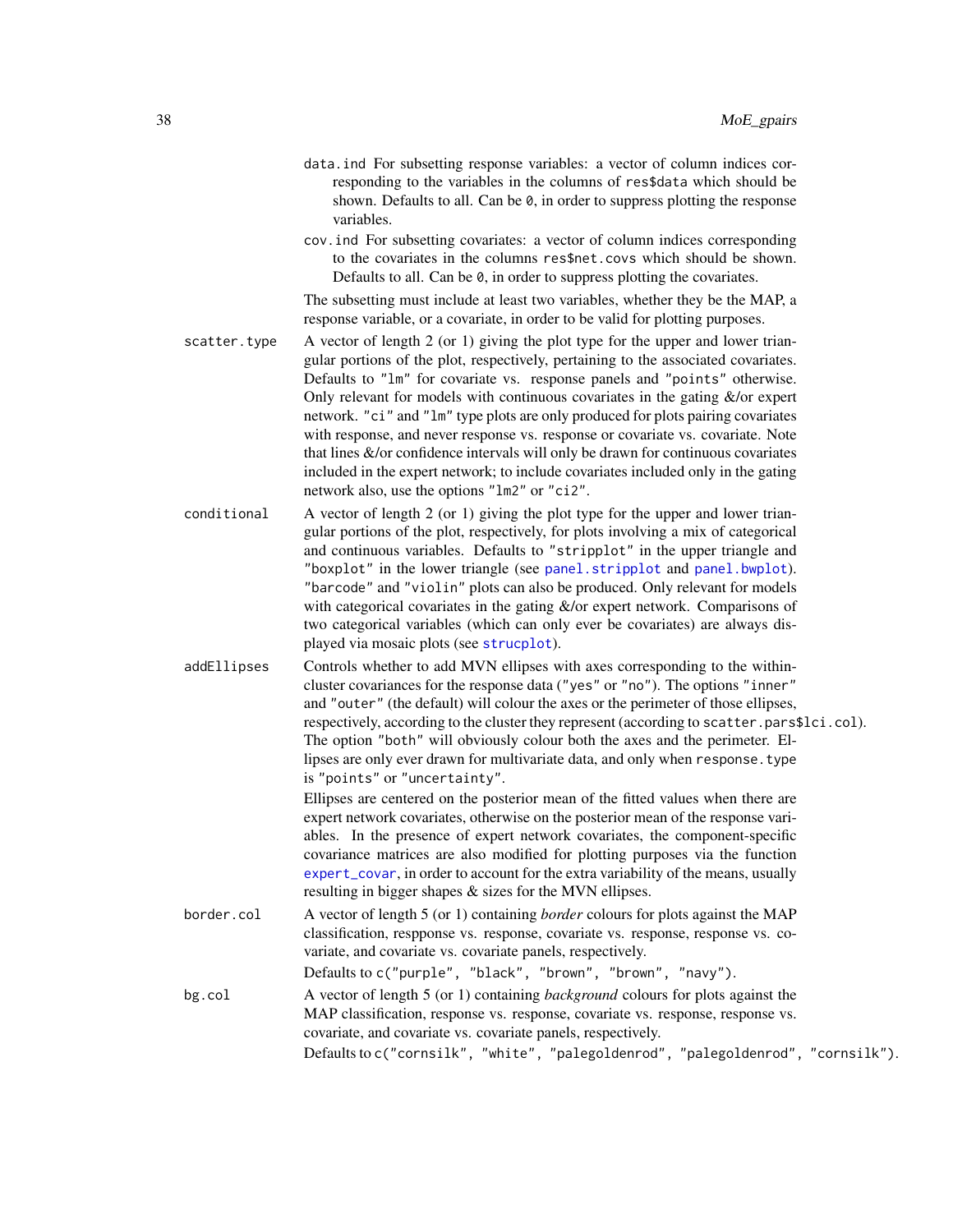data.ind For subsetting response variables: a vector of column indices corresponding to the variables in the columns of `res$data` which should be shown. Defaults to all. Can be `0`, in order to suppress plotting the response variables.

cov.ind For subsetting covariates: a vector of column indices corresponding to the covariates in the columns `res$net.covs` which should be shown. Defaults to all. Can be `0`, in order to suppress plotting the covariates.

The subsetting must include at least two variables, whether they be the MAP, a response variable, or a covariate, in order to be valid for plotting purposes.

**scatter.type** A vector of length 2 (or 1) giving the plot type for the upper and lower triangular portions of the plot, respectively, pertaining to the associated covariates. Defaults to `"lm"` for covariate vs. response panels and `"points"` otherwise. Only relevant for models with continuous covariates in the gating &/or expert network. `"ci"` and `"lm"` type plots are only produced for plots pairing covariates with response, and never response vs. response or covariate vs. covariate. Note that lines &/or confidence intervals will only be drawn for continuous covariates included in the expert network; to include covariates included only in the gating network also, use the options `"lm2"` or `"ci2"`.

**conditional** A vector of length 2 (or 1) giving the plot type for the upper and lower triangular portions of the plot, respectively, for plots involving a mix of categorical and continuous variables. Defaults to `"stripplot"` in the upper triangle and `"boxplot"` in the lower triangle (see `panel.stripplot` and `panel.bwplot`). `"barcode"` and `"violin"` plots can also be produced. Only relevant for models with categorical covariates in the gating &/or expert network. Comparisons of two categorical variables (which can only ever be covariates) are always displayed via mosaic plots (see `strucplot`).

**addEllipses** Controls whether to add MVN ellipses with axes corresponding to the within-cluster covariances for the response data (`"yes"` or `"no"`). The options `"inner"` and `"outer"` (the default) will colour the axes or the perimeter of those ellipses, respectively, according to the cluster they represent (according to `scatter.pars$lci.col`). The option `"both"` will obviously colour both the axes and the perimeter. Ellipses are only ever drawn for multivariate data, and only when `response.type` is `"points"` or `"uncertainty"`.

Ellipses are centered on the posterior mean of the fitted values when there are expert network covariates, otherwise on the posterior mean of the response variables. In the presence of expert network covariates, the component-specific covariance matrices are also modified for plotting purposes via the function `expert_covar`, in order to account for the extra variability of the means, usually resulting in bigger shapes & sizes for the MVN ellipses.

**border.col** A vector of length 5 (or 1) containing *border* colours for plots against the MAP classification, respponse vs. response, covariate vs. response, response vs. covariate, and covariate vs. covariate panels, respectively.

Defaults to `c("purple", "black", "brown", "brown", "navy")`.

**bg.col** A vector of length 5 (or 1) containing *background* colours for plots against the MAP classification, response vs. response, covariate vs. response, response vs. covariate, and covariate vs. covariate panels, respectively.

Defaults to `c("cornsilk", "white", "palegoldenrod", "palegoldenrod", "cornsilk")`.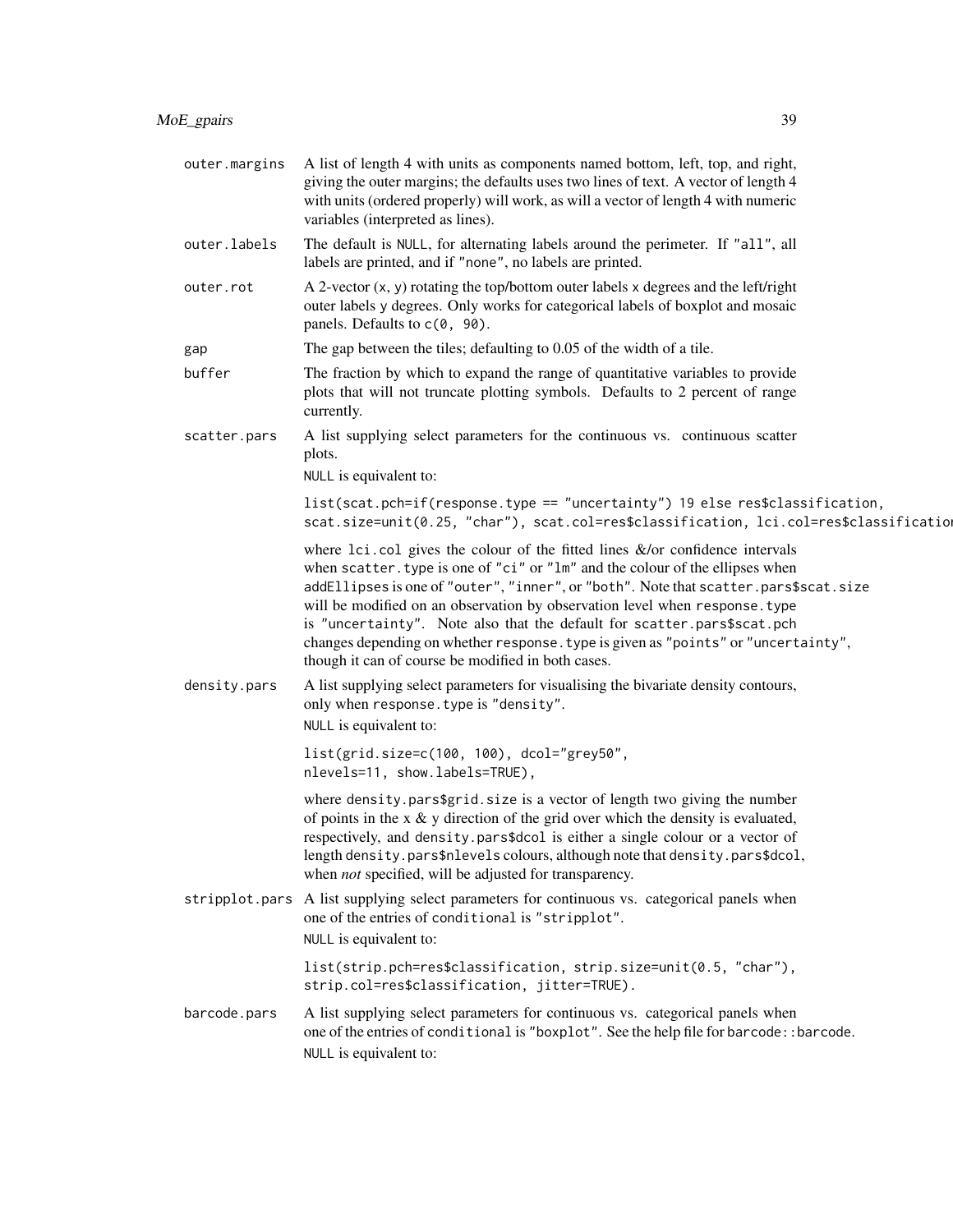**outer.margins** A list of length 4 with units as components named bottom, left, top, and right, giving the outer margins; the defaults uses two lines of text. A vector of length 4 with units (ordered properly) will work, as will a vector of length 4 with numeric variables (interpreted as lines).

**outer.labels** The default is `NULL`, for alternating labels around the perimeter. If `"all"`, all labels are printed, and if `"none"`, no labels are printed.

**outer.rot** A 2-vector (`x`, `y`) rotating the top/bottom outer labels `x` degrees and the left/right outer labels `y` degrees. Only works for categorical labels of boxplot and mosaic panels. Defaults to `c(0, 90)`.

**gap** The gap between the tiles; defaulting to 0.05 of the width of a tile.

**buffer** The fraction by which to expand the range of quantitative variables to provide plots that will not truncate plotting symbols. Defaults to 2 percent of range currently.

**scatter.pars** A list supplying select parameters for the continuous vs. continuous scatter plots.

`NULL` is equivalent to:

```
list(scat.pch=if(response.type == "uncertainty") 19 else res$classification,
scat.size=unit(0.25, "char"), scat.col=res$classification, lci.col=res$classificatio
```

where `lci.col` gives the colour of the fitted lines &/or confidence intervals when `scatter.type` is one of `"ci"` or `"lm"` and the colour of the ellipses when `addEllipses` is one of `"outer"`, `"inner"`, or `"both"`. Note that `scatter.pars$scat.size` will be modified on an observation by observation level when `response.type` is `"uncertainty"`. Note also that the default for `scatter.pars$scat.pch` changes depending on whether `response.type` is given as `"points"` or `"uncertainty"`, though it can of course be modified in both cases.

**density.pars** A list supplying select parameters for visualising the bivariate density contours, only when `response.type` is `"density"`.

`NULL` is equivalent to:

```
list(grid.size=c(100, 100), dcol="grey50",
nlevels=11, show.labels=TRUE),
```

where `density.pars$grid.size` is a vector of length two giving the number of points in the x & y direction of the grid over which the density is evaluated, respectively, and `density.pars$dcol` is either a single colour or a vector of length `density.pars$nlevels` colours, although note that `density.pars$dcol`, when *not* specified, will be adjusted for transparency.

**stripplot.pars** A list supplying select parameters for continuous vs. categorical panels when one of the entries of `conditional` is `"stripplot"`.

`NULL` is equivalent to:

```
list(strip.pch=res$classification, strip.size=unit(0.5, "char"),
strip.col=res$classification, jitter=TRUE).
```

**barcode.pars** A list supplying select parameters for continuous vs. categorical panels when one of the entries of `conditional` is `"boxplot"`. See the help file for `barcode::barcode`.

`NULL` is equivalent to: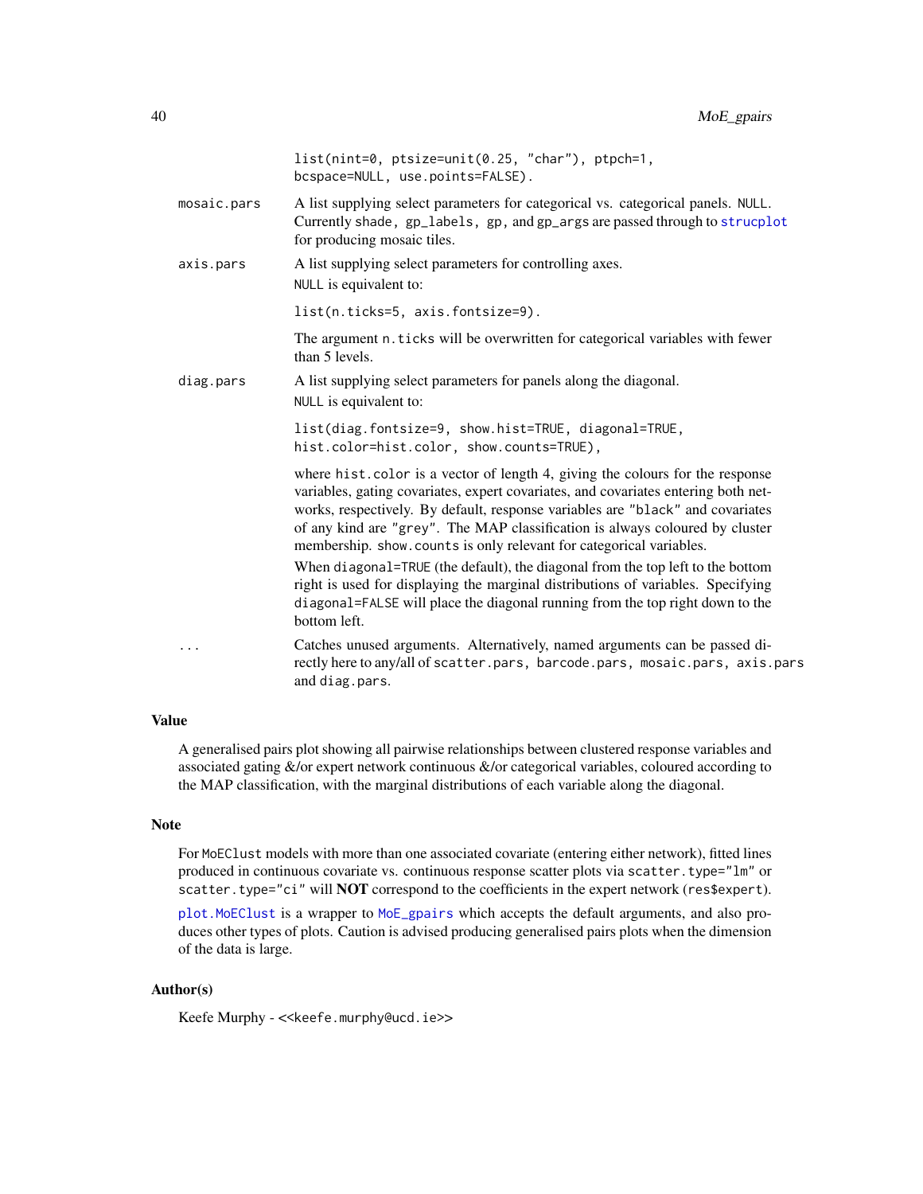list(nint=0, ptsize=unit(0.25, "char"), ptpch=1, bcspace=NULL, use.points=FALSE).

- **mosaic.pars**: A list supplying select parameters for categorical vs. categorical panels. NULL. Currently shade, gp_labels, gp, and gp_args are passed through to strucplot for producing mosaic tiles.
- **axis.pars**: A list supplying select parameters for controlling axes.
  NULL is equivalent to:

  ```
  list(n.ticks=5, axis.fontsize=9).
  ```

  The argument n.ticks will be overwritten for categorical variables with fewer than 5 levels.
- **diag.pars**: A list supplying select parameters for panels along the diagonal.
  NULL is equivalent to:

  ```
  list(diag.fontsize=9, show.hist=TRUE, diagonal=TRUE,
  hist.color=hist.color, show.counts=TRUE),
  ```

  where hist.color is a vector of length 4, giving the colours for the response variables, gating covariates, expert covariates, and covariates entering both networks, respectively. By default, response variables are "black" and covariates of any kind are "grey". The MAP classification is always coloured by cluster membership. show.counts is only relevant for categorical variables.

  When diagonal=TRUE (the default), the diagonal from the top left to the bottom right is used for displaying the marginal distributions of variables. Specifying diagonal=FALSE will place the diagonal running from the top right down to the bottom left.
- **...**: Catches unused arguments. Alternatively, named arguments can be passed directly here to any/all of scatter.pars, barcode.pars, mosaic.pars, axis.pars and diag.pars.

## Value

A generalised pairs plot showing all pairwise relationships between clustered response variables and associated gating &/or expert network continuous &/or categorical variables, coloured according to the MAP classification, with the marginal distributions of each variable along the diagonal.

## Note

For MoEClust models with more than one associated covariate (entering either network), fitted lines produced in continuous covariate vs. continuous response scatter plots via scatter.type="lm" or scatter.type="ci" will **NOT** correspond to the coefficients in the expert network (res$expert).

plot.MoEClust is a wrapper to MoE_gpairs which accepts the default arguments, and also produces other types of plots. Caution is advised producing generalised pairs plots when the dimension of the data is large.

## Author(s)

Keefe Murphy - <<keefe.murphy@ucd.ie>>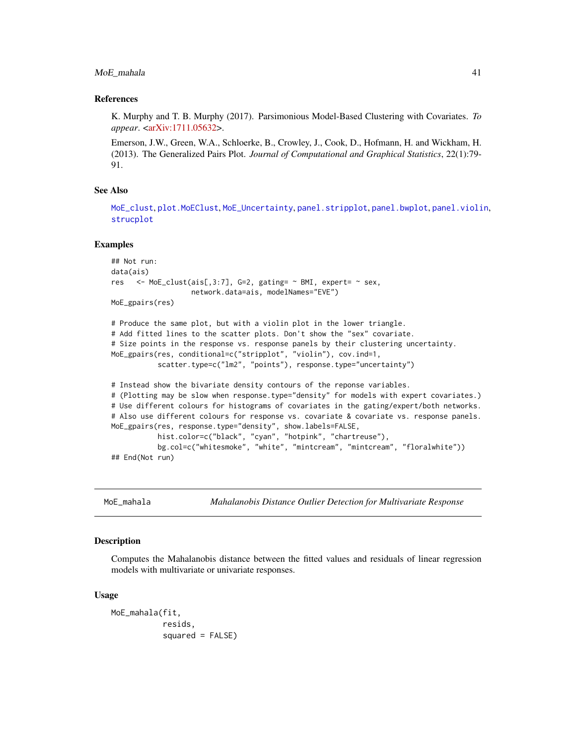### References

K. Murphy and T. B. Murphy (2017). Parsimonious Model-Based Clustering with Covariates. *To appear*. <arXiv:1711.05632>.

Emerson, J.W., Green, W.A., Schloerke, B., Crowley, J., Cook, D., Hofmann, H. and Wickham, H. (2013). The Generalized Pairs Plot. *Journal of Computational and Graphical Statistics*, 22(1):79-91.

### See Also

MoE_clust, plot.MoEClust, MoE_Uncertainty, panel.stripplot, panel.bwplot, panel.violin, strucplot

### Examples

```
## Not run:
data(ais)
res   <- MoE_clust(ais[,3:7], G=2, gating= ~ BMI, expert= ~ sex,
                   network.data=ais, modelNames="EVE")
MoE_gpairs(res)

# Produce the same plot, but with a violin plot in the lower triangle.
# Add fitted lines to the scatter plots. Don't show the "sex" covariate.
# Size points in the response vs. response panels by their clustering uncertainty.
MoE_gpairs(res, conditional=c("stripplot", "violin"), cov.ind=1,
           scatter.type=c("lm2", "points"), response.type="uncertainty")

# Instead show the bivariate density contours of the reponse variables.
# (Plotting may be slow when response.type="density" for models with expert covariates.)
# Use different colours for histograms of covariates in the gating/expert/both networks.
# Also use different colours for response vs. covariate & covariate vs. response panels.
MoE_gpairs(res, response.type="density", show.labels=FALSE,
           hist.color=c("black", "cyan", "hotpink", "chartreuse"),
           bg.col=c("whitesmoke", "white", "mintcream", "mintcream", "floralwhite"))
## End(Not run)
```

---

## MoE_mahala — *Mahalanobis Distance Outlier Detection for Multivariate Response*

### Description

Computes the Mahalanobis distance between the fitted values and residuals of linear regression models with multivariate or univariate responses.

### Usage

```
MoE_mahala(fit,
           resids,
           squared = FALSE)
```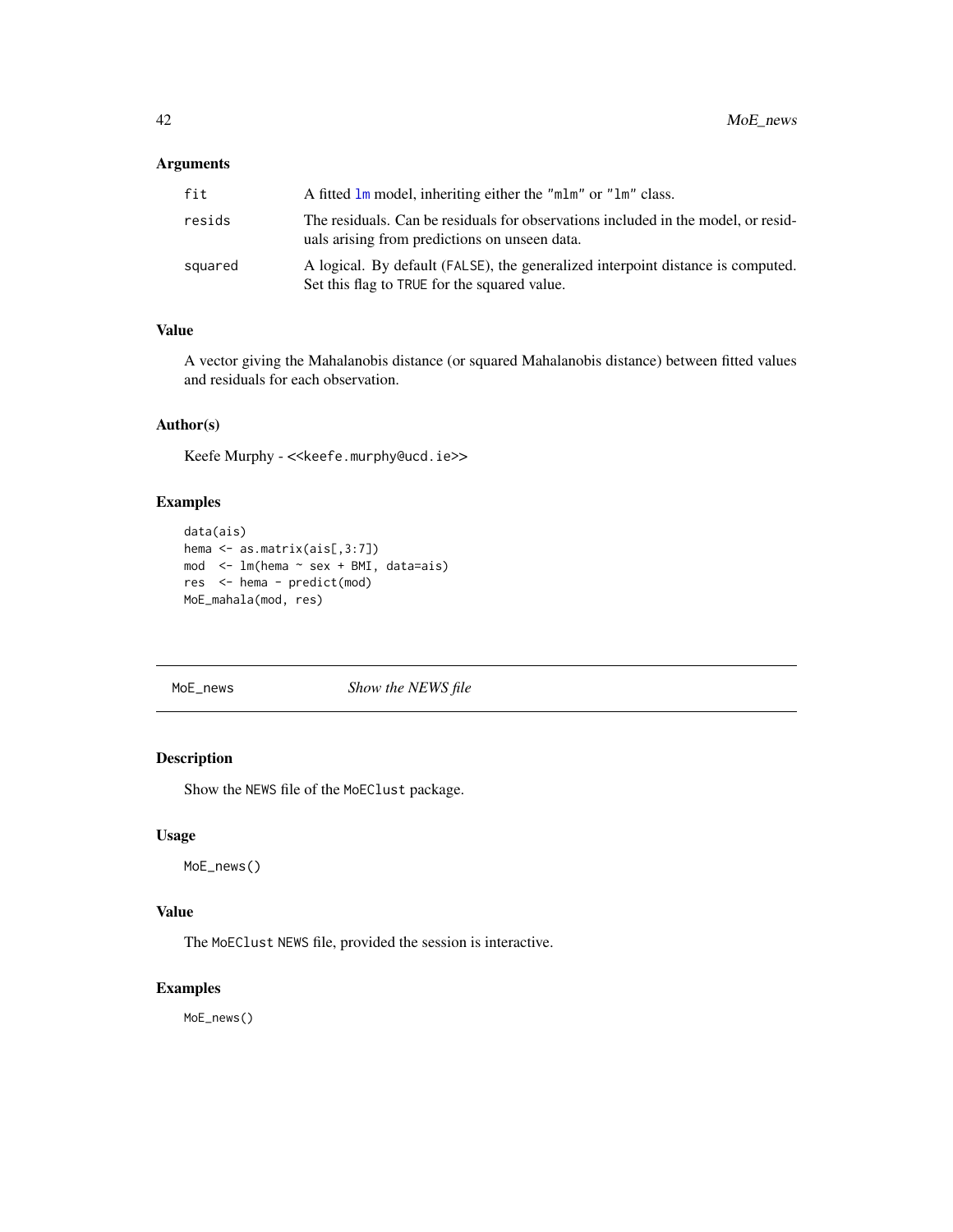### Arguments

| | |
|---|---|
| fit | A fitted lm model, inheriting either the "mlm" or "lm" class. |
| resids | The residuals. Can be residuals for observations included in the model, or residuals arising from predictions on unseen data. |
| squared | A logical. By default (FALSE), the generalized interpoint distance is computed. Set this flag to TRUE for the squared value. |

### Value

A vector giving the Mahalanobis distance (or squared Mahalanobis distance) between fitted values and residuals for each observation.

### Author(s)

Keefe Murphy - <<keefe.murphy@ucd.ie>>

### Examples

```
data(ais)
hema <- as.matrix(ais[,3:7])
mod  <- lm(hema ~ sex + BMI, data=ais)
res  <- hema - predict(mod)
MoE_mahala(mod, res)
```

---

## MoE_news *Show the NEWS file*

### Description

Show the NEWS file of the MoEClust package.

### Usage

```
MoE_news()
```

### Value

The MoEClust NEWS file, provided the session is interactive.

### Examples

```
MoE_news()
```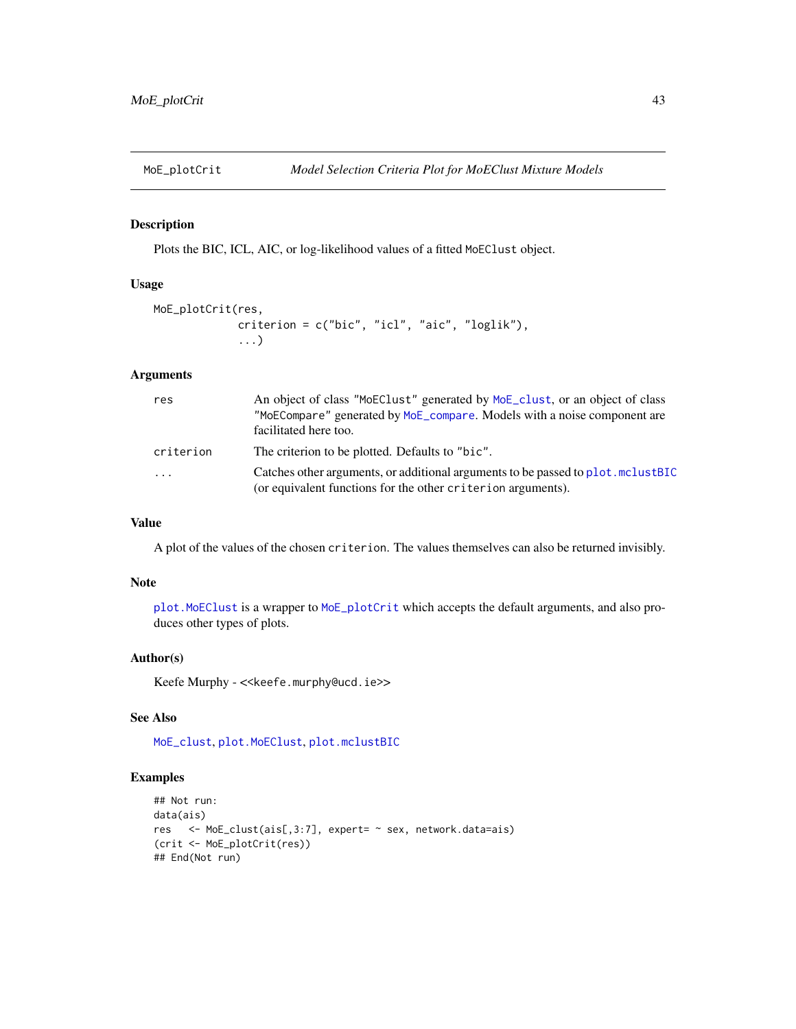## MoE_plotCrit — *Model Selection Criteria Plot for MoEClust Mixture Models*

### Description

Plots the BIC, ICL, AIC, or log-likelihood values of a fitted `MoEClust` object.

### Usage

```
MoE_plotCrit(res,
             criterion = c("bic", "icl", "aic", "loglik"),
             ...)
```

### Arguments

| | |
|---|---|
| `res` | An object of class `"MoEClust"` generated by `MoE_clust`, or an object of class `"MoECompare"` generated by `MoE_compare`. Models with a noise component are facilitated here too. |
| `criterion` | The criterion to be plotted. Defaults to `"bic"`. |
| `...` | Catches other arguments, or additional arguments to be passed to `plot.mclustBIC` (or equivalent functions for the other `criterion` arguments). |

### Value

A plot of the values of the chosen `criterion`. The values themselves can also be returned invisibly.

### Note

`plot.MoEClust` is a wrapper to `MoE_plotCrit` which accepts the default arguments, and also produces other types of plots.

### Author(s)

Keefe Murphy - <<keefe.murphy@ucd.ie>>

### See Also

`MoE_clust`, `plot.MoEClust`, `plot.mclustBIC`

### Examples

```
## Not run:
data(ais)
res   <- MoE_clust(ais[,3:7], expert= ~ sex, network.data=ais)
(crit <- MoE_plotCrit(res))
## End(Not run)
```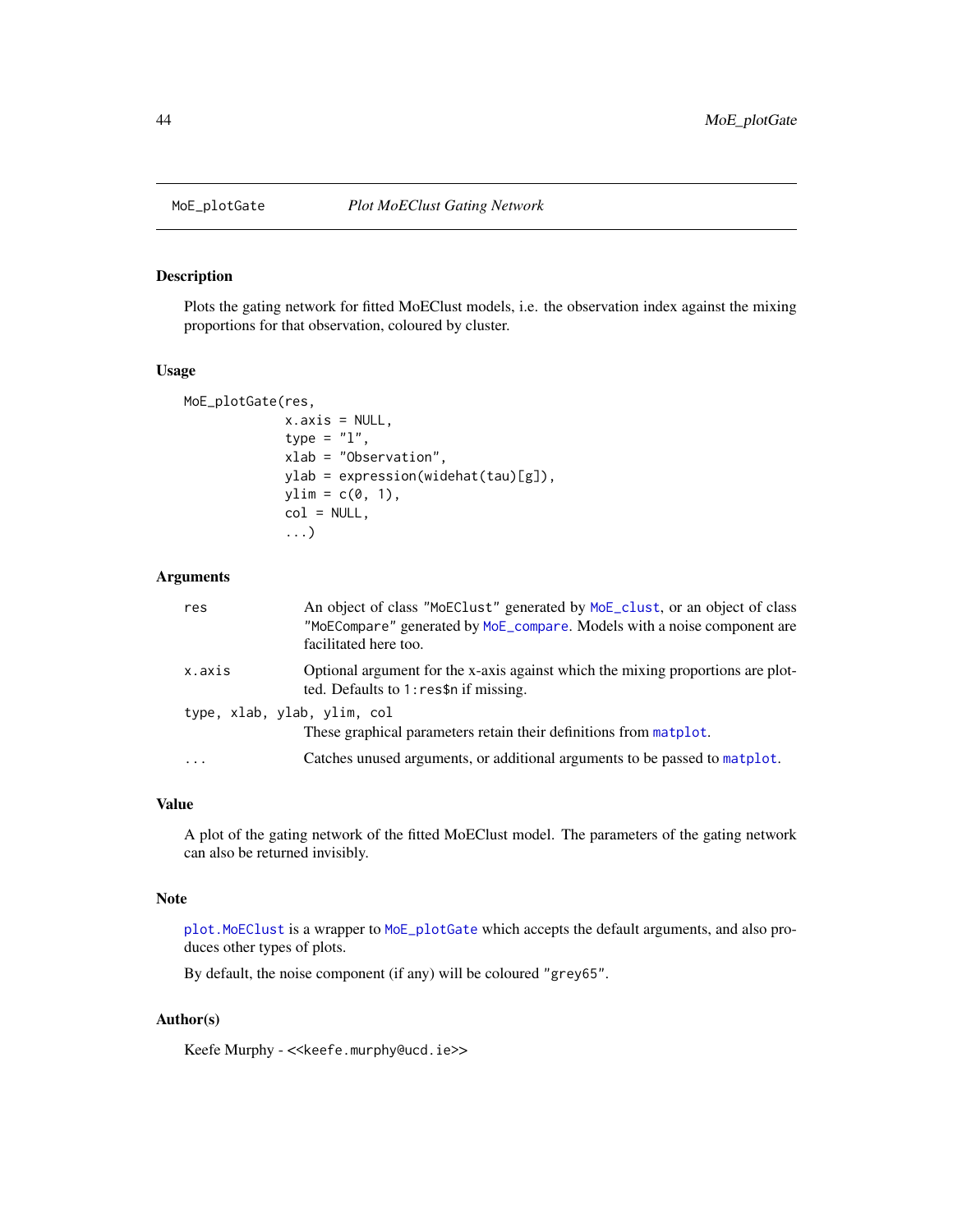# MoE_plotGate — *Plot MoEClust Gating Network*

## Description

Plots the gating network for fitted MoEClust models, i.e. the observation index against the mixing proportions for that observation, coloured by cluster.

## Usage

```
MoE_plotGate(res,
             x.axis = NULL,
             type = "l",
             xlab = "Observation",
             ylab = expression(widehat(tau)[g]),
             ylim = c(0, 1),
             col = NULL,
             ...)
```

## Arguments

- `res` — An object of class `"MoEClust"` generated by `MoE_clust`, or an object of class `"MoECompare"` generated by `MoE_compare`. Models with a noise component are facilitated here too.
- `x.axis` — Optional argument for the x-axis against which the mixing proportions are plotted. Defaults to `1:res$n` if missing.
- `type, xlab, ylab, ylim, col` — These graphical parameters retain their definitions from `matplot`.
- `...` — Catches unused arguments, or additional arguments to be passed to `matplot`.

## Value

A plot of the gating network of the fitted MoEClust model. The parameters of the gating network can also be returned invisibly.

## Note

`plot.MoEClust` is a wrapper to `MoE_plotGate` which accepts the default arguments, and also produces other types of plots.

By default, the noise component (if any) will be coloured `"grey65"`.

## Author(s)

Keefe Murphy - <`<keefe.murphy@ucd.ie>`>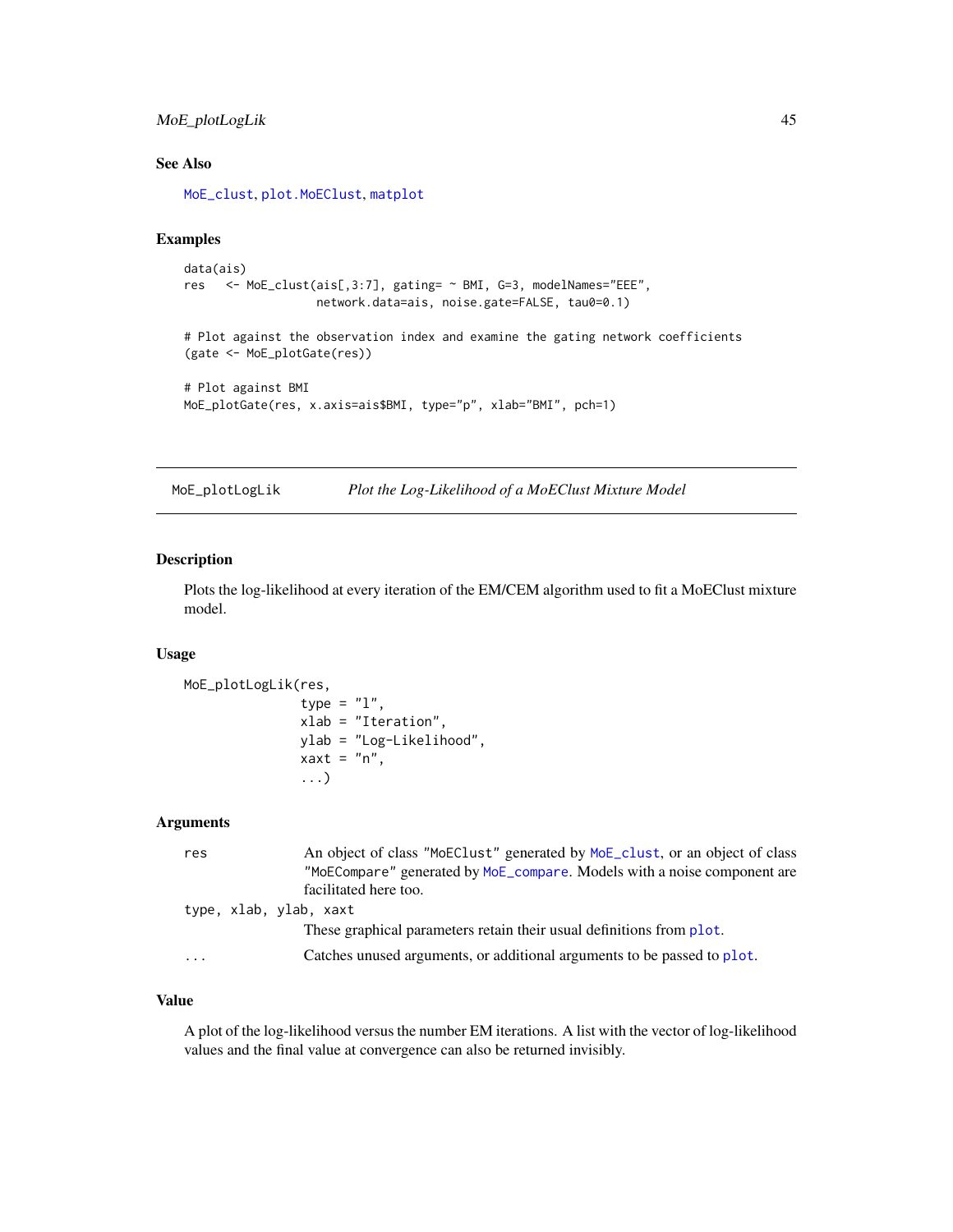### See Also

MoE_clust, plot.MoEClust, matplot

### Examples

```
data(ais)
res   <- MoE_clust(ais[,3:7], gating= ~ BMI, G=3, modelNames="EEE",
                   network.data=ais, noise.gate=FALSE, tau0=0.1)

# Plot against the observation index and examine the gating network coefficients
(gate <- MoE_plotGate(res))

# Plot against BMI
MoE_plotGate(res, x.axis=ais$BMI, type="p", xlab="BMI", pch=1)
```

---

## MoE_plotLogLik — *Plot the Log-Likelihood of a MoEClust Mixture Model*

### Description

Plots the log-likelihood at every iteration of the EM/CEM algorithm used to fit a MoEClust mixture model.

### Usage

```
MoE_plotLogLik(res,
               type = "l",
               xlab = "Iteration",
               ylab = "Log-Likelihood",
               xaxt = "n",
               ...)
```

### Arguments

| | |
|---|---|
| res | An object of class "MoEClust" generated by MoE_clust, or an object of class "MoECompare" generated by MoE_compare. Models with a noise component are facilitated here too. |
| type, xlab, ylab, xaxt | These graphical parameters retain their usual definitions from plot. |
| ... | Catches unused arguments, or additional arguments to be passed to plot. |

### Value

A plot of the log-likelihood versus the number EM iterations. A list with the vector of log-likelihood values and the final value at convergence can also be returned invisibly.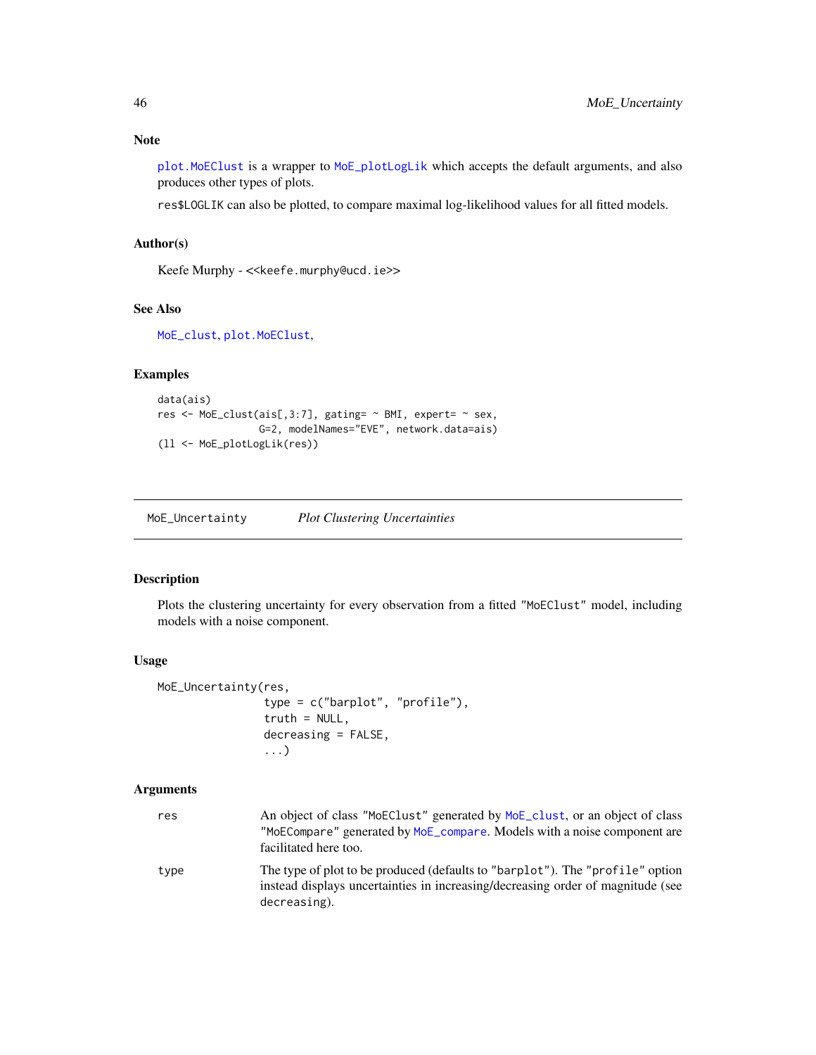### Note

plot.MoEClust is a wrapper to MoE_plotLogLik which accepts the default arguments, and also produces other types of plots.

res$LOGLIK can also be plotted, to compare maximal log-likelihood values for all fitted models.

### Author(s)

Keefe Murphy - <<keefe.murphy@ucd.ie>>

### See Also

MoE_clust, plot.MoEClust,

### Examples

```
data(ais)
res <- MoE_clust(ais[,3:7], gating= ~ BMI, expert= ~ sex,
                 G=2, modelNames="EVE", network.data=ais)
(ll <- MoE_plotLogLik(res))
```

---

## MoE_Uncertainty *Plot Clustering Uncertainties*

### Description

Plots the clustering uncertainty for every observation from a fitted "MoEClust" model, including models with a noise component.

### Usage

```
MoE_Uncertainty(res,
                type = c("barplot", "profile"),
                truth = NULL,
                decreasing = FALSE,
                ...)
```

### Arguments

| | |
|---|---|
| res | An object of class "MoEClust" generated by MoE_clust, or an object of class "MoECompare" generated by MoE_compare. Models with a noise component are facilitated here too. |
| type | The type of plot to be produced (defaults to "barplot"). The "profile" option instead displays uncertainties in increasing/decreasing order of magnitude (see decreasing). |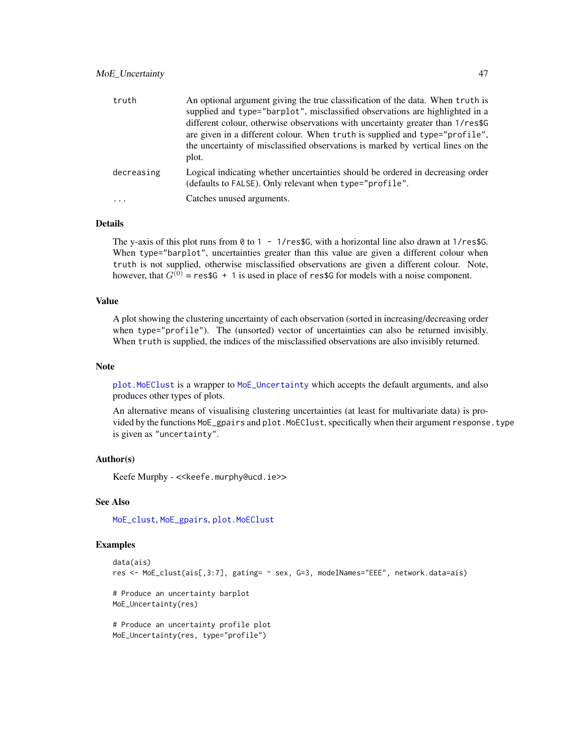| | |
|---|---|
| truth | An optional argument giving the true classification of the data. When `truth` is supplied and `type="barplot"`, misclassified observations are highlighted in a different colour, otherwise observations with uncertainty greater than `1/res$G` are given in a different colour. When `truth` is supplied and `type="profile"`, the uncertainty of misclassified observations is marked by vertical lines on the plot. |
| decreasing | Logical indicating whether uncertainties should be ordered in decreasing order (defaults to `FALSE`). Only relevant when `type="profile"`. |
| ... | Catches unused arguments. |

## Details

The y-axis of this plot runs from `0` to `1 - 1/res$G`, with a horizontal line also drawn at `1/res$G`. When `type="barplot"`, uncertainties greater than this value are given a different colour when `truth` is not supplied, otherwise misclassified observations are given a different colour. Note, however, that $G^{(0)}$ = `res$G + 1` is used in place of `res$G` for models with a noise component.

## Value

A plot showing the clustering uncertainty of each observation (sorted in increasing/decreasing order when `type="profile"`). The (unsorted) vector of uncertainties can also be returned invisibly. When `truth` is supplied, the indices of the misclassified observations are also invisibly returned.

## Note

`plot.MoEClust` is a wrapper to `MoE_Uncertainty` which accepts the default arguments, and also produces other types of plots.

An alternative means of visualising clustering uncertainties (at least for multivariate data) is provided by the functions `MoE_gpairs` and `plot.MoEClust`, specifically when their argument `response.type` is given as `"uncertainty"`.

## Author(s)

Keefe Murphy - <<keefe.murphy@ucd.ie>>

## See Also

`MoE_clust`, `MoE_gpairs`, `plot.MoEClust`

## Examples

```
data(ais)
res <- MoE_clust(ais[,3:7], gating= ~ sex, G=3, modelNames="EEE", network.data=ais)

# Produce an uncertainty barplot
MoE_Uncertainty(res)

# Produce an uncertainty profile plot
MoE_Uncertainty(res, type="profile")
```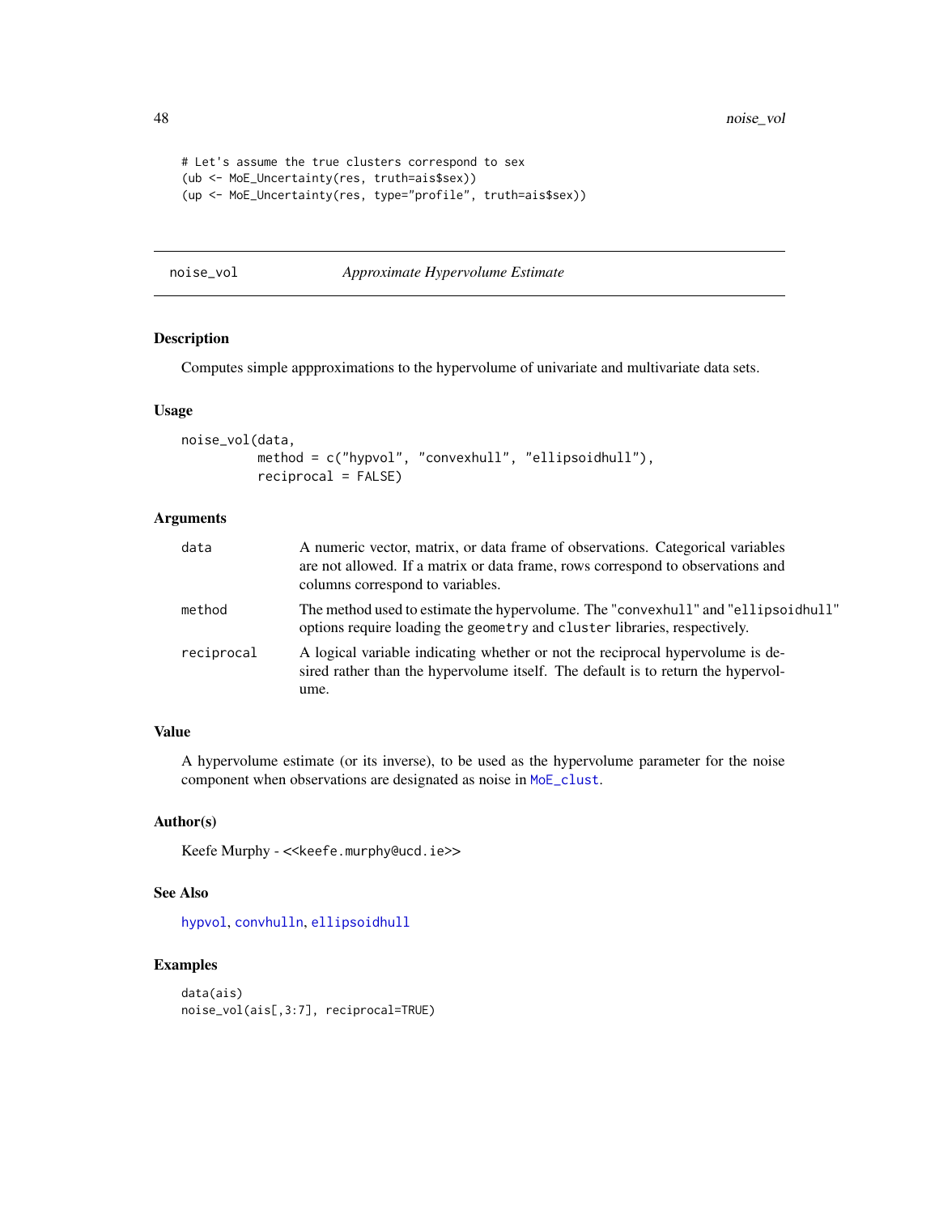```
# Let's assume the true clusters correspond to sex
(ub <- MoE_Uncertainty(res, truth=ais$sex))
(up <- MoE_Uncertainty(res, type="profile", truth=ais$sex))
```

---

## noise_vol — *Approximate Hypervolume Estimate*

### Description

Computes simple appproximations to the hypervolume of univariate and multivariate data sets.

### Usage

```
noise_vol(data,
          method = c("hypvol", "convexhull", "ellipsoidhull"),
          reciprocal = FALSE)
```

### Arguments

| | |
|---|---|
| `data` | A numeric vector, matrix, or data frame of observations. Categorical variables are not allowed. If a matrix or data frame, rows correspond to observations and columns correspond to variables. |
| `method` | The method used to estimate the hypervolume. The "`convexhull`" and "`ellipsoidhull`" options require loading the `geometry` and `cluster` libraries, respectively. |
| `reciprocal` | A logical variable indicating whether or not the reciprocal hypervolume is desired rather than the hypervolume itself. The default is to return the hypervolume. |

### Value

A hypervolume estimate (or its inverse), to be used as the hypervolume parameter for the noise component when observations are designated as noise in `MoE_clust`.

### Author(s)

Keefe Murphy - <<keefe.murphy@ucd.ie>>

### See Also

`hypvol`, `convhulln`, `ellipsoidhull`

### Examples

```
data(ais)
noise_vol(ais[,3:7], reciprocal=TRUE)
```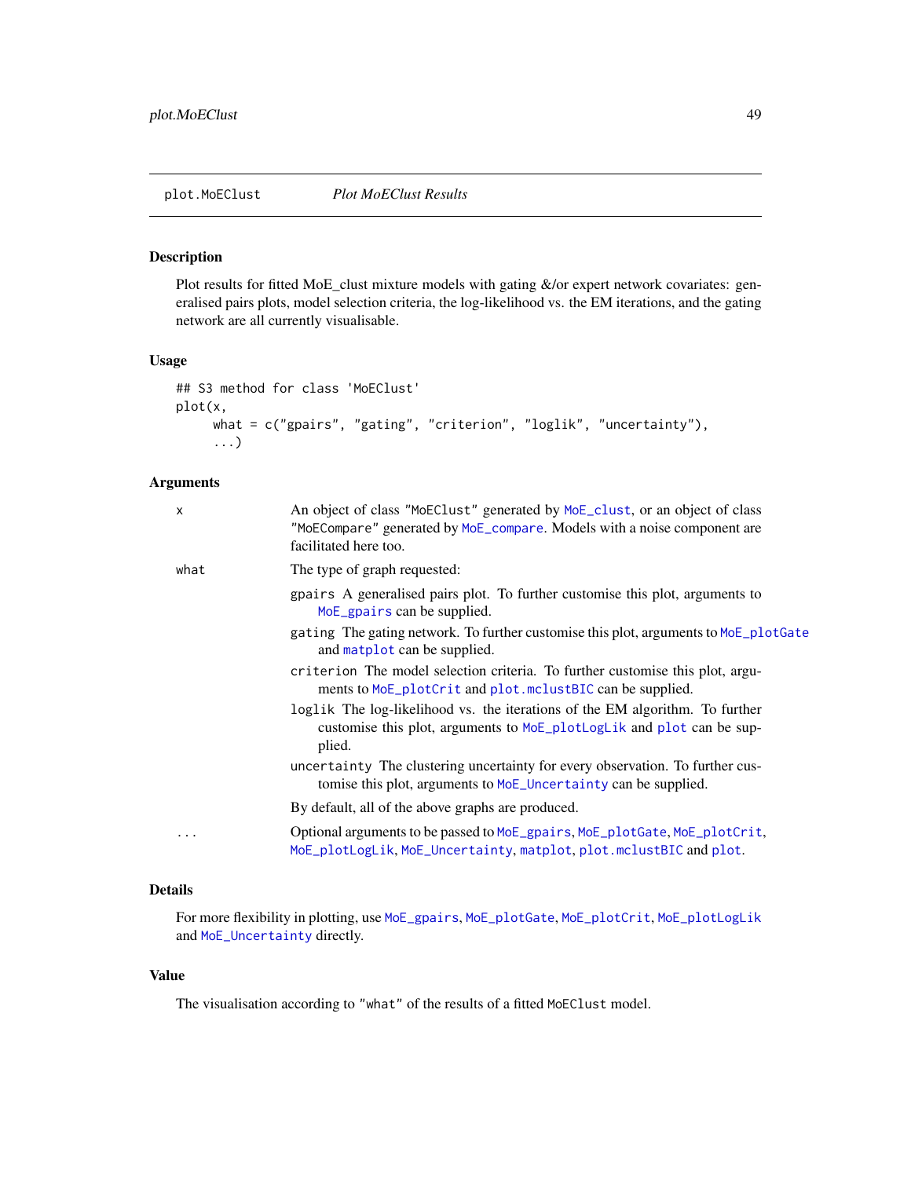# plot.MoEClust *Plot MoEClust Results*

## Description

Plot results for fitted MoE_clust mixture models with gating &/or expert network covariates: generalised pairs plots, model selection criteria, the log-likelihood vs. the EM iterations, and the gating network are all currently visualisable.

## Usage

```
## S3 method for class 'MoEClust'
plot(x,
     what = c("gpairs", "gating", "criterion", "loglik", "uncertainty"),
     ...)
```

## Arguments

| | |
|---|---|
| `x` | An object of class `"MoEClust"` generated by `MoE_clust`, or an object of class `"MoECompare"` generated by `MoE_compare`. Models with a noise component are facilitated here too. |
| `what` | The type of graph requested:<br>`gpairs` A generalised pairs plot. To further customise this plot, arguments to `MoE_gpairs` can be supplied.<br>`gating` The gating network. To further customise this plot, arguments to `MoE_plotGate` and `matplot` can be supplied.<br>`criterion` The model selection criteria. To further customise this plot, arguments to `MoE_plotCrit` and `plot.mclustBIC` can be supplied.<br>`loglik` The log-likelihood vs. the iterations of the EM algorithm. To further customise this plot, arguments to `MoE_plotLogLik` and `plot` can be supplied.<br>`uncertainty` The clustering uncertainty for every observation. To further customise this plot, arguments to `MoE_Uncertainty` can be supplied.<br>By default, all of the above graphs are produced. |
| `...` | Optional arguments to be passed to `MoE_gpairs`, `MoE_plotGate`, `MoE_plotCrit`, `MoE_plotLogLik`, `MoE_Uncertainty`, `matplot`, `plot.mclustBIC` and `plot`. |

## Details

For more flexibility in plotting, use `MoE_gpairs`, `MoE_plotGate`, `MoE_plotCrit`, `MoE_plotLogLik` and `MoE_Uncertainty` directly.

## Value

The visualisation according to `"what"` of the results of a fitted `MoEClust` model.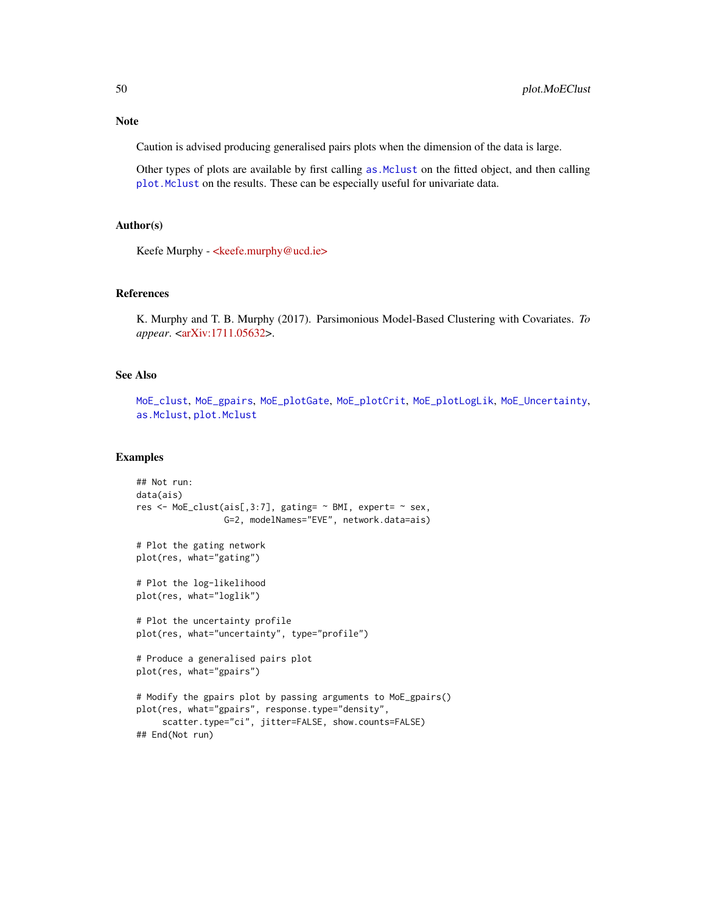## Note

Caution is advised producing generalised pairs plots when the dimension of the data is large.

Other types of plots are available by first calling `as.Mclust` on the fitted object, and then calling `plot.Mclust` on the results. These can be especially useful for univariate data.

## Author(s)

Keefe Murphy - <keefe.murphy@ucd.ie>

## References

K. Murphy and T. B. Murphy (2017). Parsimonious Model-Based Clustering with Covariates. *To appear*. <arXiv:1711.05632>.

## See Also

`MoE_clust`, `MoE_gpairs`, `MoE_plotGate`, `MoE_plotCrit`, `MoE_plotLogLik`, `MoE_Uncertainty`, `as.Mclust`, `plot.Mclust`

## Examples

```
## Not run:
data(ais)
res <- MoE_clust(ais[,3:7], gating= ~ BMI, expert= ~ sex,
                 G=2, modelNames="EVE", network.data=ais)

# Plot the gating network
plot(res, what="gating")

# Plot the log-likelihood
plot(res, what="loglik")

# Plot the uncertainty profile
plot(res, what="uncertainty", type="profile")

# Produce a generalised pairs plot
plot(res, what="gpairs")

# Modify the gpairs plot by passing arguments to MoE_gpairs()
plot(res, what="gpairs", response.type="density",
     scatter.type="ci", jitter=FALSE, show.counts=FALSE)
## End(Not run)
```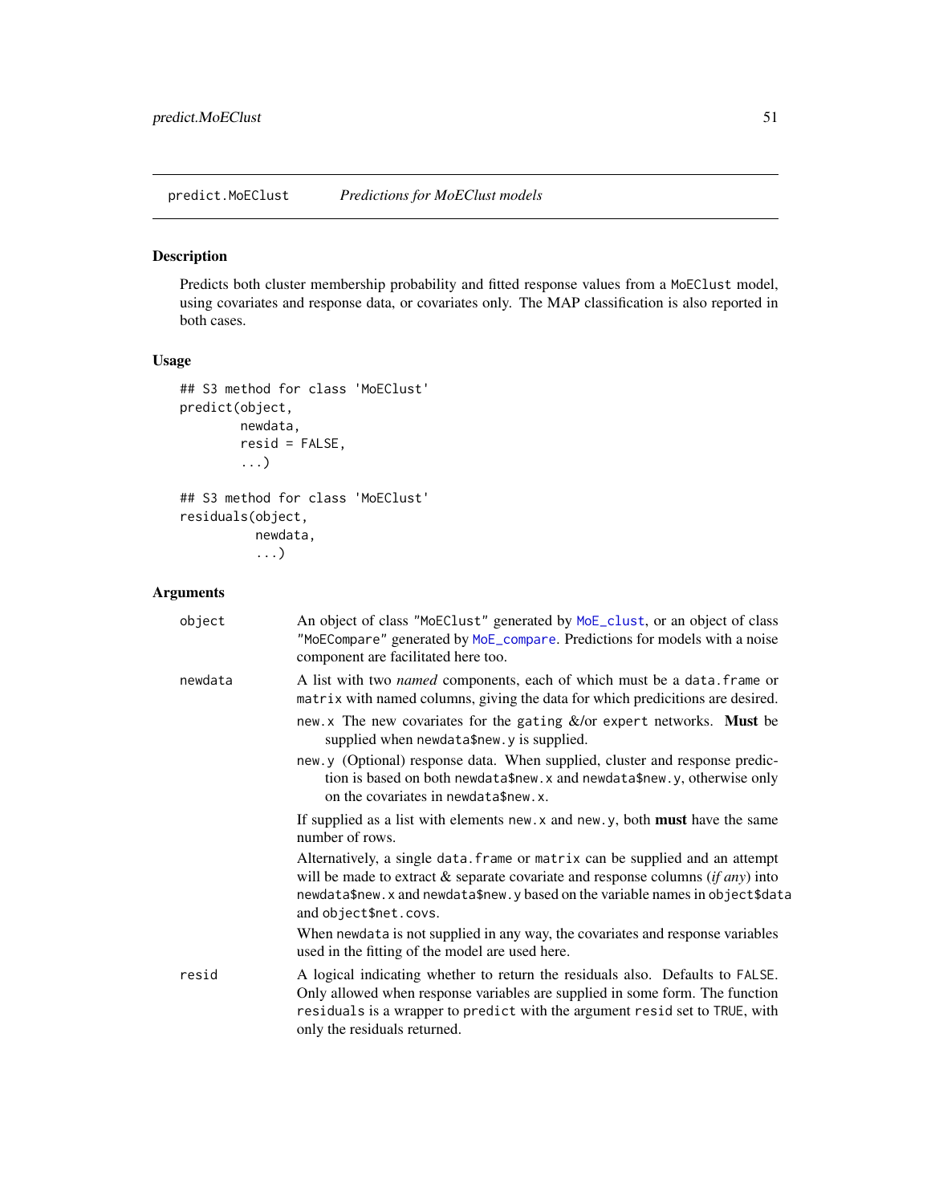predict.MoEClust *Predictions for MoEClust models*

## Description

Predicts both cluster membership probability and fitted response values from a MoEClust model, using covariates and response data, or covariates only. The MAP classification is also reported in both cases.

## Usage

```
## S3 method for class 'MoEClust'
predict(object,
        newdata,
        resid = FALSE,
        ...)

## S3 method for class 'MoEClust'
residuals(object,
          newdata,
          ...)
```

## Arguments

**object** An object of class "MoEClust" generated by MoE_clust, or an object of class "MoECompare" generated by MoE_compare. Predictions for models with a noise component are facilitated here too.

**newdata** A list with two *named* components, each of which must be a data.frame or matrix with named columns, giving the data for which predicitions are desired.

- new.x The new covariates for the gating &/or expert networks. **Must** be supplied when newdata$new.y is supplied.
- new.y (Optional) response data. When supplied, cluster and response prediction is based on both newdata$new.x and newdata$new.y, otherwise only on the covariates in newdata$new.x.

If supplied as a list with elements new.x and new.y, both **must** have the same number of rows.

Alternatively, a single data.frame or matrix can be supplied and an attempt will be made to extract & separate covariate and response columns (*if any*) into newdata$new.x and newdata$new.y based on the variable names in object$data and object$net.covs.

When newdata is not supplied in any way, the covariates and response variables used in the fitting of the model are used here.

**resid** A logical indicating whether to return the residuals also. Defaults to FALSE. Only allowed when response variables are supplied in some form. The function residuals is a wrapper to predict with the argument resid set to TRUE, with only the residuals returned.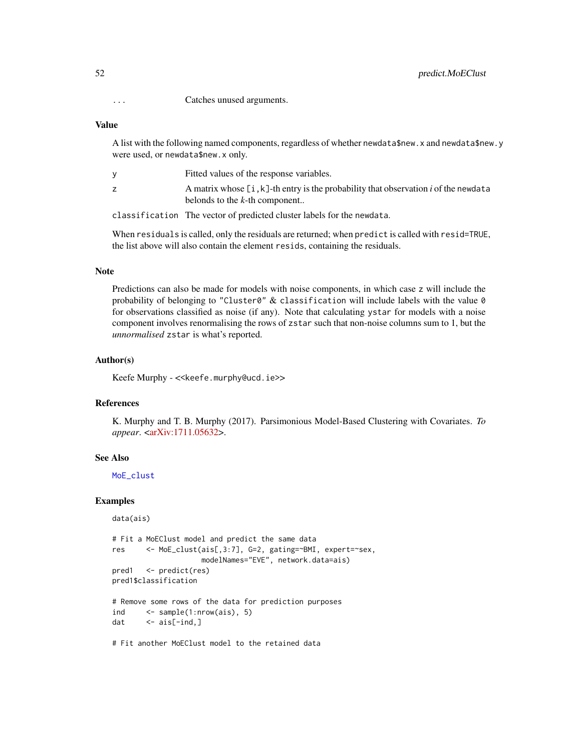`...` Catches unused arguments.

## Value

A list with the following named components, regardless of whether `newdata$new.x` and `newdata$new.y` were used, or `newdata$new.x` only.

| | |
|---|---|
| `y` | Fitted values of the response variables. |
| `z` | A matrix whose `[i,k]`-th entry is the probability that observation *i* of the `newdata` belonds to the *k*-th component.. |
| `classification` | The vector of predicted cluster labels for the `newdata`. |

When `residuals` is called, only the residuals are returned; when `predict` is called with `resid=TRUE`, the list above will also contain the element `resids`, containing the residuals.

## Note

Predictions can also be made for models with noise components, in which case `z` will include the probability of belonging to `"Cluster0"` & `classification` will include labels with the value `0` for observations classified as noise (if any). Note that calculating `ystar` for models with a noise component involves renormalising the rows of `zstar` such that non-noise columns sum to 1, but the *unnormalised* `zstar` is what's reported.

## Author(s)

Keefe Murphy - <<keefe.murphy@ucd.ie>>

## References

K. Murphy and T. B. Murphy (2017). Parsimonious Model-Based Clustering with Covariates. *To appear*. <arXiv:1711.05632>.

## See Also

`MoE_clust`

## Examples

```
data(ais)

# Fit a MoEClust model and predict the same data
res     <- MoE_clust(ais[,3:7], G=2, gating=~BMI, expert=~sex,
                     modelNames="EVE", network.data=ais)
pred1   <- predict(res)
pred1$classification

# Remove some rows of the data for prediction purposes
ind     <- sample(1:nrow(ais), 5)
dat     <- ais[-ind,]

# Fit another MoEClust model to the retained data
```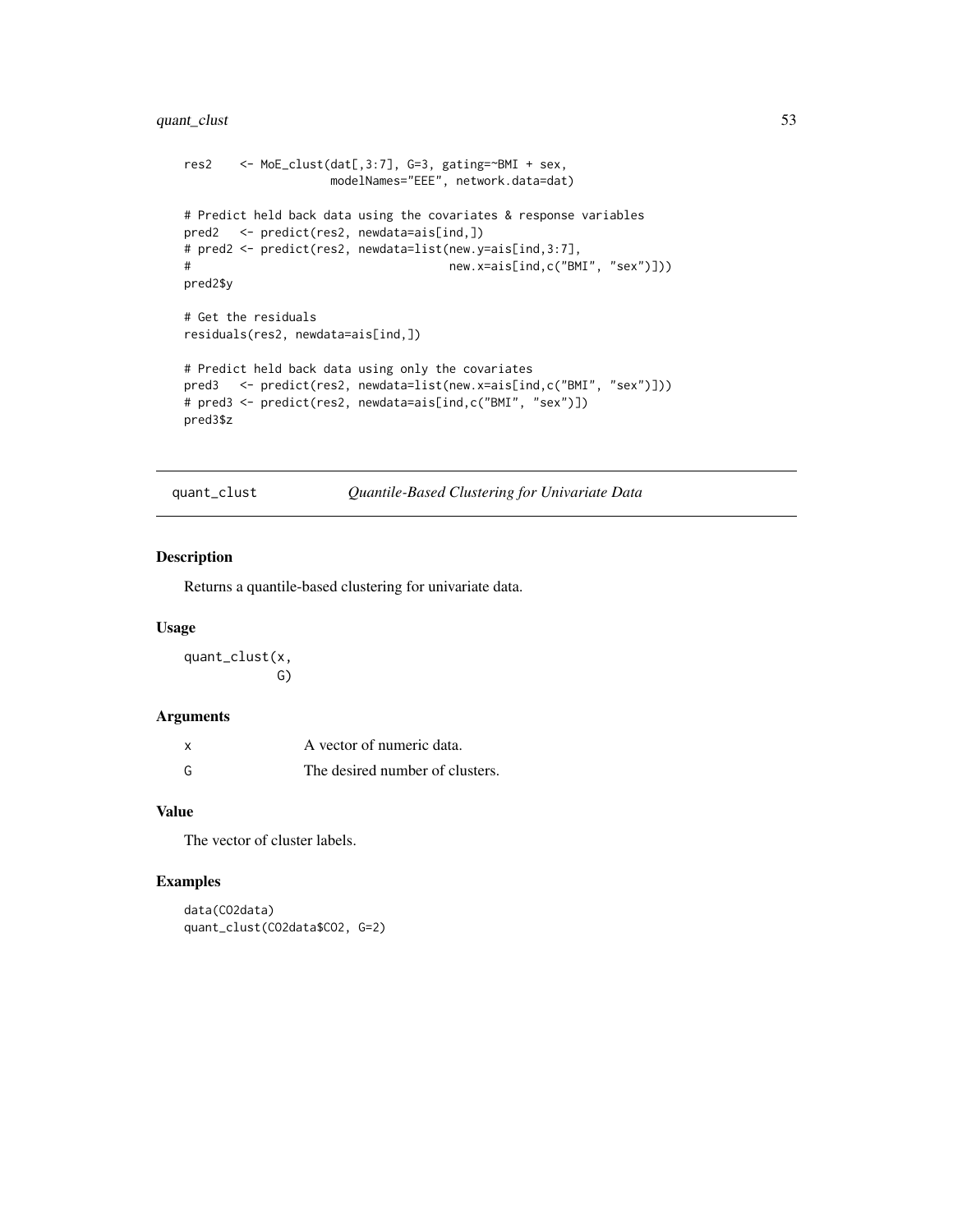```
res2    <- MoE_clust(dat[,3:7], G=3, gating=~BMI + sex,
                     modelNames="EEE", network.data=dat)

# Predict held back data using the covariates & response variables
pred2   <- predict(res2, newdata=ais[ind,])
# pred2 <- predict(res2, newdata=list(new.y=ais[ind,3:7],
#                                     new.x=ais[ind,c("BMI", "sex")]))
pred2$y

# Get the residuals
residuals(res2, newdata=ais[ind,])

# Predict held back data using only the covariates
pred3   <- predict(res2, newdata=list(new.x=ais[ind,c("BMI", "sex")]))
# pred3 <- predict(res2, newdata=ais[ind,c("BMI", "sex")])
pred3$z
```

## quant_clust — *Quantile-Based Clustering for Univariate Data*

### Description

Returns a quantile-based clustering for univariate data.

### Usage

```
quant_clust(x,
            G)
```

### Arguments

| | |
|---|---|
| x | A vector of numeric data. |
| G | The desired number of clusters. |

### Value

The vector of cluster labels.

### Examples

```
data(CO2data)
quant_clust(CO2data$CO2, G=2)
```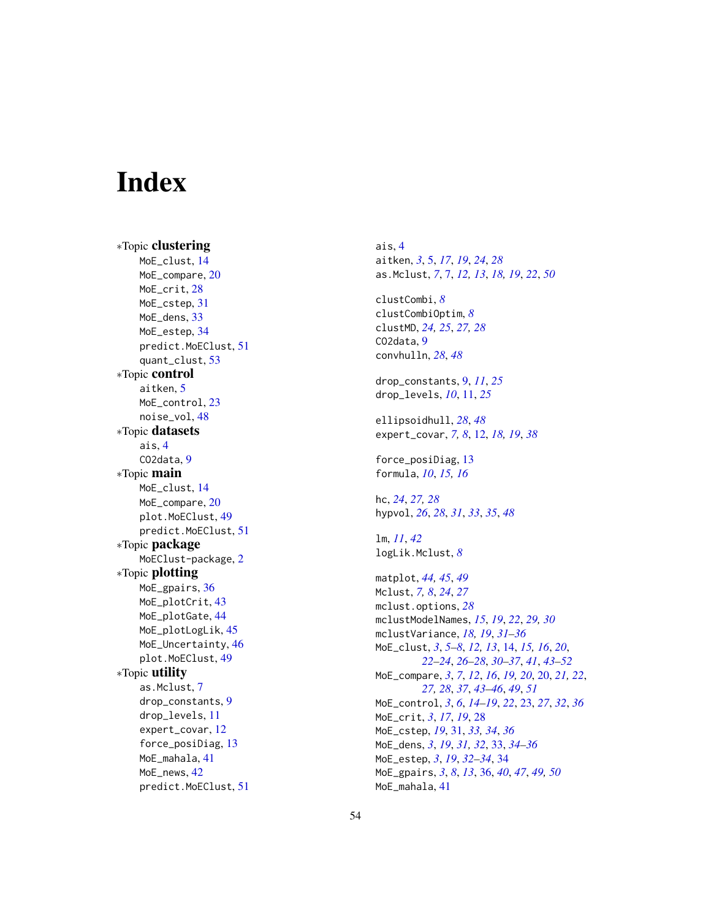# Index

∗Topic **clustering**
- MoE_clust, 14
- MoE_compare, 20
- MoE_crit, 28
- MoE_cstep, 31
- MoE_dens, 33
- MoE_estep, 34
- predict.MoEClust, 51
- quant_clust, 53

∗Topic **control**
- aitken, 5
- MoE_control, 23
- noise_vol, 48

∗Topic **datasets**
- ais, 4
- CO2data, 9

∗Topic **main**
- MoE_clust, 14
- MoE_compare, 20
- plot.MoEClust, 49
- predict.MoEClust, 51

∗Topic **package**
- MoEClust-package, 2

∗Topic **plotting**
- MoE_gpairs, 36
- MoE_plotCrit, 43
- MoE_plotGate, 44
- MoE_plotLogLik, 45
- MoE_Uncertainty, 46
- plot.MoEClust, 49

∗Topic **utility**
- as.Mclust, 7
- drop_constants, 9
- drop_levels, 11
- expert_covar, 12
- force_posiDiag, 13
- MoE_mahala, 41
- MoE_news, 42
- predict.MoEClust, 51

ais, 4
aitken, *3*, 5, *17*, *19*, *24*, *28*
as.Mclust, *7*, 7, *12, 13*, *18, 19*, *22*, *50*

clustCombi, *8*
clustCombiOptim, *8*
clustMD, *24, 25*, *27, 28*
CO2data, 9
convhulln, *28*, *48*

drop_constants, 9, *11*, *25*
drop_levels, *10*, 11, *25*

ellipsoidhull, *28*, *48*
expert_covar, *7, 8*, 12, *18, 19*, *38*

force_posiDiag, 13
formula, *10*, *15, 16*

hc, *24*, *27, 28*
hypvol, *26*, *28*, *31*, *33*, *35*, *48*

lm, *11*, *42*
logLik.Mclust, *8*

matplot, *44, 45*, *49*
Mclust, *7, 8*, *24*, *27*
mclust.options, *28*
mclustModelNames, *15*, *19*, *22*, *29, 30*
mclustVariance, *18, 19*, *31–36*
MoE_clust, *3*, *5–8*, *12, 13*, 14, *15, 16*, *20*, *22–24*, *26–28*, *30–37*, *41*, *43–52*
MoE_compare, *3*, *7*, *12*, *16*, *19, 20*, 20, *21, 22*, *27, 28*, *37*, *43–46*, *49*, *51*
MoE_control, *3*, *6*, *14–19*, *22*, 23, *27*, *32*, *36*
MoE_crit, *3*, *17*, *19*, 28
MoE_cstep, *19*, 31, *33, 34*, *36*
MoE_dens, *3*, *19*, *31, 32*, 33, *34–36*
MoE_estep, *3*, *19*, *32–34*, 34
MoE_gpairs, *3*, *8*, *13*, 36, *40*, *47*, *49, 50*
MoE_mahala, 41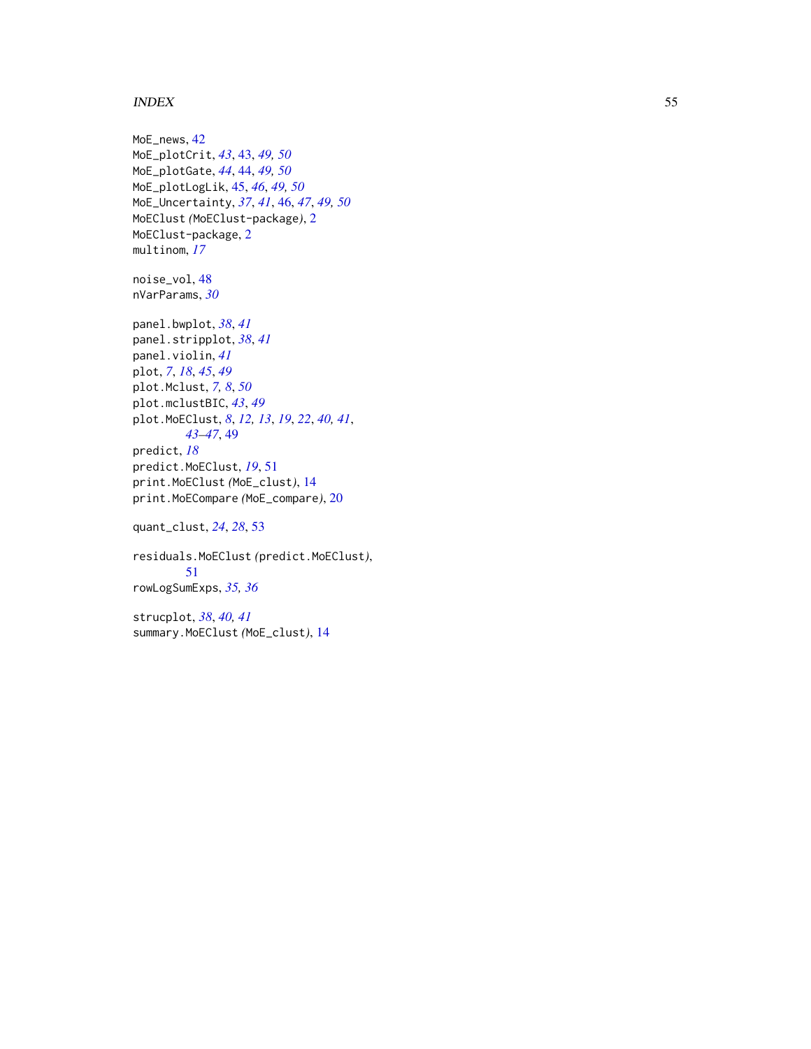MoE_news, 42
MoE_plotCrit, *43*, 43, *49, 50*
MoE_plotGate, *44*, 44, *49, 50*
MoE_plotLogLik, 45, *46*, *49, 50*
MoE_Uncertainty, *37*, *41*, 46, *47*, *49, 50*
MoEClust *(*MoEClust-package*)*, 2
MoEClust-package, 2
multinom, *17*

noise_vol, 48
nVarParams, *30*

panel.bwplot, *38*, *41*
panel.stripplot, *38*, *41*
panel.violin, *41*
plot, *7*, *18*, *45*, *49*
plot.Mclust, *7, 8*, *50*
plot.mclustBIC, *43*, *49*
plot.MoEClust, *8*, *12, 13*, *19*, *22*, *40, 41*, *43–47*, 49
predict, *18*
predict.MoEClust, *19*, 51
print.MoEClust *(*MoE_clust*)*, 14
print.MoECompare *(*MoE_compare*)*, 20

quant_clust, *24*, *28*, 53

residuals.MoEClust *(*predict.MoEClust*)*, 51
rowLogSumExps, *35, 36*

strucplot, *38*, *40, 41*
summary.MoEClust *(*MoE_clust*)*, 14